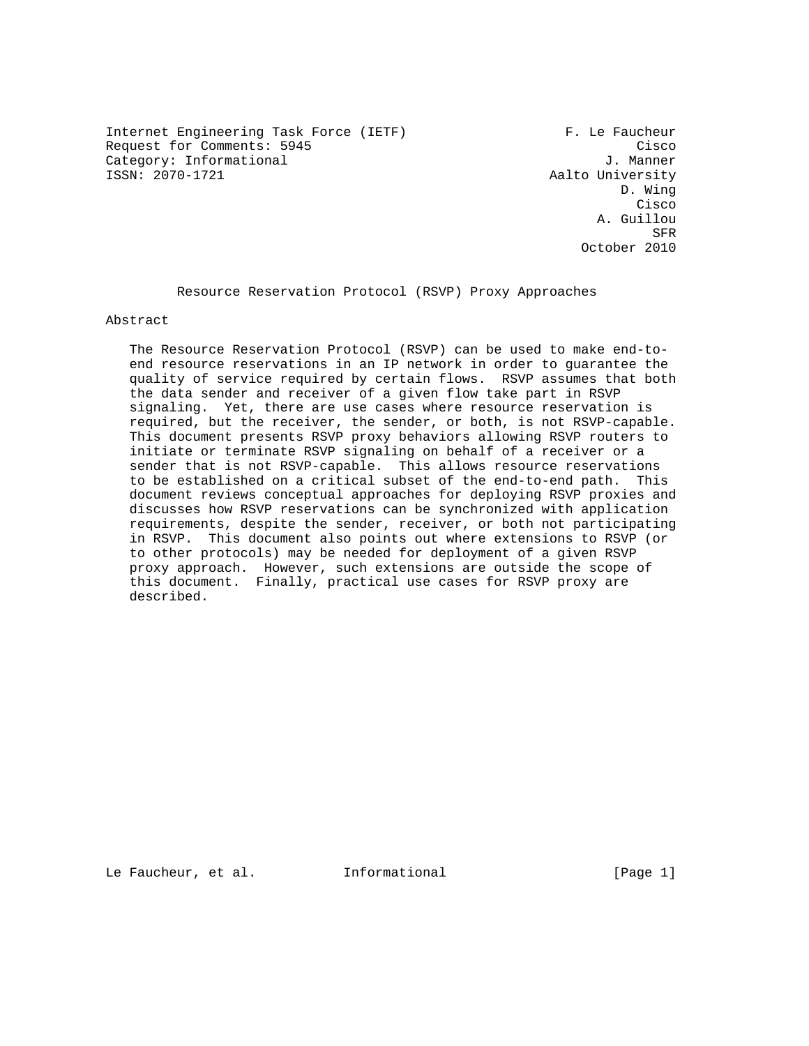Internet Engineering Task Force (IETF) F. Le Faucheur
Request for Comments: 5945 Cisco
Category: Informational J. Manner
ISSN: 2070-1721 Aalto University
D. Wing
Cisco
A. Guillou
SFR
October 2010

# Resource Reservation Protocol (RSVP) Proxy Approaches

## Abstract

The Resource Reservation Protocol (RSVP) can be used to make end-to-end resource reservations in an IP network in order to guarantee the quality of service required by certain flows. RSVP assumes that both the data sender and receiver of a given flow take part in RSVP signaling. Yet, there are use cases where resource reservation is required, but the receiver, the sender, or both, is not RSVP-capable. This document presents RSVP proxy behaviors allowing RSVP routers to initiate or terminate RSVP signaling on behalf of a receiver or a sender that is not RSVP-capable. This allows resource reservations to be established on a critical subset of the end-to-end path. This document reviews conceptual approaches for deploying RSVP proxies and discusses how RSVP reservations can be synchronized with application requirements, despite the sender, receiver, or both not participating in RSVP. This document also points out where extensions to RSVP (or to other protocols) may be needed for deployment of a given RSVP proxy approach. However, such extensions are outside the scope of this document. Finally, practical use cases for RSVP proxy are described.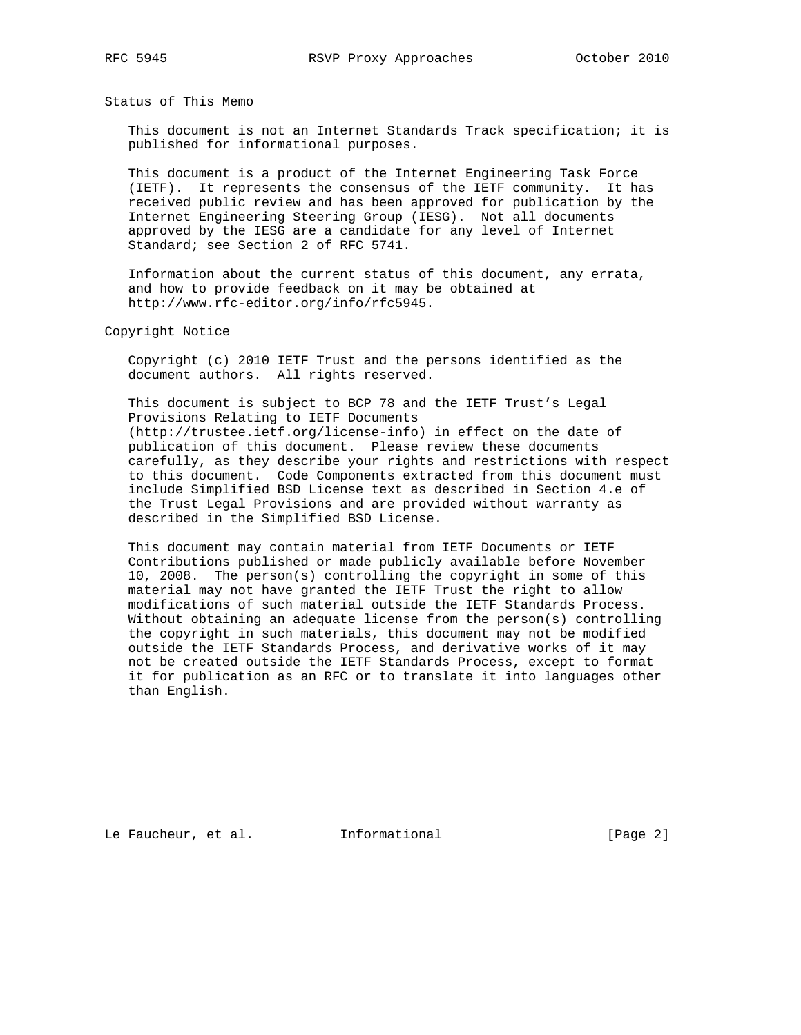## Status of This Memo

This document is not an Internet Standards Track specification; it is published for informational purposes.

This document is a product of the Internet Engineering Task Force (IETF). It represents the consensus of the IETF community. It has received public review and has been approved for publication by the Internet Engineering Steering Group (IESG). Not all documents approved by the IESG are a candidate for any level of Internet Standard; see Section 2 of RFC 5741.

Information about the current status of this document, any errata, and how to provide feedback on it may be obtained at http://www.rfc-editor.org/info/rfc5945.

## Copyright Notice

Copyright (c) 2010 IETF Trust and the persons identified as the document authors. All rights reserved.

This document is subject to BCP 78 and the IETF Trust's Legal Provisions Relating to IETF Documents (http://trustee.ietf.org/license-info) in effect on the date of publication of this document. Please review these documents carefully, as they describe your rights and restrictions with respect to this document. Code Components extracted from this document must include Simplified BSD License text as described in Section 4.e of the Trust Legal Provisions and are provided without warranty as described in the Simplified BSD License.

This document may contain material from IETF Documents or IETF Contributions published or made publicly available before November 10, 2008. The person(s) controlling the copyright in some of this material may not have granted the IETF Trust the right to allow modifications of such material outside the IETF Standards Process. Without obtaining an adequate license from the person(s) controlling the copyright in such materials, this document may not be modified outside the IETF Standards Process, and derivative works of it may not be created outside the IETF Standards Process, except to format it for publication as an RFC or to translate it into languages other than English.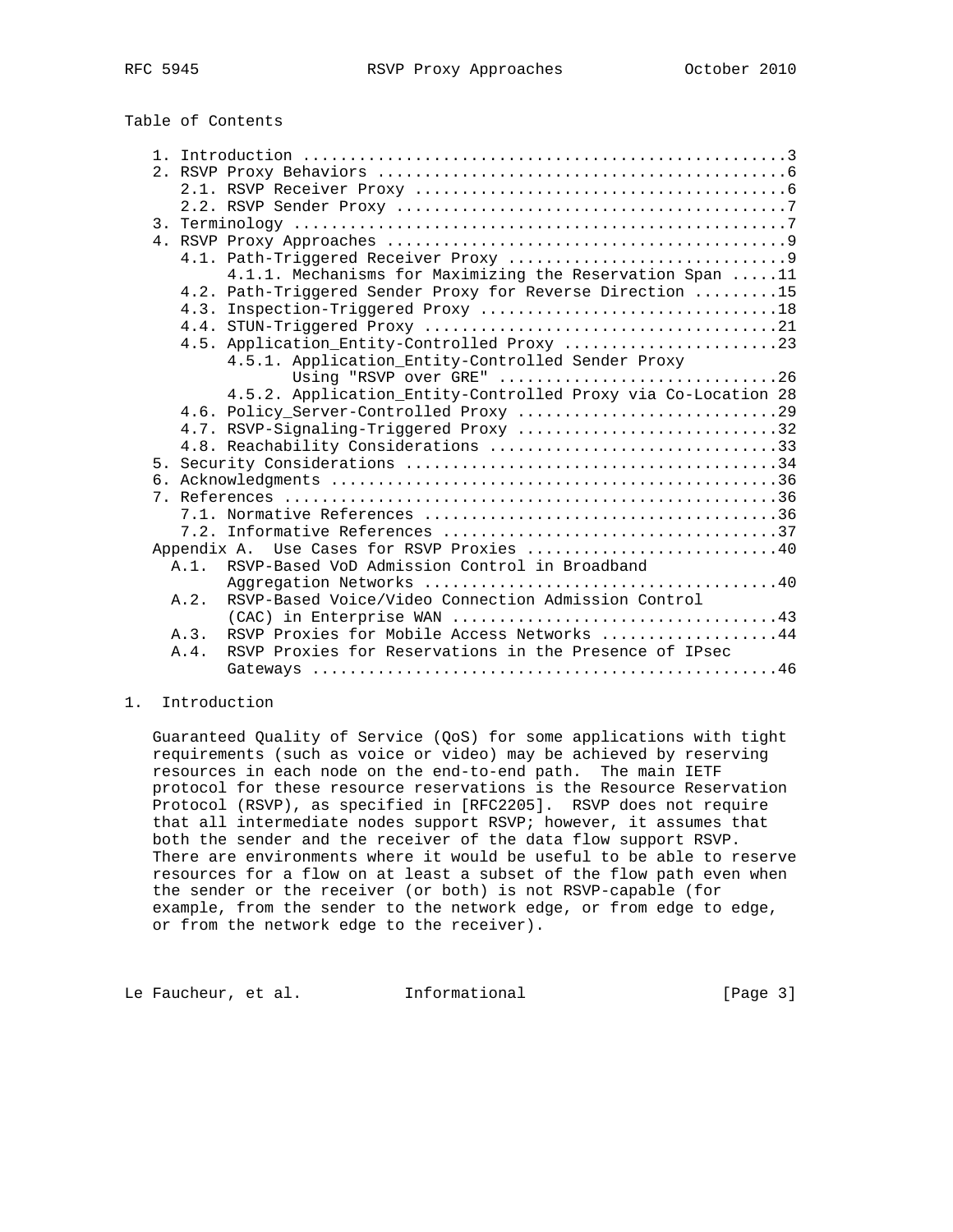Table of Contents

```
   1. Introduction ....................................................3
   2. RSVP Proxy Behaviors ............................................6
      2.1. RSVP Receiver Proxy ........................................6
      2.2. RSVP Sender Proxy ..........................................7
   3. Terminology .....................................................7
   4. RSVP Proxy Approaches ...........................................9
      4.1. Path-Triggered Receiver Proxy ..............................9
           4.1.1. Mechanisms for Maximizing the Reservation Span .....11
      4.2. Path-Triggered Sender Proxy for Reverse Direction .........15
      4.3. Inspection-Triggered Proxy ................................18
      4.4. STUN-Triggered Proxy ......................................21
      4.5. Application_Entity-Controlled Proxy .......................23
           4.5.1. Application_Entity-Controlled Sender Proxy
                  Using "RSVP over GRE" ..............................26
           4.5.2. Application_Entity-Controlled Proxy via Co-Location 28
      4.6. Policy_Server-Controlled Proxy ............................29
      4.7. RSVP-Signaling-Triggered Proxy ............................32
      4.8. Reachability Considerations ...............................33
   5. Security Considerations ........................................34
   6. Acknowledgments ................................................36
   7. References .....................................................36
      7.1. Normative References ......................................36
      7.2. Informative References ....................................37
   Appendix A.  Use Cases for RSVP Proxies ...........................40
     A.1.  RSVP-Based VoD Admission Control in Broadband
           Aggregation Networks ......................................40
     A.2.  RSVP-Based Voice/Video Connection Admission Control
           (CAC) in Enterprise WAN ...................................43
     A.3.  RSVP Proxies for Mobile Access Networks ...................44
     A.4.  RSVP Proxies for Reservations in the Presence of IPsec
           Gateways ..................................................46
```

## 1. Introduction

Guaranteed Quality of Service (QoS) for some applications with tight requirements (such as voice or video) may be achieved by reserving resources in each node on the end-to-end path. The main IETF protocol for these resource reservations is the Resource Reservation Protocol (RSVP), as specified in [RFC2205]. RSVP does not require that all intermediate nodes support RSVP; however, it assumes that both the sender and the receiver of the data flow support RSVP. There are environments where it would be useful to be able to reserve resources for a flow on at least a subset of the flow path even when the sender or the receiver (or both) is not RSVP-capable (for example, from the sender to the network edge, or from edge to edge, or from the network edge to the receiver).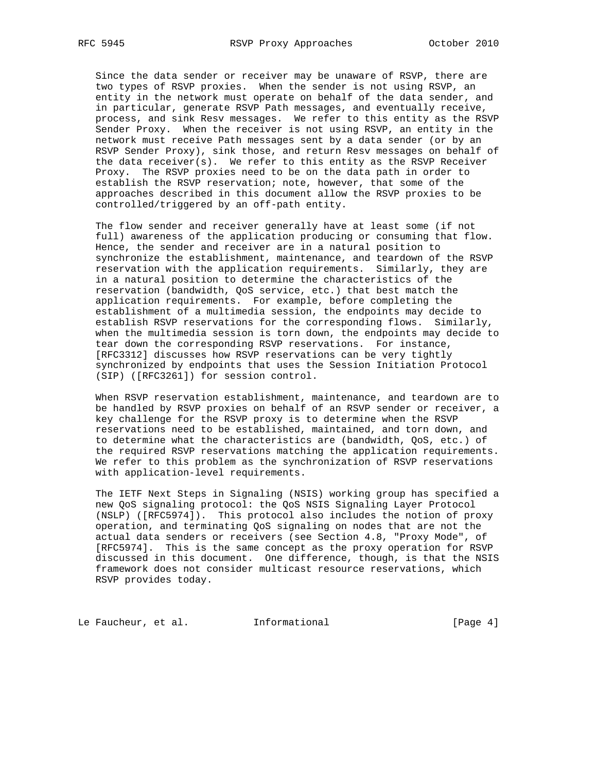Since the data sender or receiver may be unaware of RSVP, there are two types of RSVP proxies. When the sender is not using RSVP, an entity in the network must operate on behalf of the data sender, and in particular, generate RSVP Path messages, and eventually receive, process, and sink Resv messages. We refer to this entity as the RSVP Sender Proxy. When the receiver is not using RSVP, an entity in the network must receive Path messages sent by a data sender (or by an RSVP Sender Proxy), sink those, and return Resv messages on behalf of the data receiver(s). We refer to this entity as the RSVP Receiver Proxy. The RSVP proxies need to be on the data path in order to establish the RSVP reservation; note, however, that some of the approaches described in this document allow the RSVP proxies to be controlled/triggered by an off-path entity.

The flow sender and receiver generally have at least some (if not full) awareness of the application producing or consuming that flow. Hence, the sender and receiver are in a natural position to synchronize the establishment, maintenance, and teardown of the RSVP reservation with the application requirements. Similarly, they are in a natural position to determine the characteristics of the reservation (bandwidth, QoS service, etc.) that best match the application requirements. For example, before completing the establishment of a multimedia session, the endpoints may decide to establish RSVP reservations for the corresponding flows. Similarly, when the multimedia session is torn down, the endpoints may decide to tear down the corresponding RSVP reservations. For instance, [RFC3312] discusses how RSVP reservations can be very tightly synchronized by endpoints that uses the Session Initiation Protocol (SIP) ([RFC3261]) for session control.

When RSVP reservation establishment, maintenance, and teardown are to be handled by RSVP proxies on behalf of an RSVP sender or receiver, a key challenge for the RSVP proxy is to determine when the RSVP reservations need to be established, maintained, and torn down, and to determine what the characteristics are (bandwidth, QoS, etc.) of the required RSVP reservations matching the application requirements. We refer to this problem as the synchronization of RSVP reservations with application-level requirements.

The IETF Next Steps in Signaling (NSIS) working group has specified a new QoS signaling protocol: the QoS NSIS Signaling Layer Protocol (NSLP) ([RFC5974]). This protocol also includes the notion of proxy operation, and terminating QoS signaling on nodes that are not the actual data senders or receivers (see Section 4.8, "Proxy Mode", of [RFC5974]. This is the same concept as the proxy operation for RSVP discussed in this document. One difference, though, is that the NSIS framework does not consider multicast resource reservations, which RSVP provides today.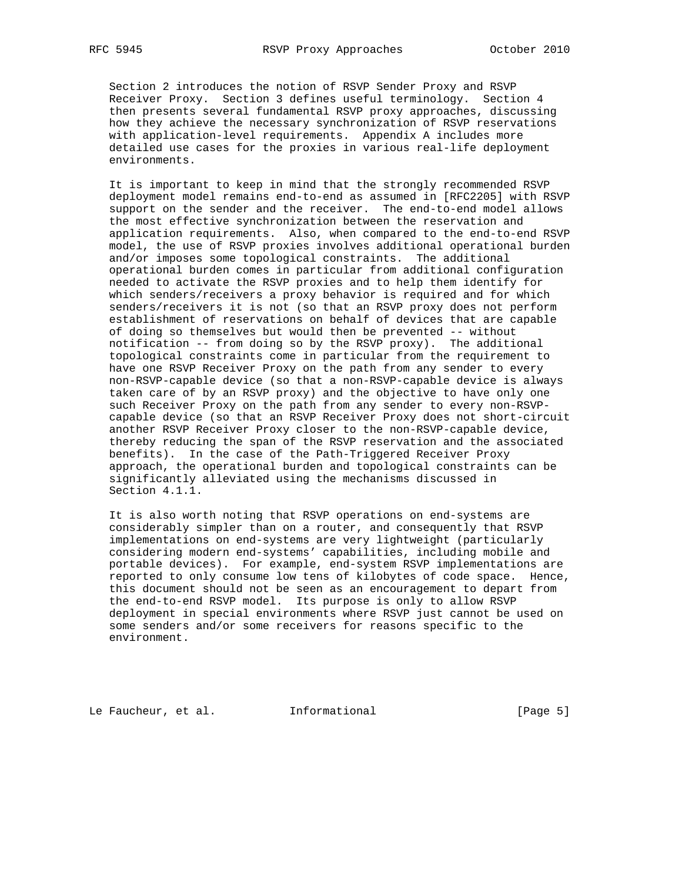Section 2 introduces the notion of RSVP Sender Proxy and RSVP Receiver Proxy. Section 3 defines useful terminology. Section 4 then presents several fundamental RSVP proxy approaches, discussing how they achieve the necessary synchronization of RSVP reservations with application-level requirements. Appendix A includes more detailed use cases for the proxies in various real-life deployment environments.

It is important to keep in mind that the strongly recommended RSVP deployment model remains end-to-end as assumed in [RFC2205] with RSVP support on the sender and the receiver. The end-to-end model allows the most effective synchronization between the reservation and application requirements. Also, when compared to the end-to-end RSVP model, the use of RSVP proxies involves additional operational burden and/or imposes some topological constraints. The additional operational burden comes in particular from additional configuration needed to activate the RSVP proxies and to help them identify for which senders/receivers a proxy behavior is required and for which senders/receivers it is not (so that an RSVP proxy does not perform establishment of reservations on behalf of devices that are capable of doing so themselves but would then be prevented -- without notification -- from doing so by the RSVP proxy). The additional topological constraints come in particular from the requirement to have one RSVP Receiver Proxy on the path from any sender to every non-RSVP-capable device (so that a non-RSVP-capable device is always taken care of by an RSVP proxy) and the objective to have only one such Receiver Proxy on the path from any sender to every non-RSVP-capable device (so that an RSVP Receiver Proxy does not short-circuit another RSVP Receiver Proxy closer to the non-RSVP-capable device, thereby reducing the span of the RSVP reservation and the associated benefits). In the case of the Path-Triggered Receiver Proxy approach, the operational burden and topological constraints can be significantly alleviated using the mechanisms discussed in Section 4.1.1.

It is also worth noting that RSVP operations on end-systems are considerably simpler than on a router, and consequently that RSVP implementations on end-systems are very lightweight (particularly considering modern end-systems' capabilities, including mobile and portable devices). For example, end-system RSVP implementations are reported to only consume low tens of kilobytes of code space. Hence, this document should not be seen as an encouragement to depart from the end-to-end RSVP model. Its purpose is only to allow RSVP deployment in special environments where RSVP just cannot be used on some senders and/or some receivers for reasons specific to the environment.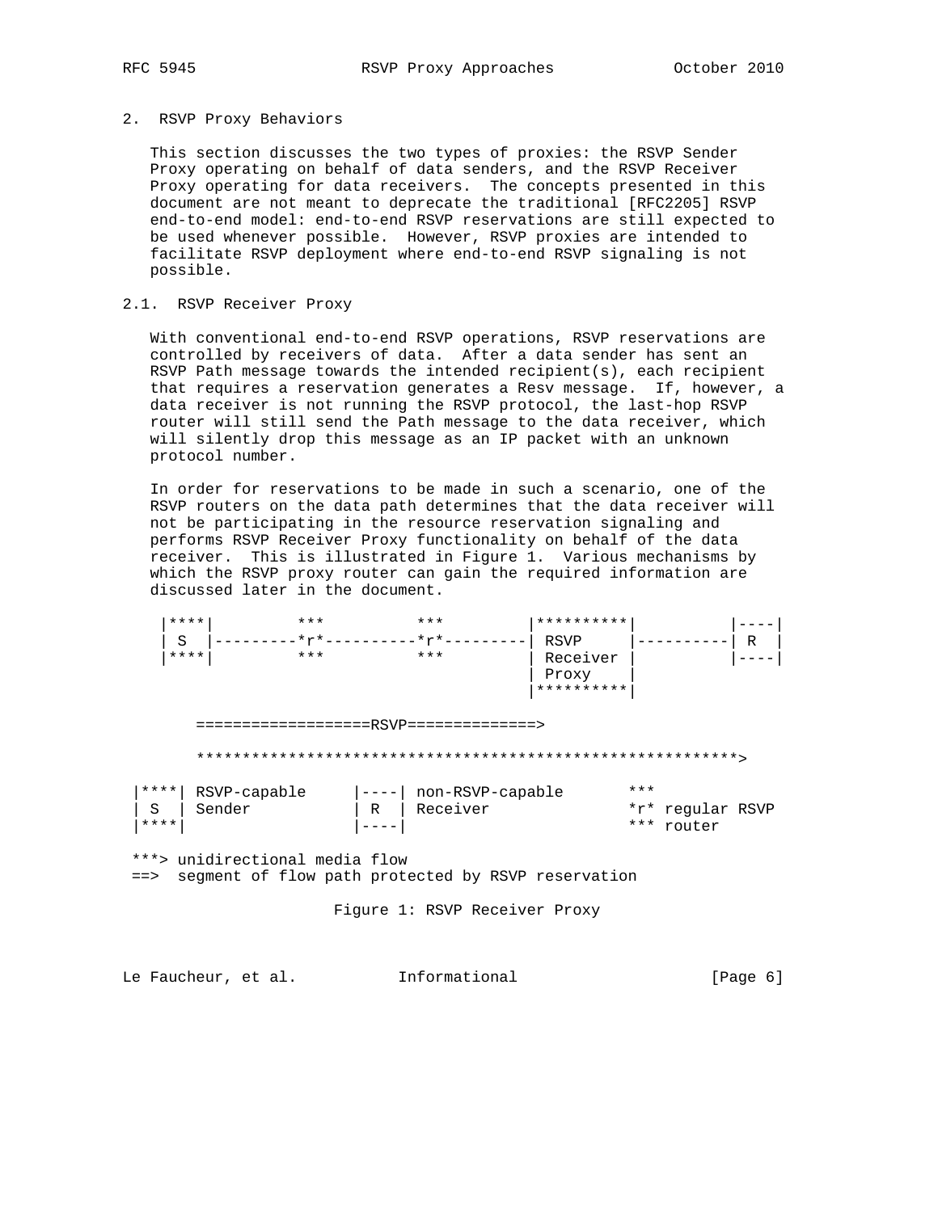## 2. RSVP Proxy Behaviors

This section discusses the two types of proxies: the RSVP Sender Proxy operating on behalf of data senders, and the RSVP Receiver Proxy operating for data receivers. The concepts presented in this document are not meant to deprecate the traditional [RFC2205] RSVP end-to-end model: end-to-end RSVP reservations are still expected to be used whenever possible. However, RSVP proxies are intended to facilitate RSVP deployment where end-to-end RSVP signaling is not possible.

### 2.1. RSVP Receiver Proxy

With conventional end-to-end RSVP operations, RSVP reservations are controlled by receivers of data. After a data sender has sent an RSVP Path message towards the intended recipient(s), each recipient that requires a reservation generates a Resv message. If, however, a data receiver is not running the RSVP protocol, the last-hop RSVP router will still send the Path message to the data receiver, which will silently drop this message as an IP packet with an unknown protocol number.

In order for reservations to be made in such a scenario, one of the RSVP routers on the data path determines that the data receiver will not be participating in the resource reservation signaling and performs RSVP Receiver Proxy functionality on behalf of the data receiver. This is illustrated in Figure 1. Various mechanisms by which the RSVP proxy router can gain the required information are discussed later in the document.

```
 |****|         ***          ***         |**********|          |----|
 | S  |---------*r*----------*r*---------| RSVP     |----------| R  |
 |****|         ***          ***         | Receiver |          |----|
                                         | Proxy    |
                                         |**********|

     ==================RSVP==============>

     ************************************************************>

|****| RSVP-capable     |----| non-RSVP-capable       ***
| S  | Sender           | R  | Receiver               *r* regular RSVP
|****|                  |----|                        *** router

***> unidirectional media flow
==>  segment of flow path protected by RSVP reservation
```

Figure 1: RSVP Receiver Proxy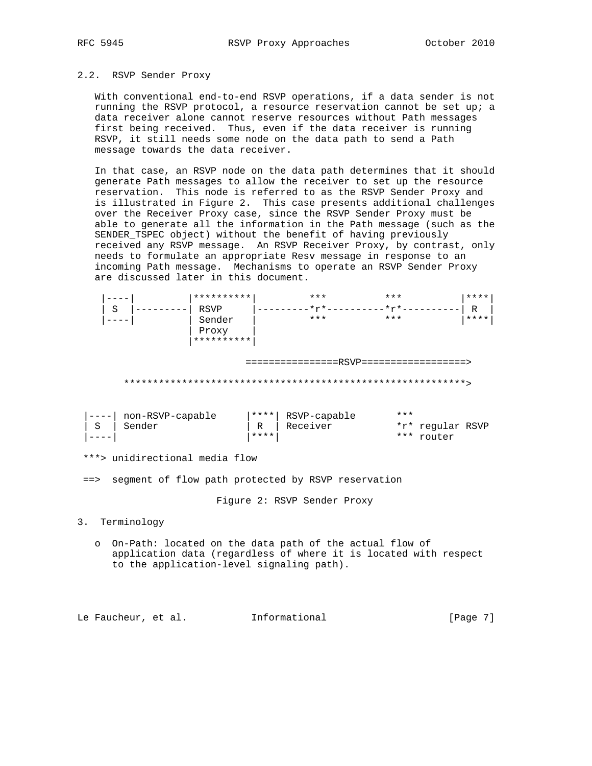## 2.2. RSVP Sender Proxy

With conventional end-to-end RSVP operations, if a data sender is not running the RSVP protocol, a resource reservation cannot be set up; a data receiver alone cannot reserve resources without Path messages first being received. Thus, even if the data receiver is running RSVP, it still needs some node on the data path to send a Path message towards the data receiver.

In that case, an RSVP node on the data path determines that it should generate Path messages to allow the receiver to set up the resource reservation. This node is referred to as the RSVP Sender Proxy and is illustrated in Figure 2. This case presents additional challenges over the Receiver Proxy case, since the RSVP Sender Proxy must be able to generate all the information in the Path message (such as the SENDER_TSPEC object) without the benefit of having previously received any RSVP message. An RSVP Receiver Proxy, by contrast, only needs to formulate an appropriate Resv message in response to an incoming Path message. Mechanisms to operate an RSVP Sender Proxy are discussed later in this document.

```
 |----|          |**********|         ***          ***          |****|
 | S  |----------| RSVP     |---------*r*----------*r*----------| R  |
 |----|          | Sender   |         ***          ***          |****|
                 | Proxy    |
                 |**********|

                              ================RSVP=================>

      ************************************************************>


 |----| non-RSVP-capable     |****| RSVP-capable        ***
 | S  | Sender               | R  | Receiver            *r* regular RSVP
 |----|                      |****|                     *** router

 ***> unidirectional media flow

 ==>  segment of flow path protected by RSVP reservation
```

Figure 2: RSVP Sender Proxy

## 3. Terminology

- On-Path: located on the data path of the actual flow of application data (regardless of where it is located with respect to the application-level signaling path).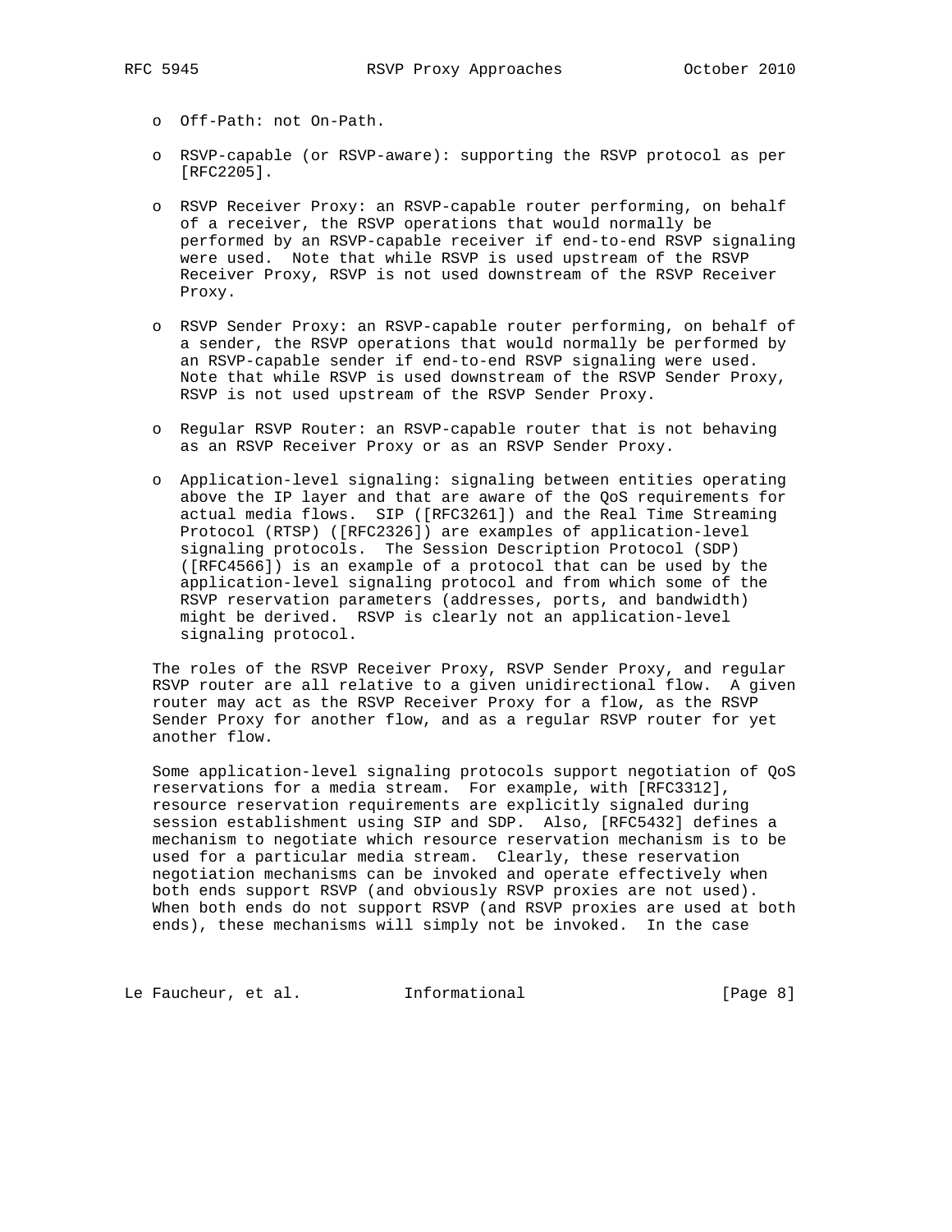- Off-Path: not On-Path.

- RSVP-capable (or RSVP-aware): supporting the RSVP protocol as per [RFC2205].

- RSVP Receiver Proxy: an RSVP-capable router performing, on behalf of a receiver, the RSVP operations that would normally be performed by an RSVP-capable receiver if end-to-end RSVP signaling were used. Note that while RSVP is used upstream of the RSVP Receiver Proxy, RSVP is not used downstream of the RSVP Receiver Proxy.

- RSVP Sender Proxy: an RSVP-capable router performing, on behalf of a sender, the RSVP operations that would normally be performed by an RSVP-capable sender if end-to-end RSVP signaling were used. Note that while RSVP is used downstream of the RSVP Sender Proxy, RSVP is not used upstream of the RSVP Sender Proxy.

- Regular RSVP Router: an RSVP-capable router that is not behaving as an RSVP Receiver Proxy or as an RSVP Sender Proxy.

- Application-level signaling: signaling between entities operating above the IP layer and that are aware of the QoS requirements for actual media flows. SIP ([RFC3261]) and the Real Time Streaming Protocol (RTSP) ([RFC2326]) are examples of application-level signaling protocols. The Session Description Protocol (SDP) ([RFC4566]) is an example of a protocol that can be used by the application-level signaling protocol and from which some of the RSVP reservation parameters (addresses, ports, and bandwidth) might be derived. RSVP is clearly not an application-level signaling protocol.

The roles of the RSVP Receiver Proxy, RSVP Sender Proxy, and regular RSVP router are all relative to a given unidirectional flow. A given router may act as the RSVP Receiver Proxy for a flow, as the RSVP Sender Proxy for another flow, and as a regular RSVP router for yet another flow.

Some application-level signaling protocols support negotiation of QoS reservations for a media stream. For example, with [RFC3312], resource reservation requirements are explicitly signaled during session establishment using SIP and SDP. Also, [RFC5432] defines a mechanism to negotiate which resource reservation mechanism is to be used for a particular media stream. Clearly, these reservation negotiation mechanisms can be invoked and operate effectively when both ends support RSVP (and obviously RSVP proxies are not used). When both ends do not support RSVP (and RSVP proxies are used at both ends), these mechanisms will simply not be invoked. In the case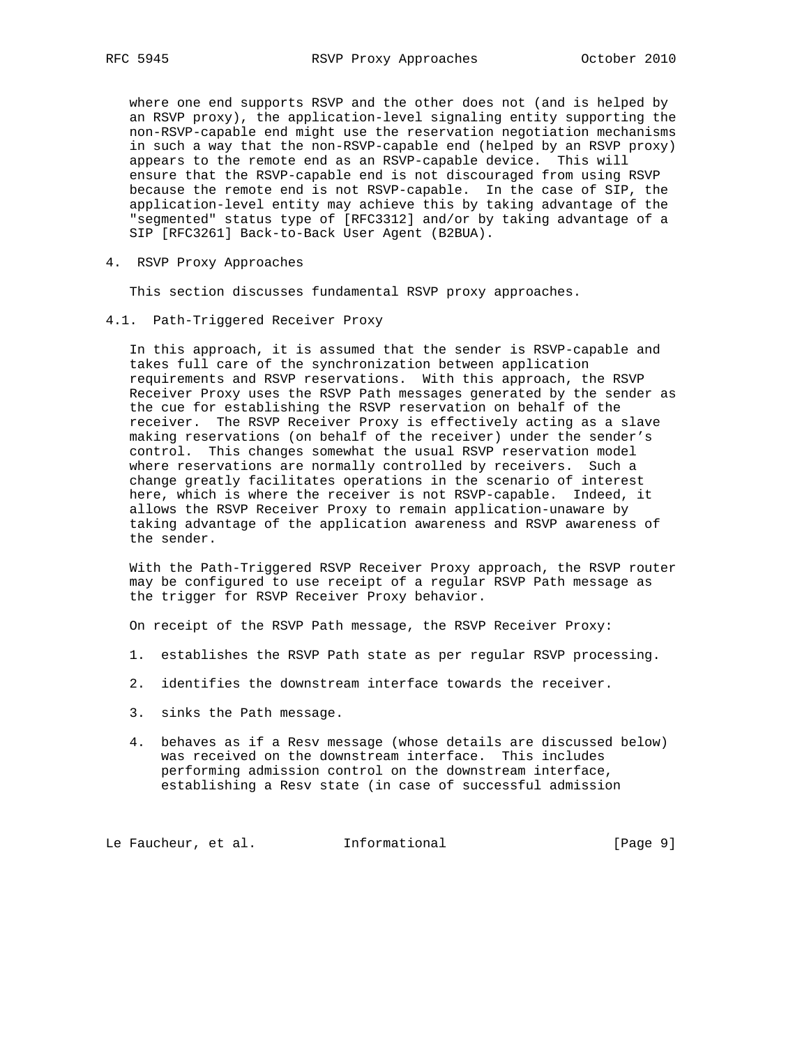where one end supports RSVP and the other does not (and is helped by an RSVP proxy), the application-level signaling entity supporting the non-RSVP-capable end might use the reservation negotiation mechanisms in such a way that the non-RSVP-capable end (helped by an RSVP proxy) appears to the remote end as an RSVP-capable device. This will ensure that the RSVP-capable end is not discouraged from using RSVP because the remote end is not RSVP-capable. In the case of SIP, the application-level entity may achieve this by taking advantage of the "segmented" status type of [RFC3312] and/or by taking advantage of a SIP [RFC3261] Back-to-Back User Agent (B2BUA).

## 4. RSVP Proxy Approaches

This section discusses fundamental RSVP proxy approaches.

### 4.1. Path-Triggered Receiver Proxy

In this approach, it is assumed that the sender is RSVP-capable and takes full care of the synchronization between application requirements and RSVP reservations. With this approach, the RSVP Receiver Proxy uses the RSVP Path messages generated by the sender as the cue for establishing the RSVP reservation on behalf of the receiver. The RSVP Receiver Proxy is effectively acting as a slave making reservations (on behalf of the receiver) under the sender's control. This changes somewhat the usual RSVP reservation model where reservations are normally controlled by receivers. Such a change greatly facilitates operations in the scenario of interest here, which is where the receiver is not RSVP-capable. Indeed, it allows the RSVP Receiver Proxy to remain application-unaware by taking advantage of the application awareness and RSVP awareness of the sender.

With the Path-Triggered RSVP Receiver Proxy approach, the RSVP router may be configured to use receipt of a regular RSVP Path message as the trigger for RSVP Receiver Proxy behavior.

On receipt of the RSVP Path message, the RSVP Receiver Proxy:

1. establishes the RSVP Path state as per regular RSVP processing.

2. identifies the downstream interface towards the receiver.

3. sinks the Path message.

4. behaves as if a Resv message (whose details are discussed below) was received on the downstream interface. This includes performing admission control on the downstream interface, establishing a Resv state (in case of successful admission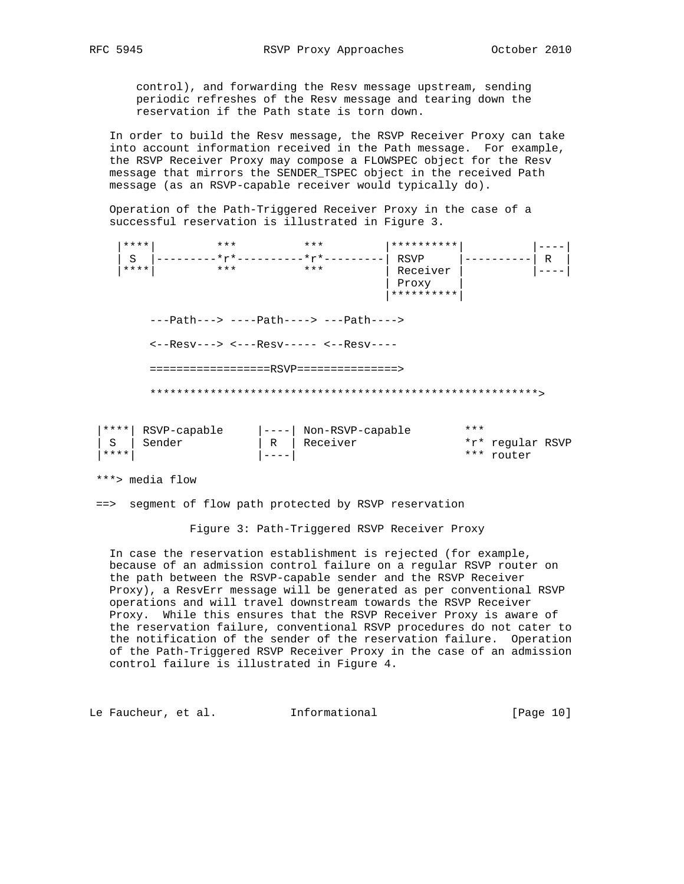control), and forwarding the Resv message upstream, sending periodic refreshes of the Resv message and tearing down the reservation if the Path state is torn down.

In order to build the Resv message, the RSVP Receiver Proxy can take into account information received in the Path message. For example, the RSVP Receiver Proxy may compose a FLOWSPEC object for the Resv message that mirrors the SENDER_TSPEC object in the received Path message (as an RSVP-capable receiver would typically do).

Operation of the Path-Triggered Receiver Proxy in the case of a successful reservation is illustrated in Figure 3.

```
 |****|         ***          ***         |**********|          |----|
 | S  |---------*r*----------*r*---------| RSVP     |----------| R  |
 |****|         ***          ***         | Receiver |          |----|
                                         | Proxy    |
                                         |**********|

       ---Path---> ----Path----> ---Path---->

       <--Resv---> <---Resv----- <--Resv----

       ==================RSVP===============>

       ************************************************************>


|****| RSVP-capable     |----| Non-RSVP-capable        ***
| S  | Sender           | R  | Receiver               *r* regular RSVP
|****|                  |----|                        *** router

***> media flow

==>  segment of flow path protected by RSVP reservation
```

Figure 3: Path-Triggered RSVP Receiver Proxy

In case the reservation establishment is rejected (for example, because of an admission control failure on a regular RSVP router on the path between the RSVP-capable sender and the RSVP Receiver Proxy), a ResvErr message will be generated as per conventional RSVP operations and will travel downstream towards the RSVP Receiver Proxy. While this ensures that the RSVP Receiver Proxy is aware of the reservation failure, conventional RSVP procedures do not cater to the notification of the sender of the reservation failure. Operation of the Path-Triggered RSVP Receiver Proxy in the case of an admission control failure is illustrated in Figure 4.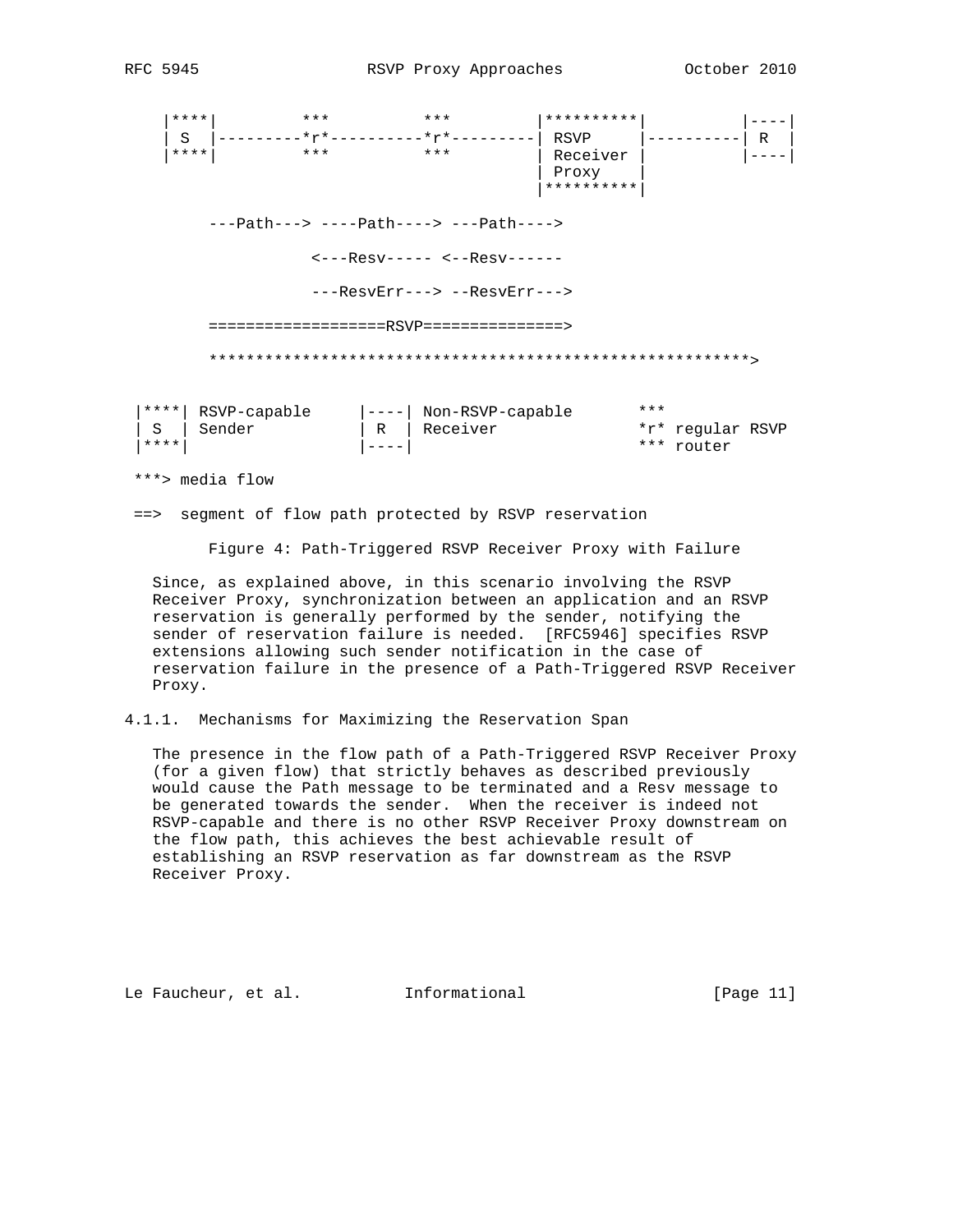```
    |****|          ***           ***          |**********|           |----|
    | S  |---------*r*----------*r*---------| RSVP     |----------| R  |
    |****|          ***           ***          | Receiver |           |----|
                                               | Proxy    |
                                               |**********|

         ---Path---> ----Path----> ---Path---->

                   <---Resv----- <--Resv------

                   ---ResvErr---> --ResvErr--->

         ==================RSVP===============>

         ************************************************************>


  |****| RSVP-capable     |----| Non-RSVP-capable       ***
  | S  | Sender           | R  | Receiver               *r* regular RSVP
  |****|                  |----|                        *** router

  ***> media flow

  ==>  segment of flow path protected by RSVP reservation
```

Figure 4: Path-Triggered RSVP Receiver Proxy with Failure

Since, as explained above, in this scenario involving the RSVP Receiver Proxy, synchronization between an application and an RSVP reservation is generally performed by the sender, notifying the sender of reservation failure is needed. [RFC5946] specifies RSVP extensions allowing such sender notification in the case of reservation failure in the presence of a Path-Triggered RSVP Receiver Proxy.

#### 4.1.1. Mechanisms for Maximizing the Reservation Span

The presence in the flow path of a Path-Triggered RSVP Receiver Proxy (for a given flow) that strictly behaves as described previously would cause the Path message to be terminated and a Resv message to be generated towards the sender. When the receiver is indeed not RSVP-capable and there is no other RSVP Receiver Proxy downstream on the flow path, this achieves the best achievable result of establishing an RSVP reservation as far downstream as the RSVP Receiver Proxy.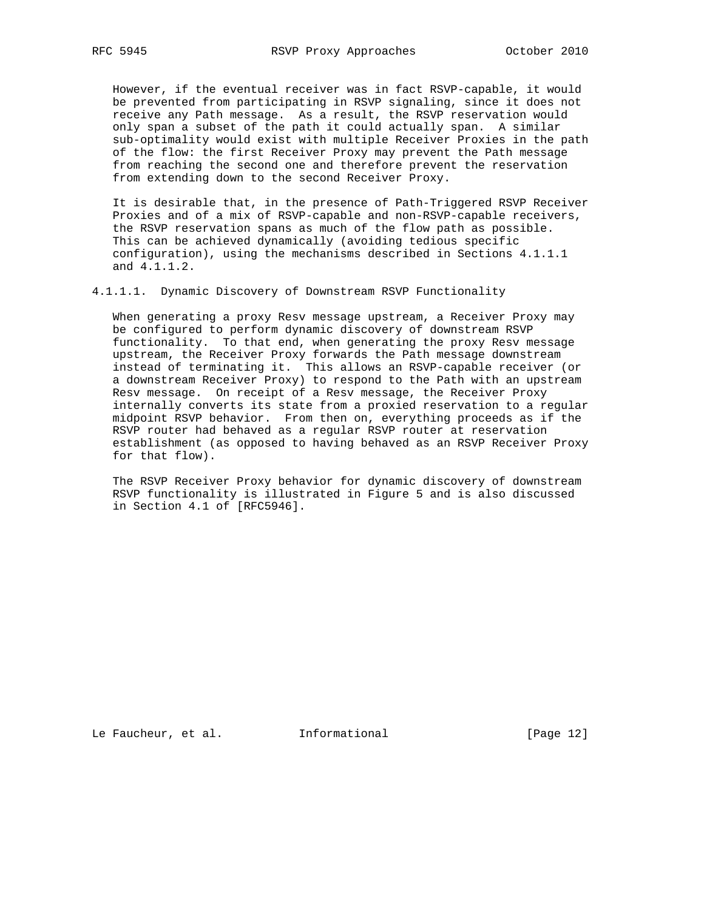However, if the eventual receiver was in fact RSVP-capable, it would be prevented from participating in RSVP signaling, since it does not receive any Path message. As a result, the RSVP reservation would only span a subset of the path it could actually span. A similar sub-optimality would exist with multiple Receiver Proxies in the path of the flow: the first Receiver Proxy may prevent the Path message from reaching the second one and therefore prevent the reservation from extending down to the second Receiver Proxy.

It is desirable that, in the presence of Path-Triggered RSVP Receiver Proxies and of a mix of RSVP-capable and non-RSVP-capable receivers, the RSVP reservation spans as much of the flow path as possible. This can be achieved dynamically (avoiding tedious specific configuration), using the mechanisms described in Sections 4.1.1.1 and 4.1.1.2.

#### 4.1.1.1. Dynamic Discovery of Downstream RSVP Functionality

When generating a proxy Resv message upstream, a Receiver Proxy may be configured to perform dynamic discovery of downstream RSVP functionality. To that end, when generating the proxy Resv message upstream, the Receiver Proxy forwards the Path message downstream instead of terminating it. This allows an RSVP-capable receiver (or a downstream Receiver Proxy) to respond to the Path with an upstream Resv message. On receipt of a Resv message, the Receiver Proxy internally converts its state from a proxied reservation to a regular midpoint RSVP behavior. From then on, everything proceeds as if the RSVP router had behaved as a regular RSVP router at reservation establishment (as opposed to having behaved as an RSVP Receiver Proxy for that flow).

The RSVP Receiver Proxy behavior for dynamic discovery of downstream RSVP functionality is illustrated in Figure 5 and is also discussed in Section 4.1 of [RFC5946].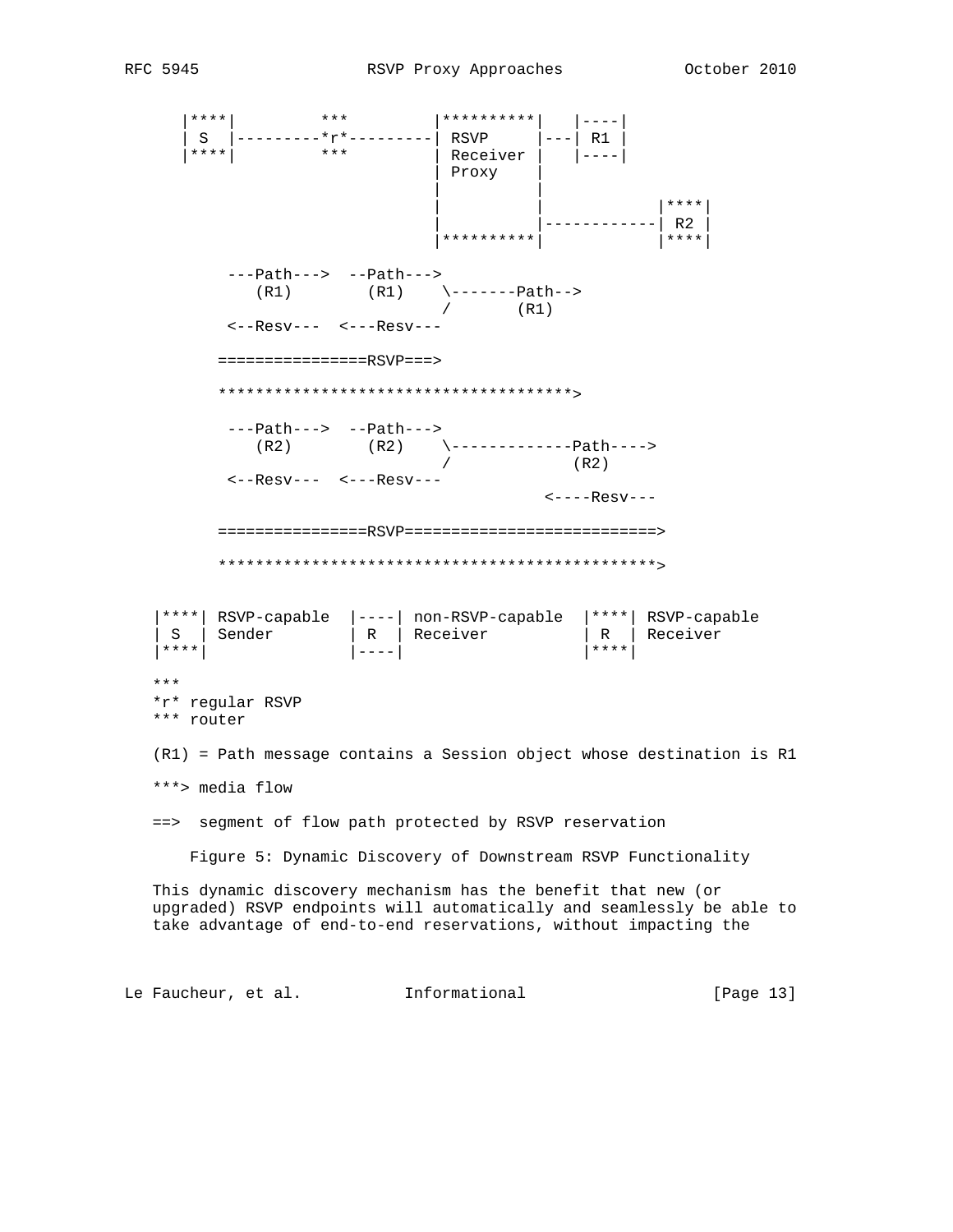```
   |****|         ***          |**********|   |----|
   | S  |---------*r*---------| RSVP     |---| R1 |
   |****|         ***          | Receiver |   |----|
                               | Proxy    |
                               |          |
                               |          |            |****|
                               |          |------------| R2 |
                               |**********|            |****|

        ---Path--->  --Path--->
           (R1)        (R1)    \-------Path-->
                               /       (R1)
        <--Resv---  <---Resv---

       ================RSVP===>

       **************************************>

        ---Path--->  --Path--->
           (R2)        (R2)    \-------------Path---->
                               /             (R2)
        <--Resv---  <---Resv---
                                            <----Resv---

       ================RSVP==========================>

       **********************************************>


   |****| RSVP-capable  |----| non-RSVP-capable  |****| RSVP-capable
   | S  | Sender        | R  | Receiver          | R  | Receiver
   |****|               |----|                   |****|

   ***
   *r* regular RSVP
   *** router

   (R1) = Path message contains a Session object whose destination is R1

   ***> media flow

   ==>  segment of flow path protected by RSVP reservation
```

Figure 5: Dynamic Discovery of Downstream RSVP Functionality

This dynamic discovery mechanism has the benefit that new (or upgraded) RSVP endpoints will automatically and seamlessly be able to take advantage of end-to-end reservations, without impacting the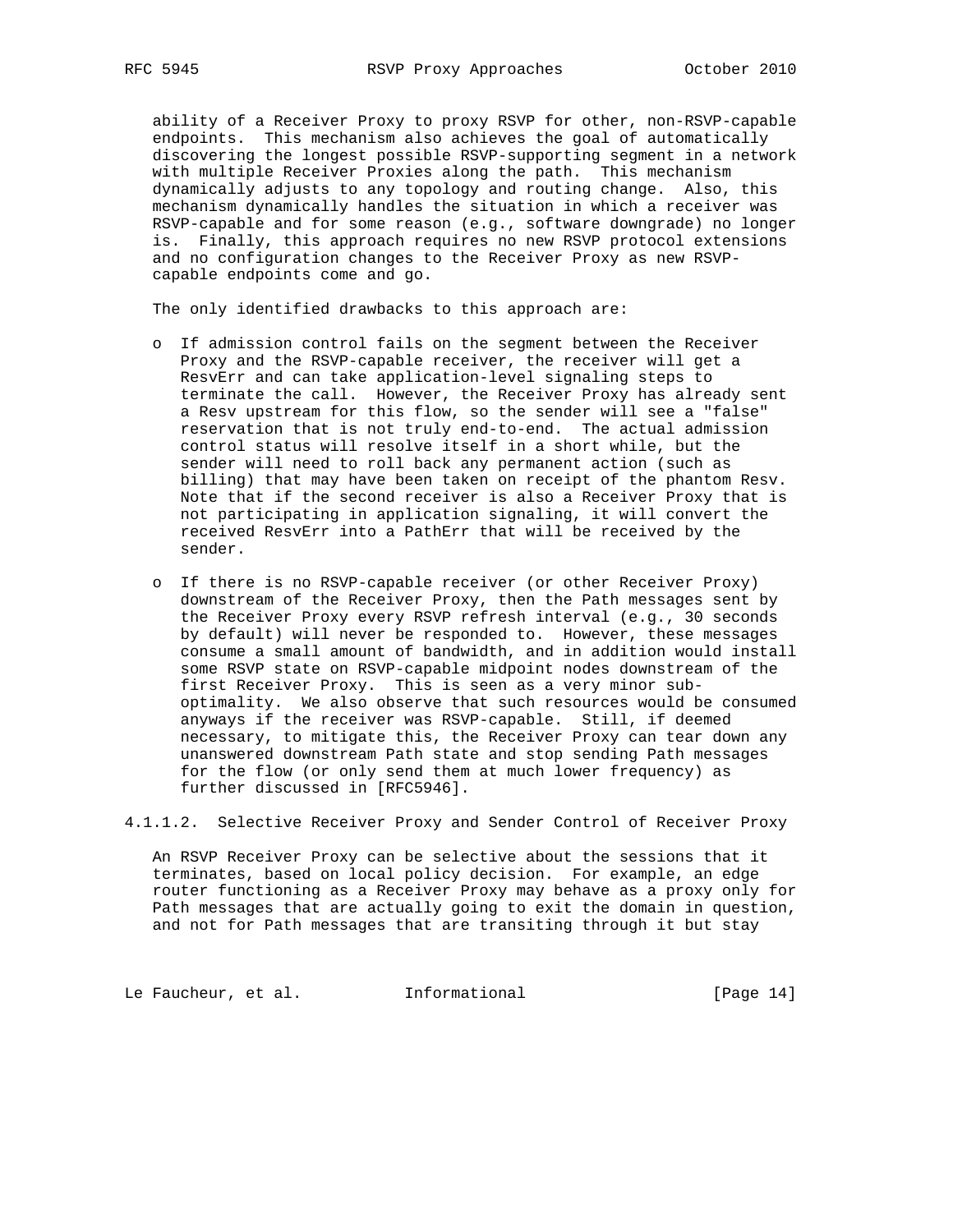ability of a Receiver Proxy to proxy RSVP for other, non-RSVP-capable endpoints. This mechanism also achieves the goal of automatically discovering the longest possible RSVP-supporting segment in a network with multiple Receiver Proxies along the path. This mechanism dynamically adjusts to any topology and routing change. Also, this mechanism dynamically handles the situation in which a receiver was RSVP-capable and for some reason (e.g., software downgrade) no longer is. Finally, this approach requires no new RSVP protocol extensions and no configuration changes to the Receiver Proxy as new RSVP-capable endpoints come and go.

The only identified drawbacks to this approach are:

- If admission control fails on the segment between the Receiver Proxy and the RSVP-capable receiver, the receiver will get a ResvErr and can take application-level signaling steps to terminate the call. However, the Receiver Proxy has already sent a Resv upstream for this flow, so the sender will see a "false" reservation that is not truly end-to-end. The actual admission control status will resolve itself in a short while, but the sender will need to roll back any permanent action (such as billing) that may have been taken on receipt of the phantom Resv. Note that if the second receiver is also a Receiver Proxy that is not participating in application signaling, it will convert the received ResvErr into a PathErr that will be received by the sender.

- If there is no RSVP-capable receiver (or other Receiver Proxy) downstream of the Receiver Proxy, then the Path messages sent by the Receiver Proxy every RSVP refresh interval (e.g., 30 seconds by default) will never be responded to. However, these messages consume a small amount of bandwidth, and in addition would install some RSVP state on RSVP-capable midpoint nodes downstream of the first Receiver Proxy. This is seen as a very minor sub-optimality. We also observe that such resources would be consumed anyways if the receiver was RSVP-capable. Still, if deemed necessary, to mitigate this, the Receiver Proxy can tear down any unanswered downstream Path state and stop sending Path messages for the flow (or only send them at much lower frequency) as further discussed in [RFC5946].

#### 4.1.1.2. Selective Receiver Proxy and Sender Control of Receiver Proxy

An RSVP Receiver Proxy can be selective about the sessions that it terminates, based on local policy decision. For example, an edge router functioning as a Receiver Proxy may behave as a proxy only for Path messages that are actually going to exit the domain in question, and not for Path messages that are transiting through it but stay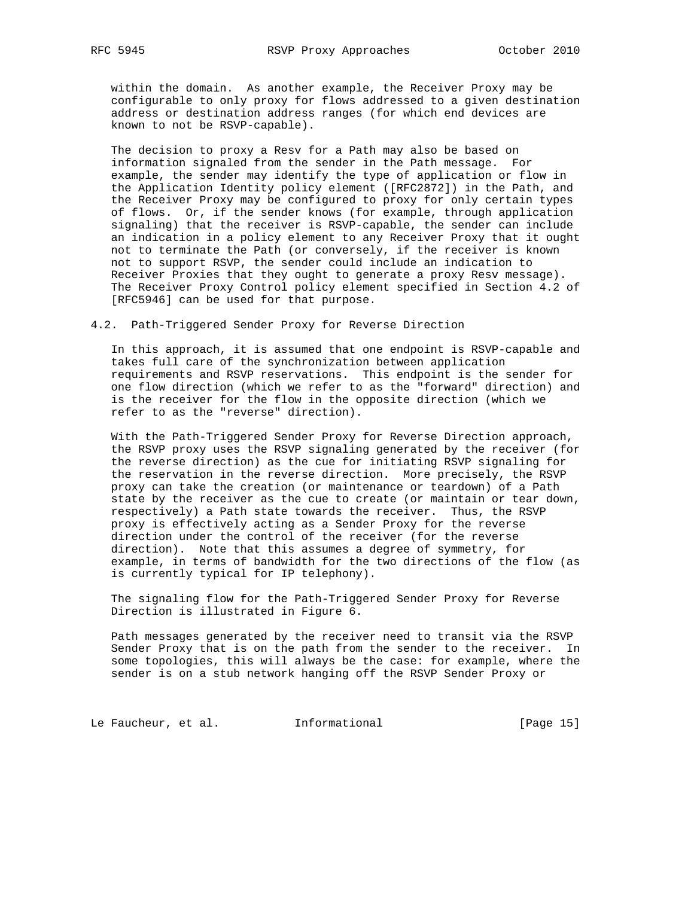within the domain. As another example, the Receiver Proxy may be configurable to only proxy for flows addressed to a given destination address or destination address ranges (for which end devices are known to not be RSVP-capable).

The decision to proxy a Resv for a Path may also be based on information signaled from the sender in the Path message. For example, the sender may identify the type of application or flow in the Application Identity policy element ([RFC2872]) in the Path, and the Receiver Proxy may be configured to proxy for only certain types of flows. Or, if the sender knows (for example, through application signaling) that the receiver is RSVP-capable, the sender can include an indication in a policy element to any Receiver Proxy that it ought not to terminate the Path (or conversely, if the receiver is known not to support RSVP, the sender could include an indication to Receiver Proxies that they ought to generate a proxy Resv message). The Receiver Proxy Control policy element specified in Section 4.2 of [RFC5946] can be used for that purpose.

## 4.2. Path-Triggered Sender Proxy for Reverse Direction

In this approach, it is assumed that one endpoint is RSVP-capable and takes full care of the synchronization between application requirements and RSVP reservations. This endpoint is the sender for one flow direction (which we refer to as the "forward" direction) and is the receiver for the flow in the opposite direction (which we refer to as the "reverse" direction).

With the Path-Triggered Sender Proxy for Reverse Direction approach, the RSVP proxy uses the RSVP signaling generated by the receiver (for the reverse direction) as the cue for initiating RSVP signaling for the reservation in the reverse direction. More precisely, the RSVP proxy can take the creation (or maintenance or teardown) of a Path state by the receiver as the cue to create (or maintain or tear down, respectively) a Path state towards the receiver. Thus, the RSVP proxy is effectively acting as a Sender Proxy for the reverse direction under the control of the receiver (for the reverse direction). Note that this assumes a degree of symmetry, for example, in terms of bandwidth for the two directions of the flow (as is currently typical for IP telephony).

The signaling flow for the Path-Triggered Sender Proxy for Reverse Direction is illustrated in Figure 6.

Path messages generated by the receiver need to transit via the RSVP Sender Proxy that is on the path from the sender to the receiver. In some topologies, this will always be the case: for example, where the sender is on a stub network hanging off the RSVP Sender Proxy or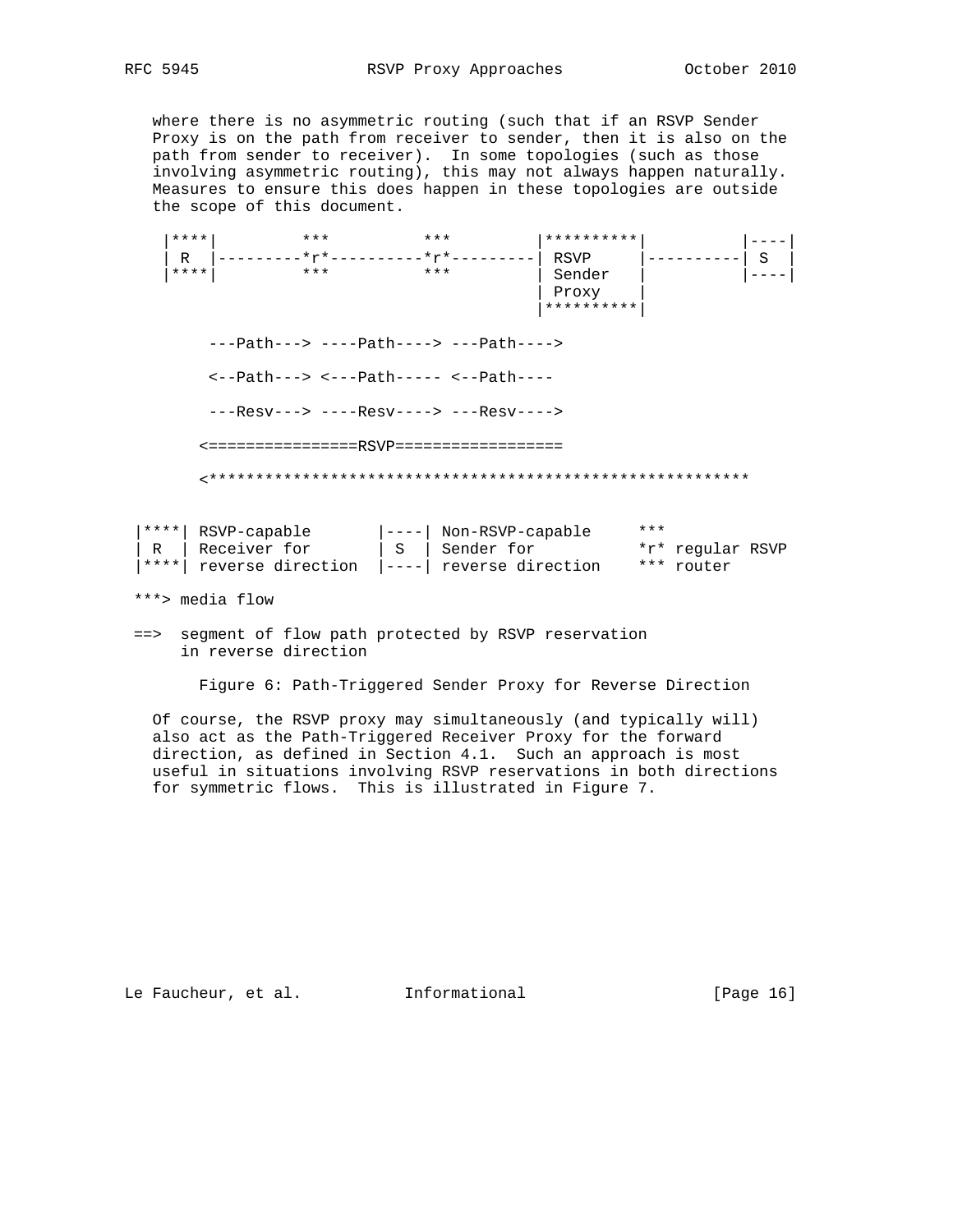where there is no asymmetric routing (such that if an RSVP Sender Proxy is on the path from receiver to sender, then it is also on the path from sender to receiver). In some topologies (such as those involving asymmetric routing), this may not always happen naturally. Measures to ensure this does happen in these topologies are outside the scope of this document.

```
 |****|         ***          ***          |**********|          |----|
 | R  |---------*r*----------*r*----------| RSVP     |----------| S  |
 |****|         ***          ***          | Sender   |          |----|
                                          | Proxy    |
                                          |**********|

      ---Path---> ----Path----> ---Path---->

      <--Path---> <---Path----- <--Path----

      ---Resv---> ----Resv----> ---Resv---->

     <================RSVP==================

     <***********************************************************


|****| RSVP-capable       |----| Non-RSVP-capable     ***
| R  | Receiver for       | S  | Sender for           *r* regular RSVP
|****| reverse direction  |----| reverse direction    *** router

***> media flow

==>  segment of flow path protected by RSVP reservation
     in reverse direction
```

Figure 6: Path-Triggered Sender Proxy for Reverse Direction

Of course, the RSVP proxy may simultaneously (and typically will) also act as the Path-Triggered Receiver Proxy for the forward direction, as defined in Section 4.1. Such an approach is most useful in situations involving RSVP reservations in both directions for symmetric flows. This is illustrated in Figure 7.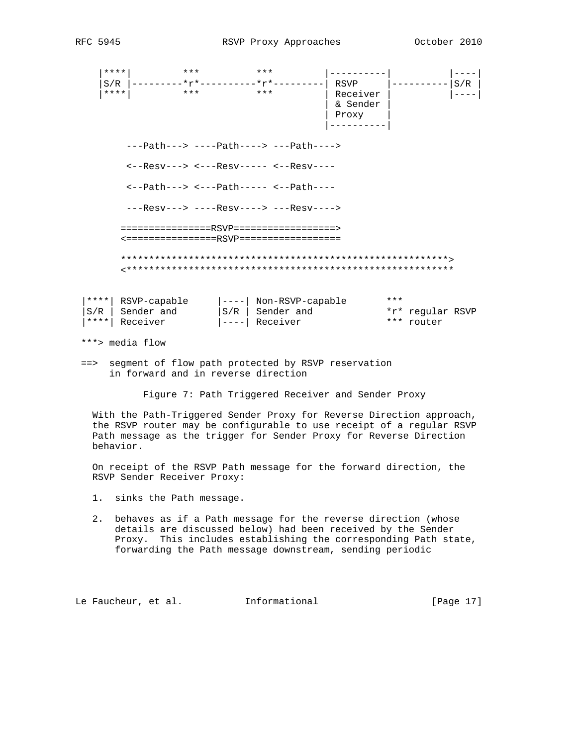```
    |****|         ***          ***         |----------|          |----|
    |S/R |---------*r*----------*r*---------| RSVP     |----------|S/R |
    |****|         ***          ***         | Receiver |          |----|
                                            | & Sender |
                                            | Proxy    |
                                            |----------|

         ---Path---> ----Path----> ---Path---->

         <--Resv---> <---Resv----- <--Resv----

         <--Path---> <---Path----- <--Path----

         ---Resv---> ----Resv----> ---Resv---->

        ================RSVP==================>
        <================RSVP==================

        **********************************************************>
        <**********************************************************


  |****| RSVP-capable     |----| Non-RSVP-capable       ***
  |S/R | Sender and       |S/R | Sender and             *r* regular RSVP
  |****| Receiver         |----| Receiver               *** router

  ***> media flow

  ==>  segment of flow path protected by RSVP reservation
       in forward and in reverse direction
```

Figure 7: Path Triggered Receiver and Sender Proxy

With the Path-Triggered Sender Proxy for Reverse Direction approach, the RSVP router may be configurable to use receipt of a regular RSVP Path message as the trigger for Sender Proxy for Reverse Direction behavior.

On receipt of the RSVP Path message for the forward direction, the RSVP Sender Receiver Proxy:

1. sinks the Path message.

2. behaves as if a Path message for the reverse direction (whose details are discussed below) had been received by the Sender Proxy. This includes establishing the corresponding Path state, forwarding the Path message downstream, sending periodic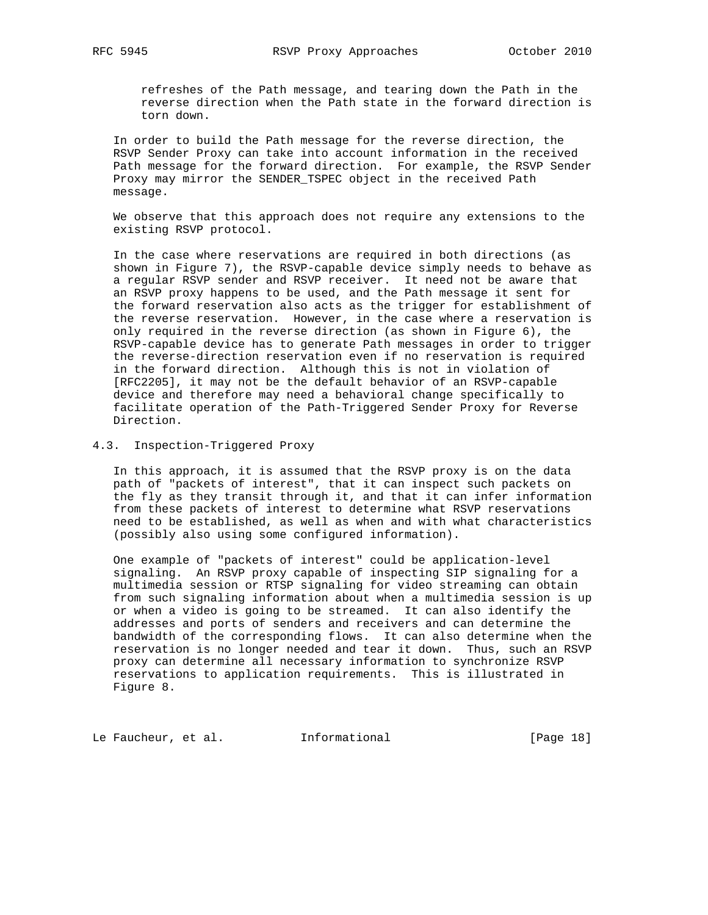refreshes of the Path message, and tearing down the Path in the reverse direction when the Path state in the forward direction is torn down.

In order to build the Path message for the reverse direction, the RSVP Sender Proxy can take into account information in the received Path message for the forward direction. For example, the RSVP Sender Proxy may mirror the SENDER_TSPEC object in the received Path message.

We observe that this approach does not require any extensions to the existing RSVP protocol.

In the case where reservations are required in both directions (as shown in Figure 7), the RSVP-capable device simply needs to behave as a regular RSVP sender and RSVP receiver. It need not be aware that an RSVP proxy happens to be used, and the Path message it sent for the forward reservation also acts as the trigger for establishment of the reverse reservation. However, in the case where a reservation is only required in the reverse direction (as shown in Figure 6), the RSVP-capable device has to generate Path messages in order to trigger the reverse-direction reservation even if no reservation is required in the forward direction. Although this is not in violation of [RFC2205], it may not be the default behavior of an RSVP-capable device and therefore may need a behavioral change specifically to facilitate operation of the Path-Triggered Sender Proxy for Reverse Direction.

### 4.3. Inspection-Triggered Proxy

In this approach, it is assumed that the RSVP proxy is on the data path of "packets of interest", that it can inspect such packets on the fly as they transit through it, and that it can infer information from these packets of interest to determine what RSVP reservations need to be established, as well as when and with what characteristics (possibly also using some configured information).

One example of "packets of interest" could be application-level signaling. An RSVP proxy capable of inspecting SIP signaling for a multimedia session or RTSP signaling for video streaming can obtain from such signaling information about when a multimedia session is up or when a video is going to be streamed. It can also identify the addresses and ports of senders and receivers and can determine the bandwidth of the corresponding flows. It can also determine when the reservation is no longer needed and tear it down. Thus, such an RSVP proxy can determine all necessary information to synchronize RSVP reservations to application requirements. This is illustrated in Figure 8.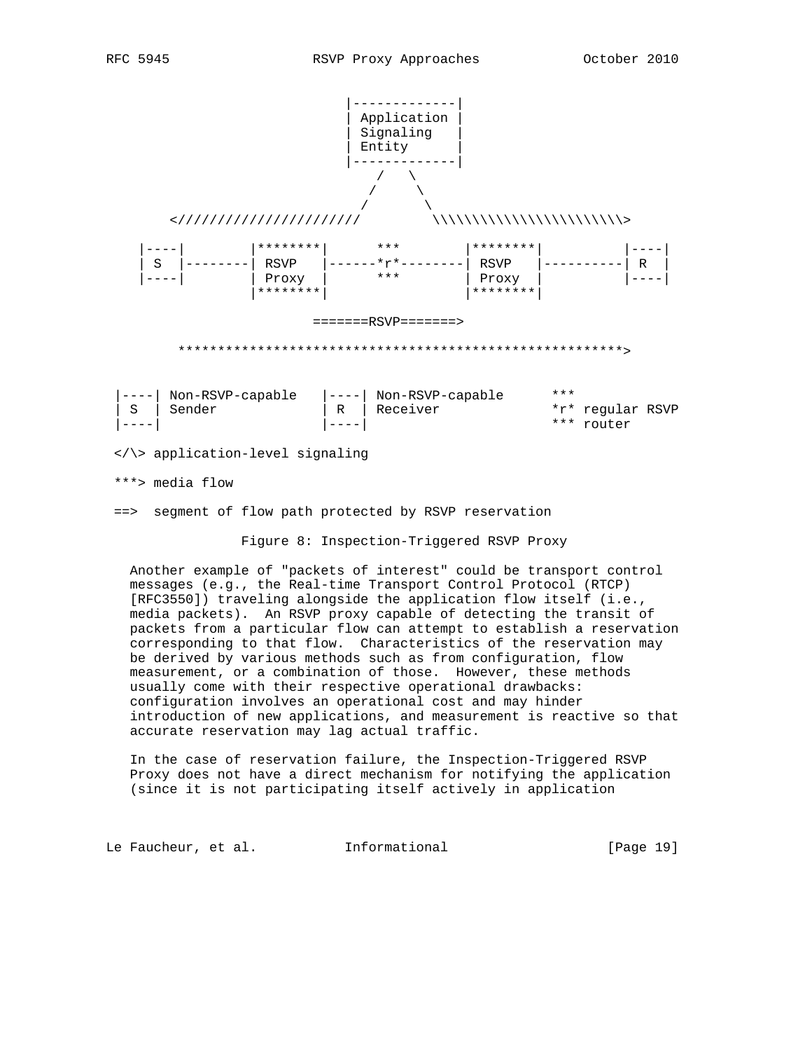```
                              |-------------|
                              | Application |
                              | Signaling   |
                              | Entity      |
                              |-------------|
                                 /   \
                                /     \
                               /       \
     <//////////////////////         \\\\\\\\\\\\\\\\\\\\\\\>

   |----|         |********|      ***       |********|          |----|
   | S  |---------| RSVP   |------*r*-------| RSVP   |----------| R  |
   |----|         | Proxy  |      ***       | Proxy  |          |----|
                  |********|                |********|

                          =======RSVP=======>

     ***********************************************************>

 |----| Non-RSVP-capable   |----| Non-RSVP-capable      ***
 | S  | Sender             | R  | Receiver              *r* regular RSVP
 |----|                    |----|                       *** router

 </\> application-level signaling

 ***> media flow

 ==>  segment of flow path protected by RSVP reservation
```

Figure 8: Inspection-Triggered RSVP Proxy

Another example of "packets of interest" could be transport control messages (e.g., the Real-time Transport Control Protocol (RTCP) [RFC3550]) traveling alongside the application flow itself (i.e., media packets). An RSVP proxy capable of detecting the transit of packets from a particular flow can attempt to establish a reservation corresponding to that flow. Characteristics of the reservation may be derived by various methods such as from configuration, flow measurement, or a combination of those. However, these methods usually come with their respective operational drawbacks: configuration involves an operational cost and may hinder introduction of new applications, and measurement is reactive so that accurate reservation may lag actual traffic.

In the case of reservation failure, the Inspection-Triggered RSVP Proxy does not have a direct mechanism for notifying the application (since it is not participating itself actively in application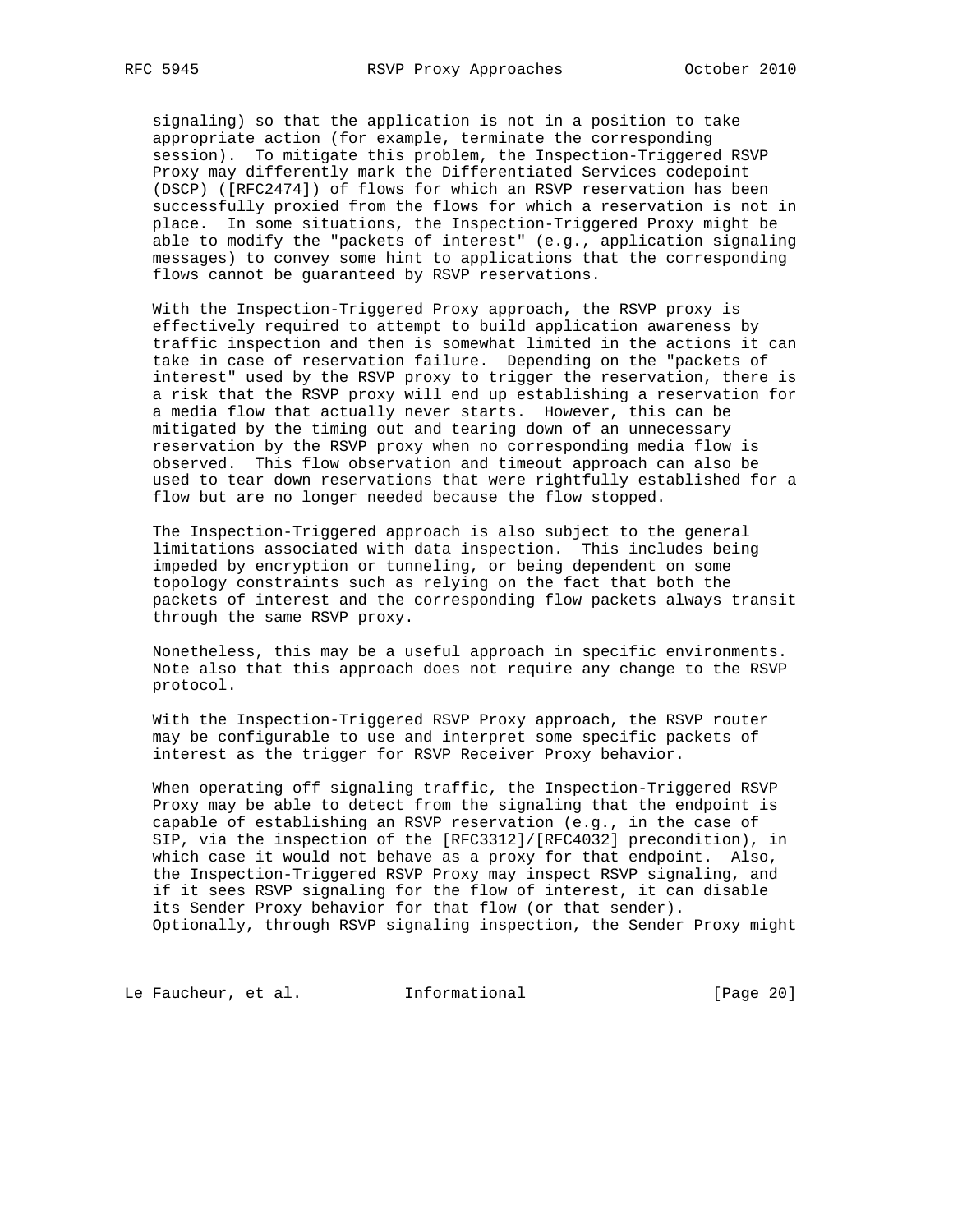signaling) so that the application is not in a position to take appropriate action (for example, terminate the corresponding session). To mitigate this problem, the Inspection-Triggered RSVP Proxy may differently mark the Differentiated Services codepoint (DSCP) ([RFC2474]) of flows for which an RSVP reservation has been successfully proxied from the flows for which a reservation is not in place. In some situations, the Inspection-Triggered Proxy might be able to modify the "packets of interest" (e.g., application signaling messages) to convey some hint to applications that the corresponding flows cannot be guaranteed by RSVP reservations.

With the Inspection-Triggered Proxy approach, the RSVP proxy is effectively required to attempt to build application awareness by traffic inspection and then is somewhat limited in the actions it can take in case of reservation failure. Depending on the "packets of interest" used by the RSVP proxy to trigger the reservation, there is a risk that the RSVP proxy will end up establishing a reservation for a media flow that actually never starts. However, this can be mitigated by the timing out and tearing down of an unnecessary reservation by the RSVP proxy when no corresponding media flow is observed. This flow observation and timeout approach can also be used to tear down reservations that were rightfully established for a flow but are no longer needed because the flow stopped.

The Inspection-Triggered approach is also subject to the general limitations associated with data inspection. This includes being impeded by encryption or tunneling, or being dependent on some topology constraints such as relying on the fact that both the packets of interest and the corresponding flow packets always transit through the same RSVP proxy.

Nonetheless, this may be a useful approach in specific environments. Note also that this approach does not require any change to the RSVP protocol.

With the Inspection-Triggered RSVP Proxy approach, the RSVP router may be configurable to use and interpret some specific packets of interest as the trigger for RSVP Receiver Proxy behavior.

When operating off signaling traffic, the Inspection-Triggered RSVP Proxy may be able to detect from the signaling that the endpoint is capable of establishing an RSVP reservation (e.g., in the case of SIP, via the inspection of the [RFC3312]/[RFC4032] precondition), in which case it would not behave as a proxy for that endpoint. Also, the Inspection-Triggered RSVP Proxy may inspect RSVP signaling, and if it sees RSVP signaling for the flow of interest, it can disable its Sender Proxy behavior for that flow (or that sender). Optionally, through RSVP signaling inspection, the Sender Proxy might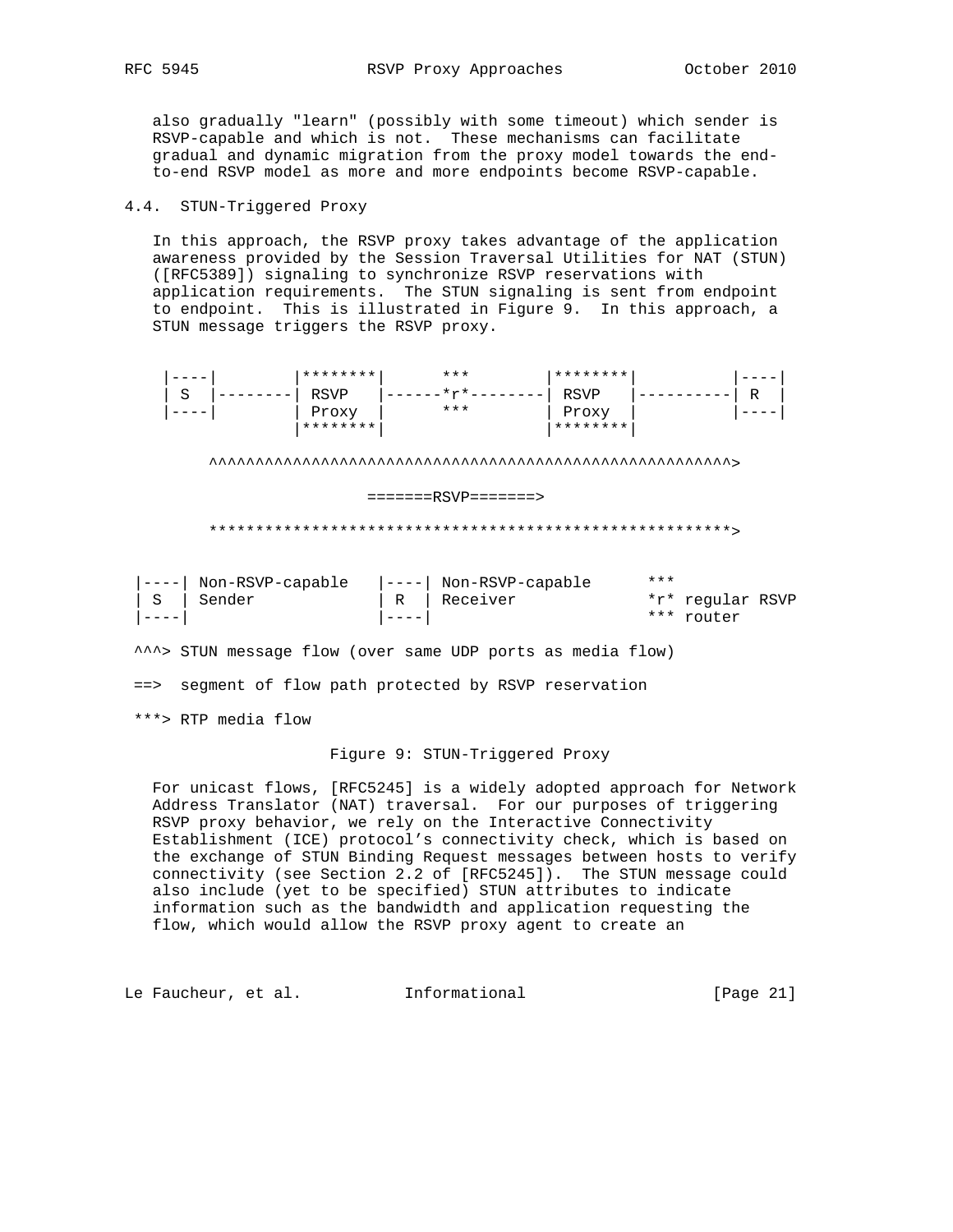also gradually "learn" (possibly with some timeout) which sender is RSVP-capable and which is not. These mechanisms can facilitate gradual and dynamic migration from the proxy model towards the end-to-end RSVP model as more and more endpoints become RSVP-capable.

### 4.4. STUN-Triggered Proxy

In this approach, the RSVP proxy takes advantage of the application awareness provided by the Session Traversal Utilities for NAT (STUN) ([RFC5389]) signaling to synchronize RSVP reservations with application requirements. The STUN signaling is sent from endpoint to endpoint. This is illustrated in Figure 9. In this approach, a STUN message triggers the RSVP proxy.

```
 |----|         |********|      ***        |********|          |----|
 | S  |---------| RSVP   |------*r*--------| RSVP   |----------| R  |
 |----|         | Proxy  |      ***        | Proxy  |          |----|
                |********|                 |********|

     ^^^^^^^^^^^^^^^^^^^^^^^^^^^^^^^^^^^^^^^^^^^^^^^^^^^^^^^>

                          =======RSVP=======>

     ********************************************************>


|----| Non-RSVP-capable    |----| Non-RSVP-capable        ***
| S  | Sender              | R  | Receiver                *r* regular RSVP
|----|                     |----|                         *** router

^^^> STUN message flow (over same UDP ports as media flow)

==>  segment of flow path protected by RSVP reservation

***> RTP media flow
```

Figure 9: STUN-Triggered Proxy

For unicast flows, [RFC5245] is a widely adopted approach for Network Address Translator (NAT) traversal. For our purposes of triggering RSVP proxy behavior, we rely on the Interactive Connectivity Establishment (ICE) protocol's connectivity check, which is based on the exchange of STUN Binding Request messages between hosts to verify connectivity (see Section 2.2 of [RFC5245]). The STUN message could also include (yet to be specified) STUN attributes to indicate information such as the bandwidth and application requesting the flow, which would allow the RSVP proxy agent to create an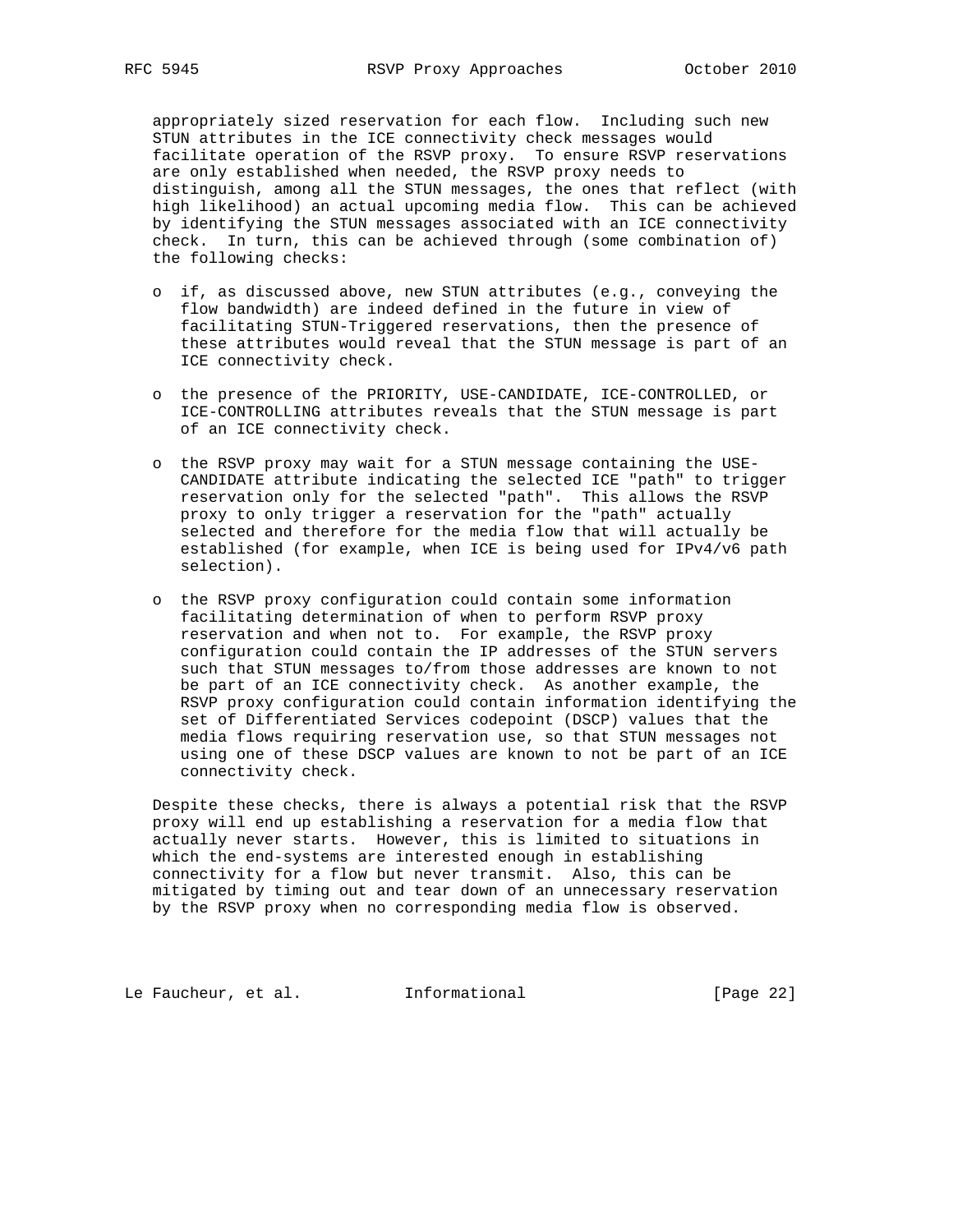appropriately sized reservation for each flow. Including such new STUN attributes in the ICE connectivity check messages would facilitate operation of the RSVP proxy. To ensure RSVP reservations are only established when needed, the RSVP proxy needs to distinguish, among all the STUN messages, the ones that reflect (with high likelihood) an actual upcoming media flow. This can be achieved by identifying the STUN messages associated with an ICE connectivity check. In turn, this can be achieved through (some combination of) the following checks:

- if, as discussed above, new STUN attributes (e.g., conveying the flow bandwidth) are indeed defined in the future in view of facilitating STUN-Triggered reservations, then the presence of these attributes would reveal that the STUN message is part of an ICE connectivity check.
- the presence of the PRIORITY, USE-CANDIDATE, ICE-CONTROLLED, or ICE-CONTROLLING attributes reveals that the STUN message is part of an ICE connectivity check.
- the RSVP proxy may wait for a STUN message containing the USE-CANDIDATE attribute indicating the selected ICE "path" to trigger reservation only for the selected "path". This allows the RSVP proxy to only trigger a reservation for the "path" actually selected and therefore for the media flow that will actually be established (for example, when ICE is being used for IPv4/v6 path selection).
- the RSVP proxy configuration could contain some information facilitating determination of when to perform RSVP proxy reservation and when not to. For example, the RSVP proxy configuration could contain the IP addresses of the STUN servers such that STUN messages to/from those addresses are known to not be part of an ICE connectivity check. As another example, the RSVP proxy configuration could contain information identifying the set of Differentiated Services codepoint (DSCP) values that the media flows requiring reservation use, so that STUN messages not using one of these DSCP values are known to not be part of an ICE connectivity check.

Despite these checks, there is always a potential risk that the RSVP proxy will end up establishing a reservation for a media flow that actually never starts. However, this is limited to situations in which the end-systems are interested enough in establishing connectivity for a flow but never transmit. Also, this can be mitigated by timing out and tear down of an unnecessary reservation by the RSVP proxy when no corresponding media flow is observed.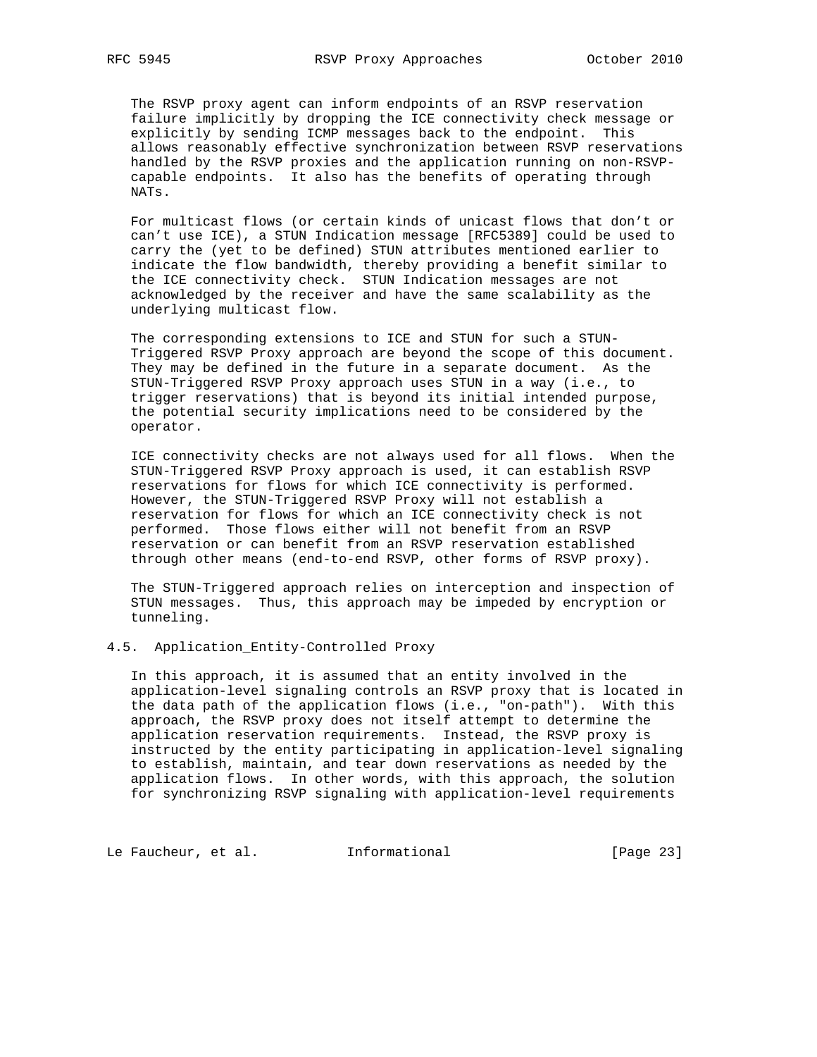The RSVP proxy agent can inform endpoints of an RSVP reservation failure implicitly by dropping the ICE connectivity check message or explicitly by sending ICMP messages back to the endpoint. This allows reasonably effective synchronization between RSVP reservations handled by the RSVP proxies and the application running on non-RSVP-capable endpoints. It also has the benefits of operating through NATs.

For multicast flows (or certain kinds of unicast flows that don't or can't use ICE), a STUN Indication message [RFC5389] could be used to carry the (yet to be defined) STUN attributes mentioned earlier to indicate the flow bandwidth, thereby providing a benefit similar to the ICE connectivity check. STUN Indication messages are not acknowledged by the receiver and have the same scalability as the underlying multicast flow.

The corresponding extensions to ICE and STUN for such a STUN-Triggered RSVP Proxy approach are beyond the scope of this document. They may be defined in the future in a separate document. As the STUN-Triggered RSVP Proxy approach uses STUN in a way (i.e., to trigger reservations) that is beyond its initial intended purpose, the potential security implications need to be considered by the operator.

ICE connectivity checks are not always used for all flows. When the STUN-Triggered RSVP Proxy approach is used, it can establish RSVP reservations for flows for which ICE connectivity is performed. However, the STUN-Triggered RSVP Proxy will not establish a reservation for flows for which an ICE connectivity check is not performed. Those flows either will not benefit from an RSVP reservation or can benefit from an RSVP reservation established through other means (end-to-end RSVP, other forms of RSVP proxy).

The STUN-Triggered approach relies on interception and inspection of STUN messages. Thus, this approach may be impeded by encryption or tunneling.

### 4.5. Application_Entity-Controlled Proxy

In this approach, it is assumed that an entity involved in the application-level signaling controls an RSVP proxy that is located in the data path of the application flows (i.e., "on-path"). With this approach, the RSVP proxy does not itself attempt to determine the application reservation requirements. Instead, the RSVP proxy is instructed by the entity participating in application-level signaling to establish, maintain, and tear down reservations as needed by the application flows. In other words, with this approach, the solution for synchronizing RSVP signaling with application-level requirements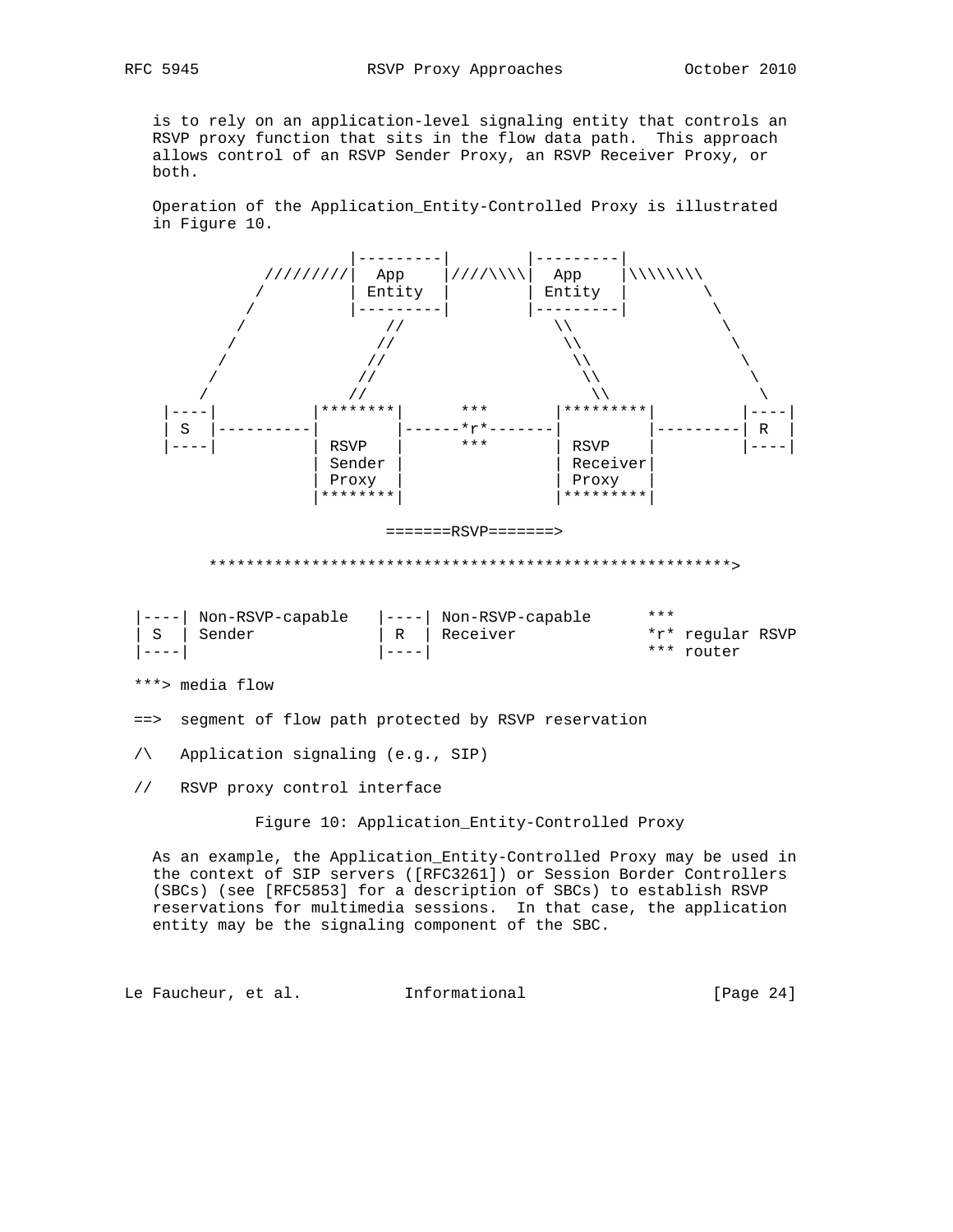is to rely on an application-level signaling entity that controls an RSVP proxy function that sits in the flow data path. This approach allows control of an RSVP Sender Proxy, an RSVP Receiver Proxy, or both.

Operation of the Application_Entity-Controlled Proxy is illustrated in Figure 10.

```
                   |---------|         |---------|
          /////////|  App    |////\\\\|  App    |\\\\\\\\
         /         | Entity  |         | Entity  |        \
        /          |---------|         |---------|         \
       /              //                  \\                \
      /              //                    \\                \
     /              //                      \\                \
    /              //                        \\                \
   /              //                          \\                \
 |----|          |********|      ***       |*********|         |----|
 | S  |----------|        |------*r*-------|         |---------| R  |
 |----|          | RSVP   |      ***       | RSVP    |         |----|
                 | Sender |                | Receiver|
                 | Proxy  |                | Proxy   |
                 |********|                |*********|

                           =======RSVP=======>

       ********************************************************>


|----| Non-RSVP-capable   |----| Non-RSVP-capable      ***
| S  | Sender             | R  | Receiver              *r* regular RSVP
|----|                    |----|                       *** router

***> media flow

==>  segment of flow path protected by RSVP reservation

/\   Application signaling (e.g., SIP)

//   RSVP proxy control interface
```

Figure 10: Application_Entity-Controlled Proxy

As an example, the Application_Entity-Controlled Proxy may be used in the context of SIP servers ([RFC3261]) or Session Border Controllers (SBCs) (see [RFC5853] for a description of SBCs) to establish RSVP reservations for multimedia sessions. In that case, the application entity may be the signaling component of the SBC.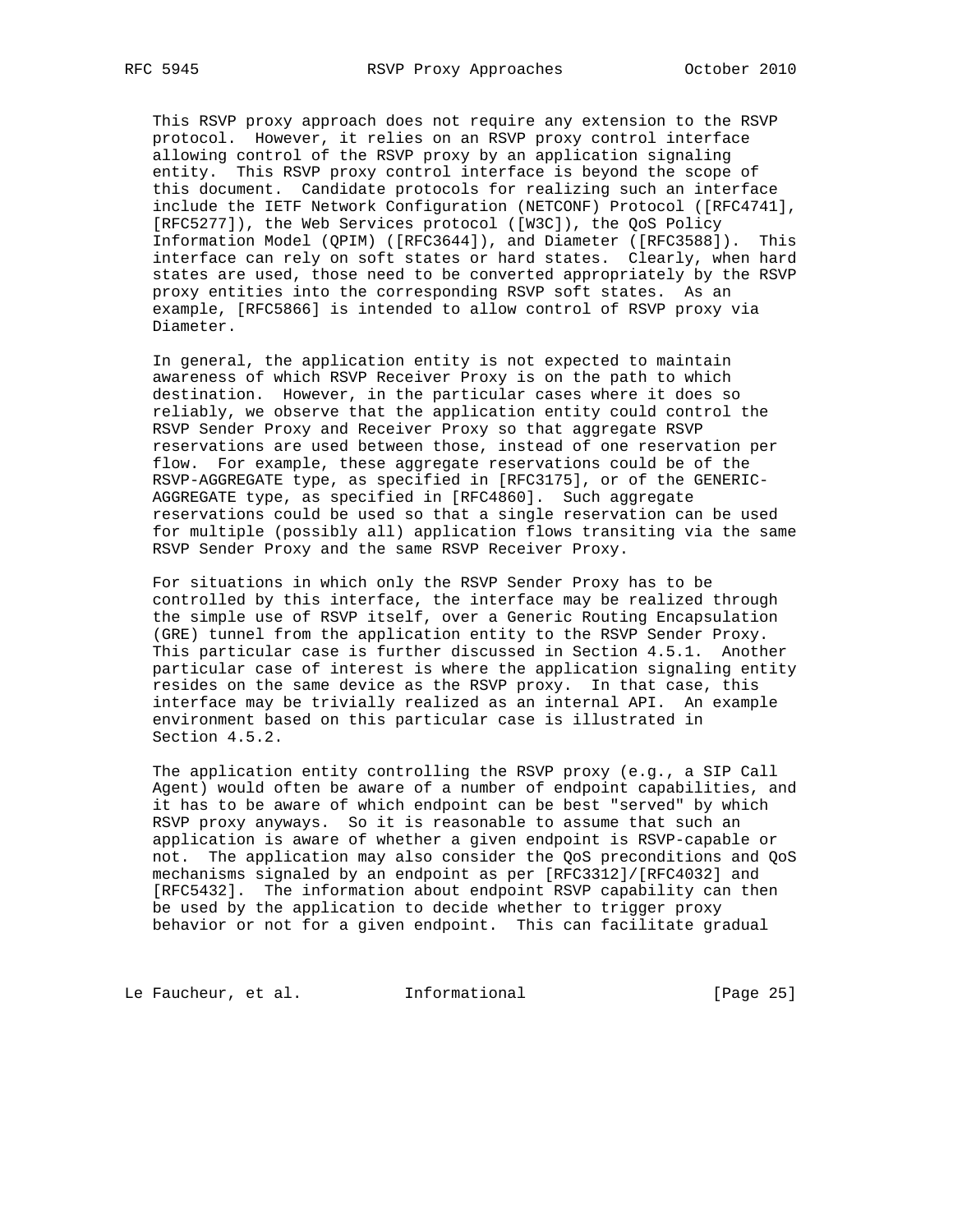This RSVP proxy approach does not require any extension to the RSVP protocol. However, it relies on an RSVP proxy control interface allowing control of the RSVP proxy by an application signaling entity. This RSVP proxy control interface is beyond the scope of this document. Candidate protocols for realizing such an interface include the IETF Network Configuration (NETCONF) Protocol ([RFC4741], [RFC5277]), the Web Services protocol ([W3C]), the QoS Policy Information Model (QPIM) ([RFC3644]), and Diameter ([RFC3588]). This interface can rely on soft states or hard states. Clearly, when hard states are used, those need to be converted appropriately by the RSVP proxy entities into the corresponding RSVP soft states. As an example, [RFC5866] is intended to allow control of RSVP proxy via Diameter.

In general, the application entity is not expected to maintain awareness of which RSVP Receiver Proxy is on the path to which destination. However, in the particular cases where it does so reliably, we observe that the application entity could control the RSVP Sender Proxy and Receiver Proxy so that aggregate RSVP reservations are used between those, instead of one reservation per flow. For example, these aggregate reservations could be of the RSVP-AGGREGATE type, as specified in [RFC3175], or of the GENERIC-AGGREGATE type, as specified in [RFC4860]. Such aggregate reservations could be used so that a single reservation can be used for multiple (possibly all) application flows transiting via the same RSVP Sender Proxy and the same RSVP Receiver Proxy.

For situations in which only the RSVP Sender Proxy has to be controlled by this interface, the interface may be realized through the simple use of RSVP itself, over a Generic Routing Encapsulation (GRE) tunnel from the application entity to the RSVP Sender Proxy. This particular case is further discussed in Section 4.5.1. Another particular case of interest is where the application signaling entity resides on the same device as the RSVP proxy. In that case, this interface may be trivially realized as an internal API. An example environment based on this particular case is illustrated in Section 4.5.2.

The application entity controlling the RSVP proxy (e.g., a SIP Call Agent) would often be aware of a number of endpoint capabilities, and it has to be aware of which endpoint can be best "served" by which RSVP proxy anyways. So it is reasonable to assume that such an application is aware of whether a given endpoint is RSVP-capable or not. The application may also consider the QoS preconditions and QoS mechanisms signaled by an endpoint as per [RFC3312]/[RFC4032] and [RFC5432]. The information about endpoint RSVP capability can then be used by the application to decide whether to trigger proxy behavior or not for a given endpoint. This can facilitate gradual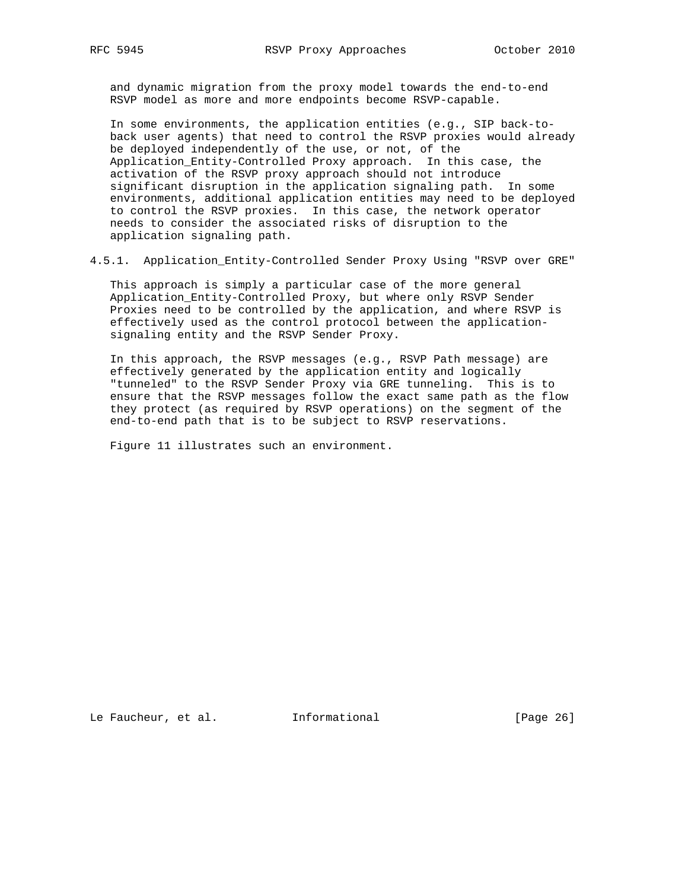and dynamic migration from the proxy model towards the end-to-end RSVP model as more and more endpoints become RSVP-capable.

In some environments, the application entities (e.g., SIP back-to-back user agents) that need to control the RSVP proxies would already be deployed independently of the use, or not, of the Application_Entity-Controlled Proxy approach. In this case, the activation of the RSVP proxy approach should not introduce significant disruption in the application signaling path. In some environments, additional application entities may need to be deployed to control the RSVP proxies. In this case, the network operator needs to consider the associated risks of disruption to the application signaling path.

### 4.5.1. Application_Entity-Controlled Sender Proxy Using "RSVP over GRE"

This approach is simply a particular case of the more general Application_Entity-Controlled Proxy, but where only RSVP Sender Proxies need to be controlled by the application, and where RSVP is effectively used as the control protocol between the application-signaling entity and the RSVP Sender Proxy.

In this approach, the RSVP messages (e.g., RSVP Path message) are effectively generated by the application entity and logically "tunneled" to the RSVP Sender Proxy via GRE tunneling. This is to ensure that the RSVP messages follow the exact same path as the flow they protect (as required by RSVP operations) on the segment of the end-to-end path that is to be subject to RSVP reservations.

Figure 11 illustrates such an environment.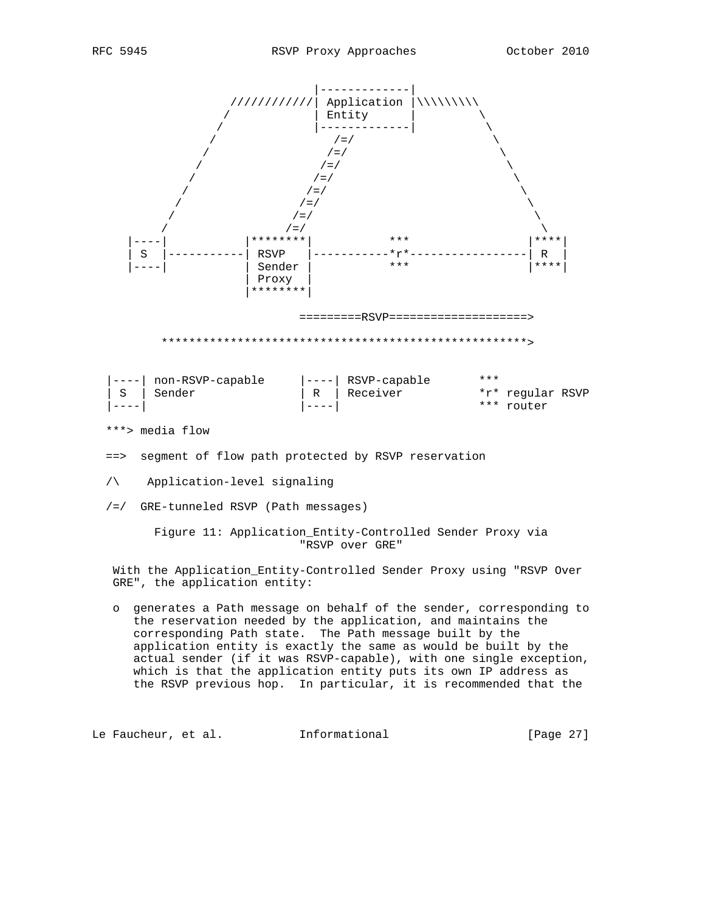```
                               |-------------|
                  ////////////| Application |\\\\\\\\\
                 /            | Entity      |          \
                /             |-------------|           \
               /                 /=/                      \
              /                 /=/                        \
             /                 /=/                          \
            /                 /=/                            \
           /                 /=/                              \
          /                 /=/                                \
         /                 /=/                                  \
        /                 /=/                                    \
    |----|            |********|           ***                |****|
    | S  |------------| RSVP   |-----------*r*----------------| R  |
    |----|            | Sender |           ***                |****|
                      | Proxy  |
                      |********|

                             =========RSVP====================>

         ****************************************************>

   |----| non-RSVP-capable     |----| RSVP-capable       ***
   | S  | Sender               | R  | Receiver           *r* regular RSVP
   |----|                      |----|                    *** router

   ***> media flow

   ==>  segment of flow path protected by RSVP reservation

   /\    Application-level signaling

   /=/  GRE-tunneled RSVP (Path messages)
```

Figure 11: Application_Entity-Controlled Sender Proxy via "RSVP over GRE"

With the Application_Entity-Controlled Sender Proxy using "RSVP Over GRE", the application entity:

- o generates a Path message on behalf of the sender, corresponding to the reservation needed by the application, and maintains the corresponding Path state. The Path message built by the application entity is exactly the same as would be built by the actual sender (if it was RSVP-capable), with one single exception, which is that the application entity puts its own IP address as the RSVP previous hop. In particular, it is recommended that the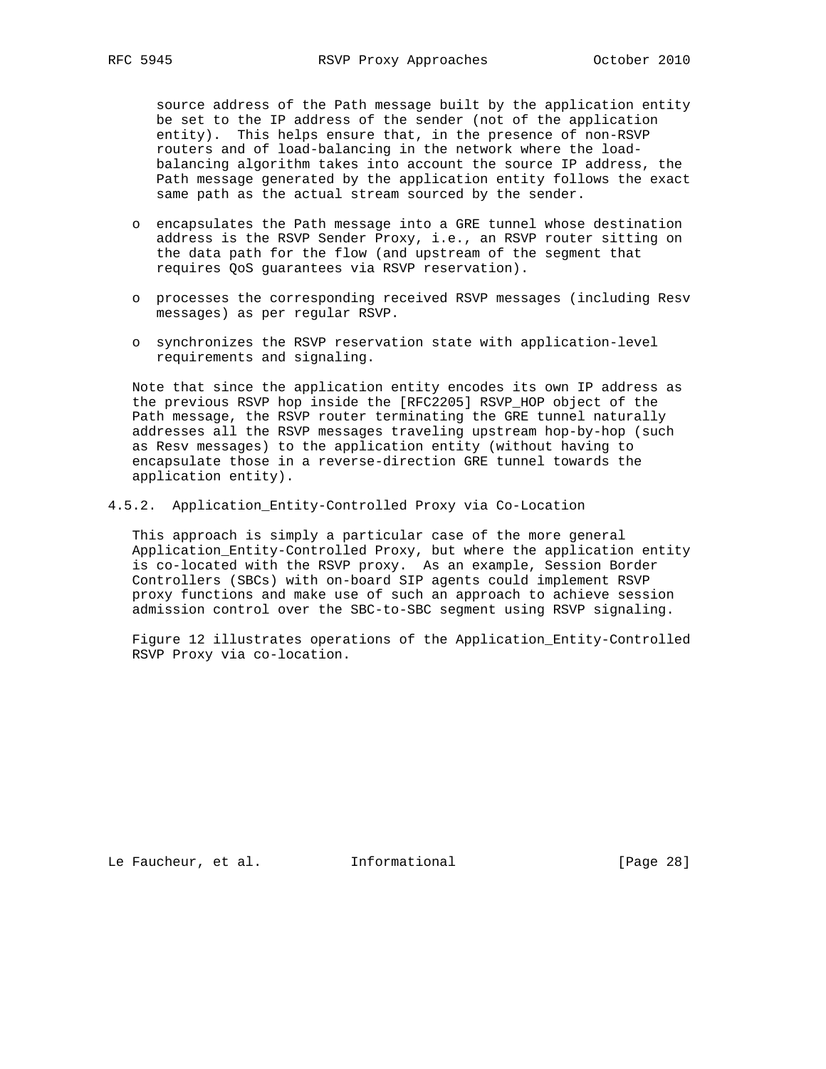source address of the Path message built by the application entity be set to the IP address of the sender (not of the application entity). This helps ensure that, in the presence of non-RSVP routers and of load-balancing in the network where the load-balancing algorithm takes into account the source IP address, the Path message generated by the application entity follows the exact same path as the actual stream sourced by the sender.

- encapsulates the Path message into a GRE tunnel whose destination address is the RSVP Sender Proxy, i.e., an RSVP router sitting on the data path for the flow (and upstream of the segment that requires QoS guarantees via RSVP reservation).

- processes the corresponding received RSVP messages (including Resv messages) as per regular RSVP.

- synchronizes the RSVP reservation state with application-level requirements and signaling.

Note that since the application entity encodes its own IP address as the previous RSVP hop inside the [RFC2205] RSVP_HOP object of the Path message, the RSVP router terminating the GRE tunnel naturally addresses all the RSVP messages traveling upstream hop-by-hop (such as Resv messages) to the application entity (without having to encapsulate those in a reverse-direction GRE tunnel towards the application entity).

### 4.5.2. Application_Entity-Controlled Proxy via Co-Location

This approach is simply a particular case of the more general Application_Entity-Controlled Proxy, but where the application entity is co-located with the RSVP proxy. As an example, Session Border Controllers (SBCs) with on-board SIP agents could implement RSVP proxy functions and make use of such an approach to achieve session admission control over the SBC-to-SBC segment using RSVP signaling.

Figure 12 illustrates operations of the Application_Entity-Controlled RSVP Proxy via co-location.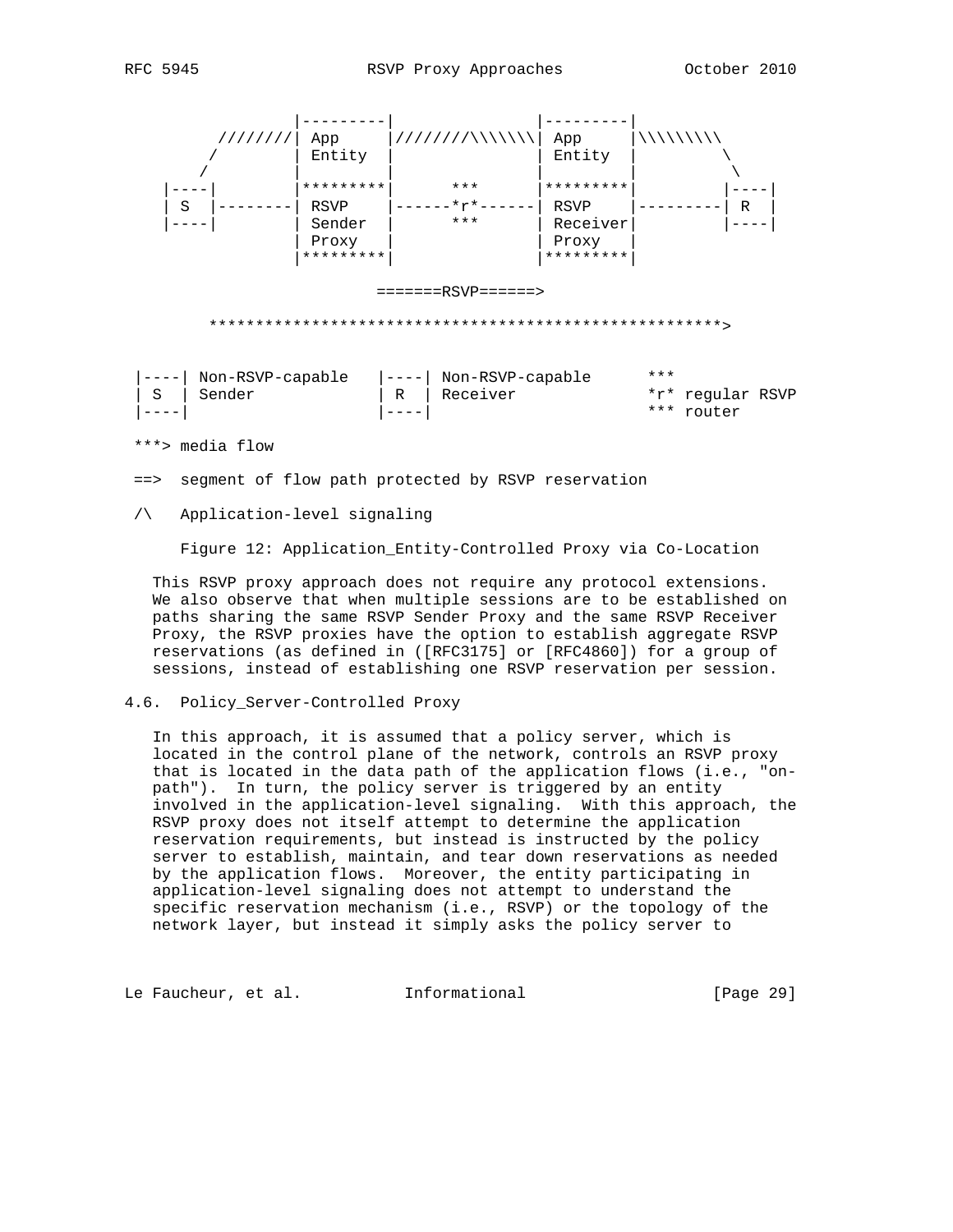```
              |---------|                 |---------|
     ////////| App     |///////\\\\\\\| App     |\\\\\\\\\
    /         | Entity  |                 | Entity  |          \
   /          |         |                 |         |           \
 |----|       |*********|      ***        |*********|          |----|
 | S  |-------| RSVP    |------*r*--------| RSVP    |----------| R  |
 |----|       | Sender  |      ***        | Receiver|          |----|
              | Proxy   |                 | Proxy   |
              |*********|                 |*********|

                         =======RSVP======>

     *******************************************************>

 |----| Non-RSVP-capable   |----| Non-RSVP-capable      ***
 | S  | Sender             | R  | Receiver              *r* regular RSVP
 |----|                    |----|                       *** router

 ***> media flow

 ==>  segment of flow path protected by RSVP reservation

 /\   Application-level signaling
```

Figure 12: Application_Entity-Controlled Proxy via Co-Location

This RSVP proxy approach does not require any protocol extensions. We also observe that when multiple sessions are to be established on paths sharing the same RSVP Sender Proxy and the same RSVP Receiver Proxy, the RSVP proxies have the option to establish aggregate RSVP reservations (as defined in ([RFC3175] or [RFC4860]) for a group of sessions, instead of establishing one RSVP reservation per session.

## 4.6. Policy_Server-Controlled Proxy

In this approach, it is assumed that a policy server, which is located in the control plane of the network, controls an RSVP proxy that is located in the data path of the application flows (i.e., "on-path"). In turn, the policy server is triggered by an entity involved in the application-level signaling. With this approach, the RSVP proxy does not itself attempt to determine the application reservation requirements, but instead is instructed by the policy server to establish, maintain, and tear down reservations as needed by the application flows. Moreover, the entity participating in application-level signaling does not attempt to understand the specific reservation mechanism (i.e., RSVP) or the topology of the network layer, but instead it simply asks the policy server to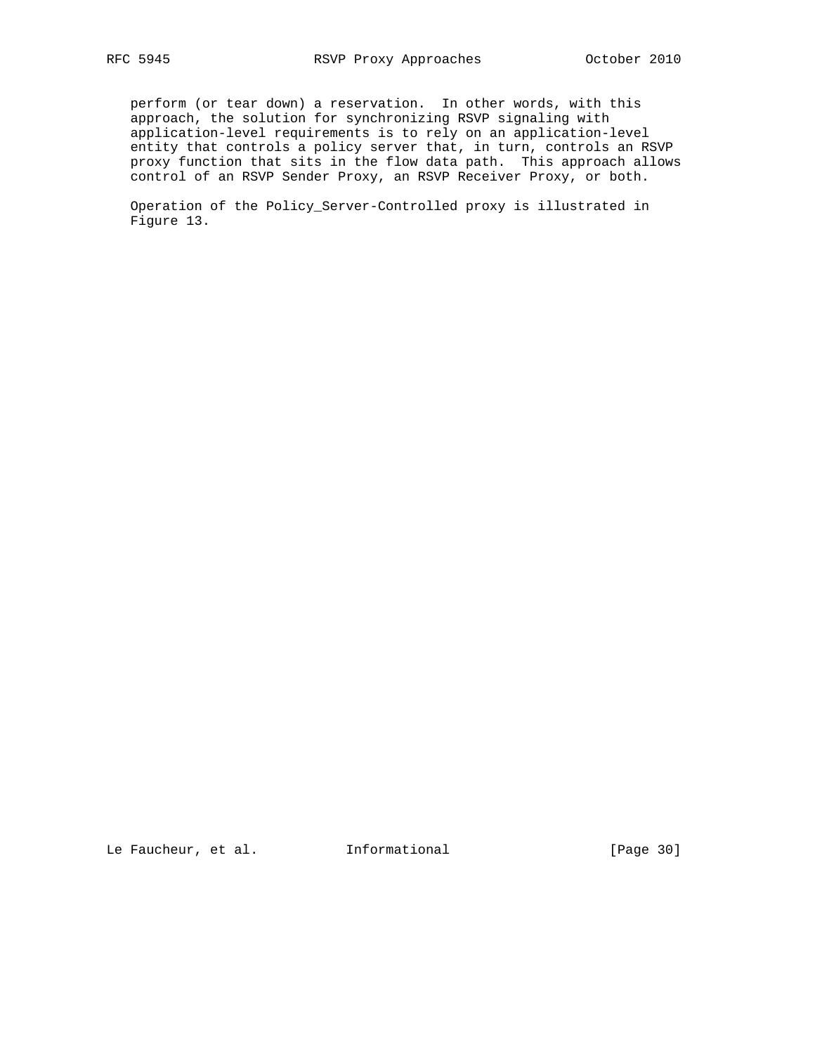perform (or tear down) a reservation. In other words, with this approach, the solution for synchronizing RSVP signaling with application-level requirements is to rely on an application-level entity that controls a policy server that, in turn, controls an RSVP proxy function that sits in the flow data path. This approach allows control of an RSVP Sender Proxy, an RSVP Receiver Proxy, or both.

Operation of the Policy_Server-Controlled proxy is illustrated in Figure 13.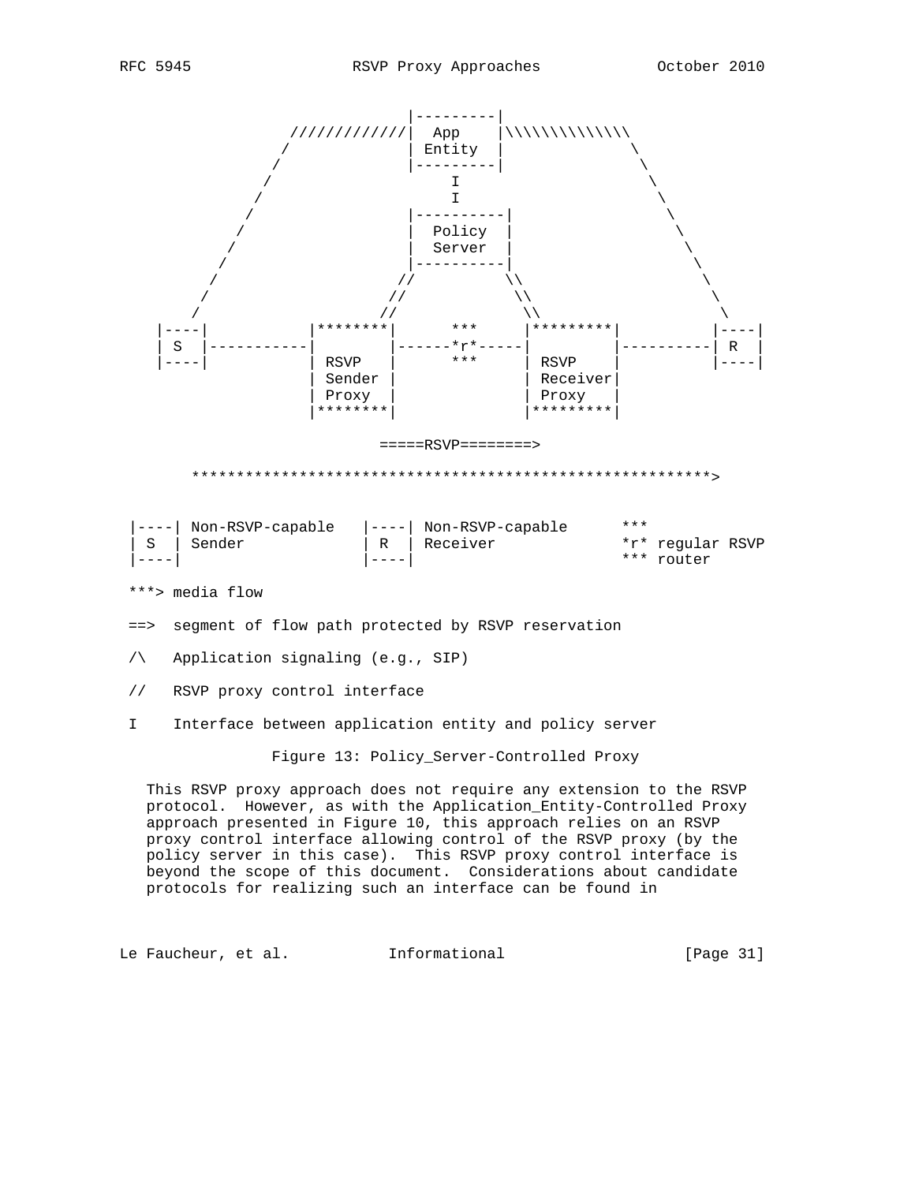```
                          |---------|
            //////////////|  App    |\\\\\\\\\\\\\\
           /              | Entity  |              \
          /               |---------|               \
         /                    I                      \
        /                     I                       \
       /                  |----------|                 \
      /                   |  Policy  |                  \
     /                    |  Server  |                   \
    /                     |----------|                    \
   /                     //          \\                    \
  /                     //            \\                    \
 /                     //              \\                    \
|----|          |********|      ***     |*********|        |----|
| S  |----------|        |------*r*-----|         |--------| R  |
|----|          | RSVP   |      ***     | RSVP    |        |----|
                | Sender |              | Receiver|
                | Proxy  |              | Proxy   |
                |********|              |*********|

                         =====RSVP========>

    ************************************************************>

|----| Non-RSVP-capable   |----| Non-RSVP-capable      ***
| S  | Sender             | R  | Receiver              *r* regular RSVP
|----|                    |----|                       *** router

***> media flow

==>  segment of flow path protected by RSVP reservation

/\   Application signaling (e.g., SIP)

//   RSVP proxy control interface

I    Interface between application entity and policy server
```

Figure 13: Policy_Server-Controlled Proxy

This RSVP proxy approach does not require any extension to the RSVP protocol. However, as with the Application_Entity-Controlled Proxy approach presented in Figure 10, this approach relies on an RSVP proxy control interface allowing control of the RSVP proxy (by the policy server in this case). This RSVP proxy control interface is beyond the scope of this document. Considerations about candidate protocols for realizing such an interface can be found in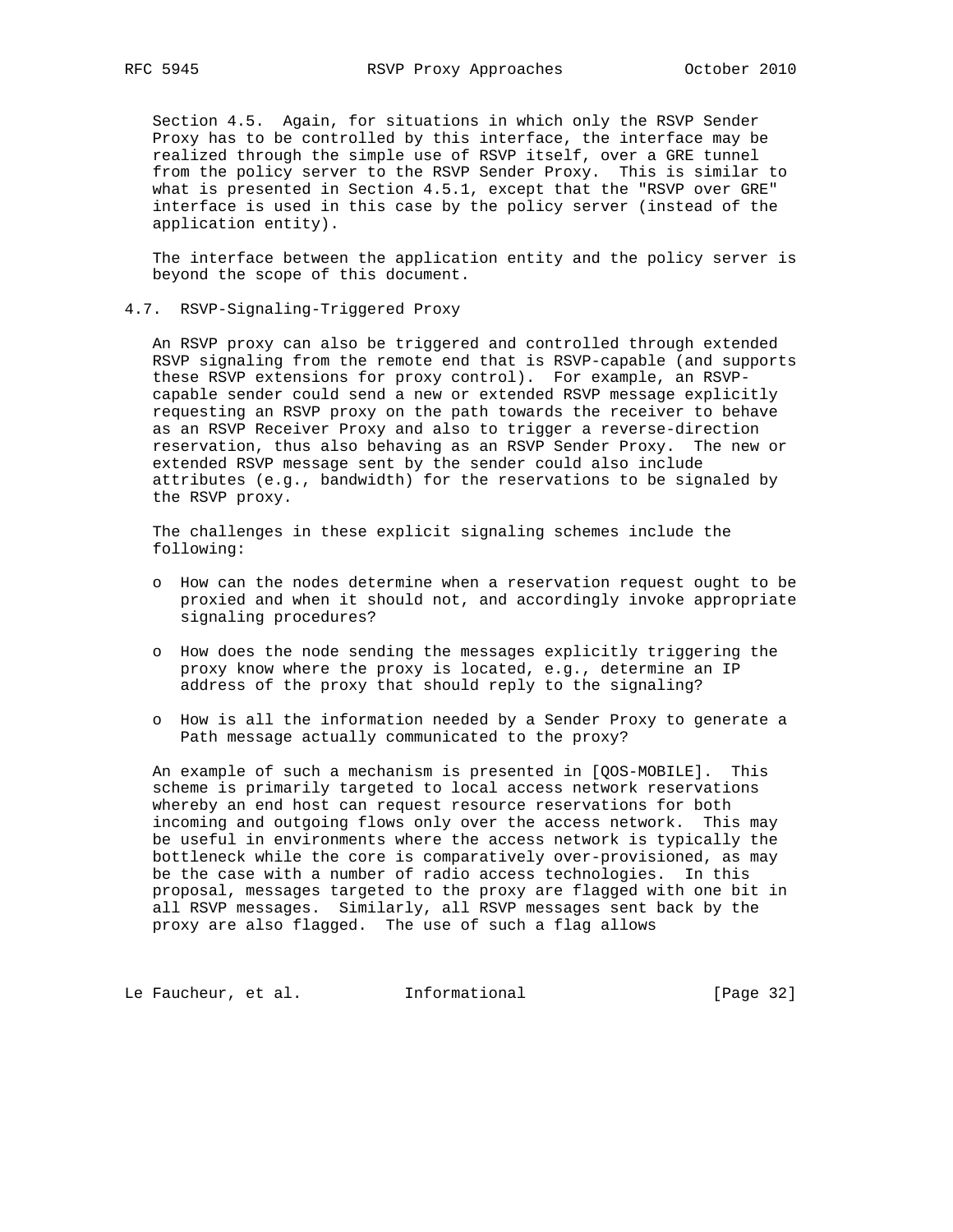Section 4.5. Again, for situations in which only the RSVP Sender Proxy has to be controlled by this interface, the interface may be realized through the simple use of RSVP itself, over a GRE tunnel from the policy server to the RSVP Sender Proxy. This is similar to what is presented in Section 4.5.1, except that the "RSVP over GRE" interface is used in this case by the policy server (instead of the application entity).

The interface between the application entity and the policy server is beyond the scope of this document.

### 4.7. RSVP-Signaling-Triggered Proxy

An RSVP proxy can also be triggered and controlled through extended RSVP signaling from the remote end that is RSVP-capable (and supports these RSVP extensions for proxy control). For example, an RSVP-capable sender could send a new or extended RSVP message explicitly requesting an RSVP proxy on the path towards the receiver to behave as an RSVP Receiver Proxy and also to trigger a reverse-direction reservation, thus also behaving as an RSVP Sender Proxy. The new or extended RSVP message sent by the sender could also include attributes (e.g., bandwidth) for the reservations to be signaled by the RSVP proxy.

The challenges in these explicit signaling schemes include the following:

- How can the nodes determine when a reservation request ought to be proxied and when it should not, and accordingly invoke appropriate signaling procedures?
- How does the node sending the messages explicitly triggering the proxy know where the proxy is located, e.g., determine an IP address of the proxy that should reply to the signaling?
- How is all the information needed by a Sender Proxy to generate a Path message actually communicated to the proxy?

An example of such a mechanism is presented in [QOS-MOBILE]. This scheme is primarily targeted to local access network reservations whereby an end host can request resource reservations for both incoming and outgoing flows only over the access network. This may be useful in environments where the access network is typically the bottleneck while the core is comparatively over-provisioned, as may be the case with a number of radio access technologies. In this proposal, messages targeted to the proxy are flagged with one bit in all RSVP messages. Similarly, all RSVP messages sent back by the proxy are also flagged. The use of such a flag allows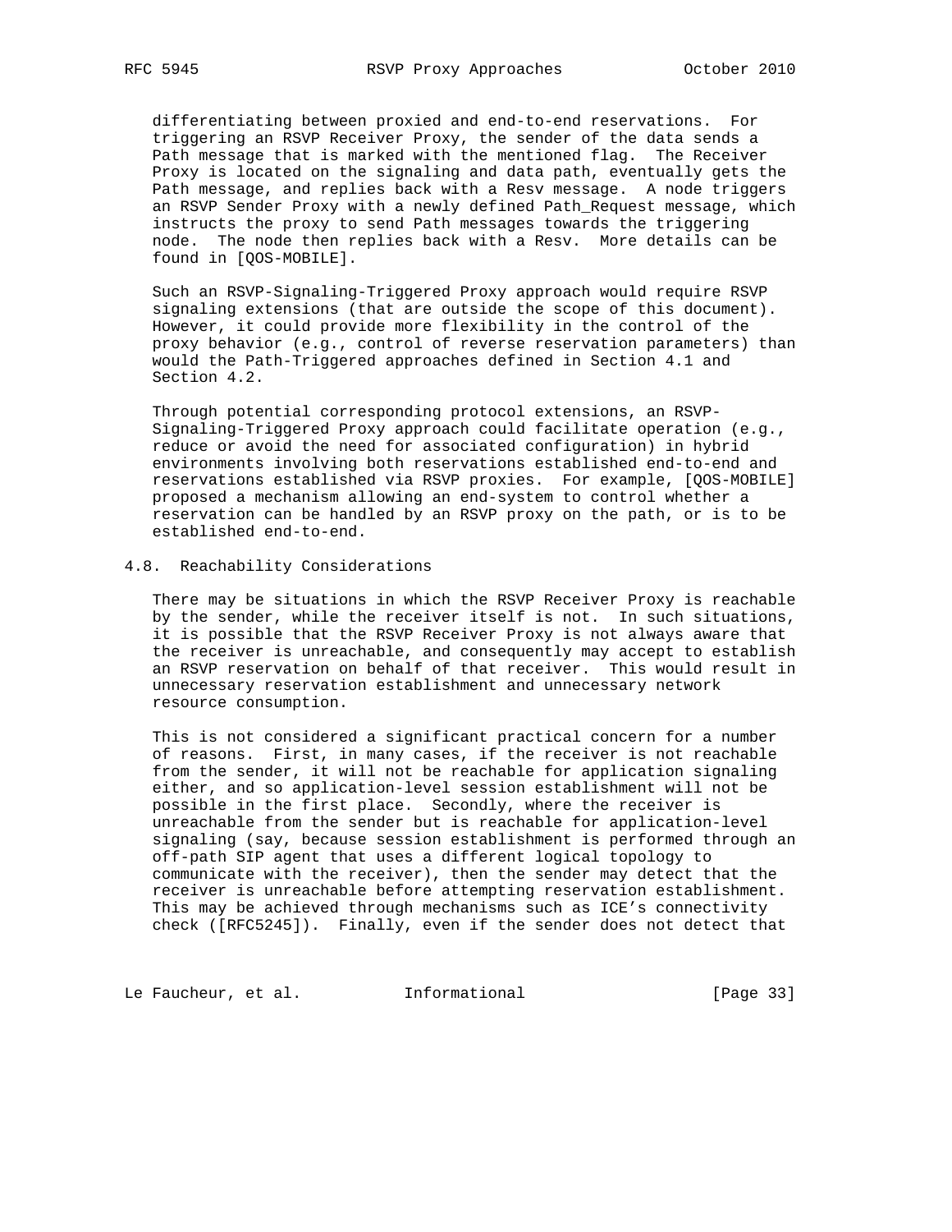differentiating between proxied and end-to-end reservations. For triggering an RSVP Receiver Proxy, the sender of the data sends a Path message that is marked with the mentioned flag. The Receiver Proxy is located on the signaling and data path, eventually gets the Path message, and replies back with a Resv message. A node triggers an RSVP Sender Proxy with a newly defined Path_Request message, which instructs the proxy to send Path messages towards the triggering node. The node then replies back with a Resv. More details can be found in [QOS-MOBILE].

Such an RSVP-Signaling-Triggered Proxy approach would require RSVP signaling extensions (that are outside the scope of this document). However, it could provide more flexibility in the control of the proxy behavior (e.g., control of reverse reservation parameters) than would the Path-Triggered approaches defined in Section 4.1 and Section 4.2.

Through potential corresponding protocol extensions, an RSVP-Signaling-Triggered Proxy approach could facilitate operation (e.g., reduce or avoid the need for associated configuration) in hybrid environments involving both reservations established end-to-end and reservations established via RSVP proxies. For example, [QOS-MOBILE] proposed a mechanism allowing an end-system to control whether a reservation can be handled by an RSVP proxy on the path, or is to be established end-to-end.

### 4.8. Reachability Considerations

There may be situations in which the RSVP Receiver Proxy is reachable by the sender, while the receiver itself is not. In such situations, it is possible that the RSVP Receiver Proxy is not always aware that the receiver is unreachable, and consequently may accept to establish an RSVP reservation on behalf of that receiver. This would result in unnecessary reservation establishment and unnecessary network resource consumption.

This is not considered a significant practical concern for a number of reasons. First, in many cases, if the receiver is not reachable from the sender, it will not be reachable for application signaling either, and so application-level session establishment will not be possible in the first place. Secondly, where the receiver is unreachable from the sender but is reachable for application-level signaling (say, because session establishment is performed through an off-path SIP agent that uses a different logical topology to communicate with the receiver), then the sender may detect that the receiver is unreachable before attempting reservation establishment. This may be achieved through mechanisms such as ICE's connectivity check ([RFC5245]). Finally, even if the sender does not detect that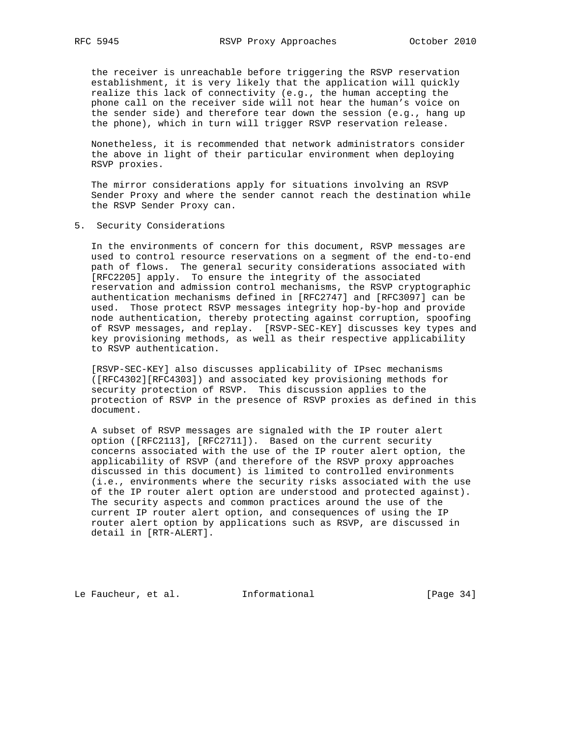the receiver is unreachable before triggering the RSVP reservation establishment, it is very likely that the application will quickly realize this lack of connectivity (e.g., the human accepting the phone call on the receiver side will not hear the human's voice on the sender side) and therefore tear down the session (e.g., hang up the phone), which in turn will trigger RSVP reservation release.

Nonetheless, it is recommended that network administrators consider the above in light of their particular environment when deploying RSVP proxies.

The mirror considerations apply for situations involving an RSVP Sender Proxy and where the sender cannot reach the destination while the RSVP Sender Proxy can.

## 5. Security Considerations

In the environments of concern for this document, RSVP messages are used to control resource reservations on a segment of the end-to-end path of flows. The general security considerations associated with [RFC2205] apply. To ensure the integrity of the associated reservation and admission control mechanisms, the RSVP cryptographic authentication mechanisms defined in [RFC2747] and [RFC3097] can be used. Those protect RSVP messages integrity hop-by-hop and provide node authentication, thereby protecting against corruption, spoofing of RSVP messages, and replay. [RSVP-SEC-KEY] discusses key types and key provisioning methods, as well as their respective applicability to RSVP authentication.

[RSVP-SEC-KEY] also discusses applicability of IPsec mechanisms ([RFC4302][RFC4303]) and associated key provisioning methods for security protection of RSVP. This discussion applies to the protection of RSVP in the presence of RSVP proxies as defined in this document.

A subset of RSVP messages are signaled with the IP router alert option ([RFC2113], [RFC2711]). Based on the current security concerns associated with the use of the IP router alert option, the applicability of RSVP (and therefore of the RSVP proxy approaches discussed in this document) is limited to controlled environments (i.e., environments where the security risks associated with the use of the IP router alert option are understood and protected against). The security aspects and common practices around the use of the current IP router alert option, and consequences of using the IP router alert option by applications such as RSVP, are discussed in detail in [RTR-ALERT].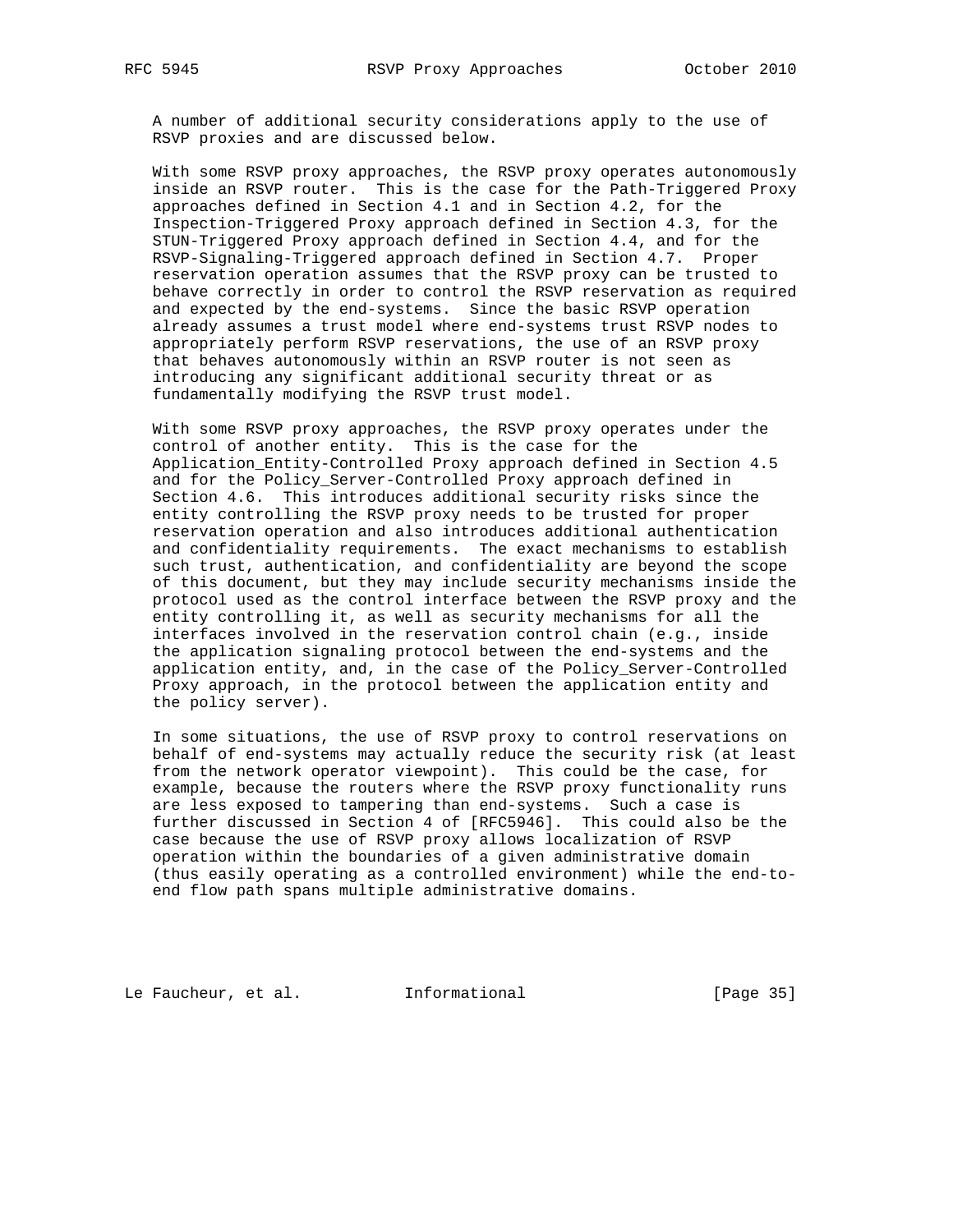A number of additional security considerations apply to the use of RSVP proxies and are discussed below.

With some RSVP proxy approaches, the RSVP proxy operates autonomously inside an RSVP router. This is the case for the Path-Triggered Proxy approaches defined in Section 4.1 and in Section 4.2, for the Inspection-Triggered Proxy approach defined in Section 4.3, for the STUN-Triggered Proxy approach defined in Section 4.4, and for the RSVP-Signaling-Triggered approach defined in Section 4.7. Proper reservation operation assumes that the RSVP proxy can be trusted to behave correctly in order to control the RSVP reservation as required and expected by the end-systems. Since the basic RSVP operation already assumes a trust model where end-systems trust RSVP nodes to appropriately perform RSVP reservations, the use of an RSVP proxy that behaves autonomously within an RSVP router is not seen as introducing any significant additional security threat or as fundamentally modifying the RSVP trust model.

With some RSVP proxy approaches, the RSVP proxy operates under the control of another entity. This is the case for the Application_Entity-Controlled Proxy approach defined in Section 4.5 and for the Policy_Server-Controlled Proxy approach defined in Section 4.6. This introduces additional security risks since the entity controlling the RSVP proxy needs to be trusted for proper reservation operation and also introduces additional authentication and confidentiality requirements. The exact mechanisms to establish such trust, authentication, and confidentiality are beyond the scope of this document, but they may include security mechanisms inside the protocol used as the control interface between the RSVP proxy and the entity controlling it, as well as security mechanisms for all the interfaces involved in the reservation control chain (e.g., inside the application signaling protocol between the end-systems and the application entity, and, in the case of the Policy_Server-Controlled Proxy approach, in the protocol between the application entity and the policy server).

In some situations, the use of RSVP proxy to control reservations on behalf of end-systems may actually reduce the security risk (at least from the network operator viewpoint). This could be the case, for example, because the routers where the RSVP proxy functionality runs are less exposed to tampering than end-systems. Such a case is further discussed in Section 4 of [RFC5946]. This could also be the case because the use of RSVP proxy allows localization of RSVP operation within the boundaries of a given administrative domain (thus easily operating as a controlled environment) while the end-to-end flow path spans multiple administrative domains.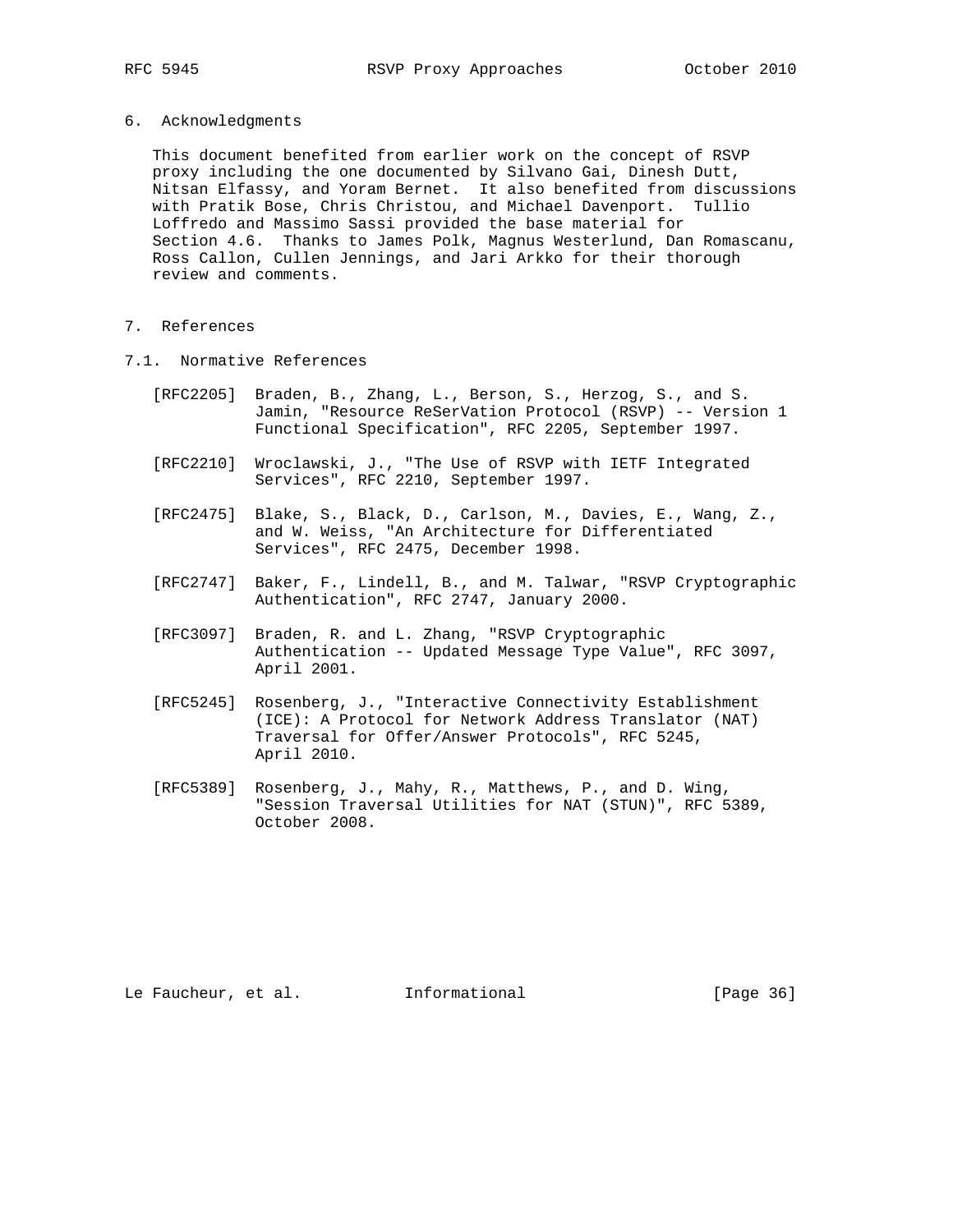## 6. Acknowledgments

This document benefited from earlier work on the concept of RSVP proxy including the one documented by Silvano Gai, Dinesh Dutt, Nitsan Elfassy, and Yoram Bernet. It also benefited from discussions with Pratik Bose, Chris Christou, and Michael Davenport. Tullio Loffredo and Massimo Sassi provided the base material for Section 4.6. Thanks to James Polk, Magnus Westerlund, Dan Romascanu, Ross Callon, Cullen Jennings, and Jari Arkko for their thorough review and comments.

## 7. References

### 7.1. Normative References

[RFC2205] Braden, B., Zhang, L., Berson, S., Herzog, S., and S. Jamin, "Resource ReSerVation Protocol (RSVP) -- Version 1 Functional Specification", RFC 2205, September 1997.

[RFC2210] Wroclawski, J., "The Use of RSVP with IETF Integrated Services", RFC 2210, September 1997.

[RFC2475] Blake, S., Black, D., Carlson, M., Davies, E., Wang, Z., and W. Weiss, "An Architecture for Differentiated Services", RFC 2475, December 1998.

[RFC2747] Baker, F., Lindell, B., and M. Talwar, "RSVP Cryptographic Authentication", RFC 2747, January 2000.

[RFC3097] Braden, R. and L. Zhang, "RSVP Cryptographic Authentication -- Updated Message Type Value", RFC 3097, April 2001.

[RFC5245] Rosenberg, J., "Interactive Connectivity Establishment (ICE): A Protocol for Network Address Translator (NAT) Traversal for Offer/Answer Protocols", RFC 5245, April 2010.

[RFC5389] Rosenberg, J., Mahy, R., Matthews, P., and D. Wing, "Session Traversal Utilities for NAT (STUN)", RFC 5389, October 2008.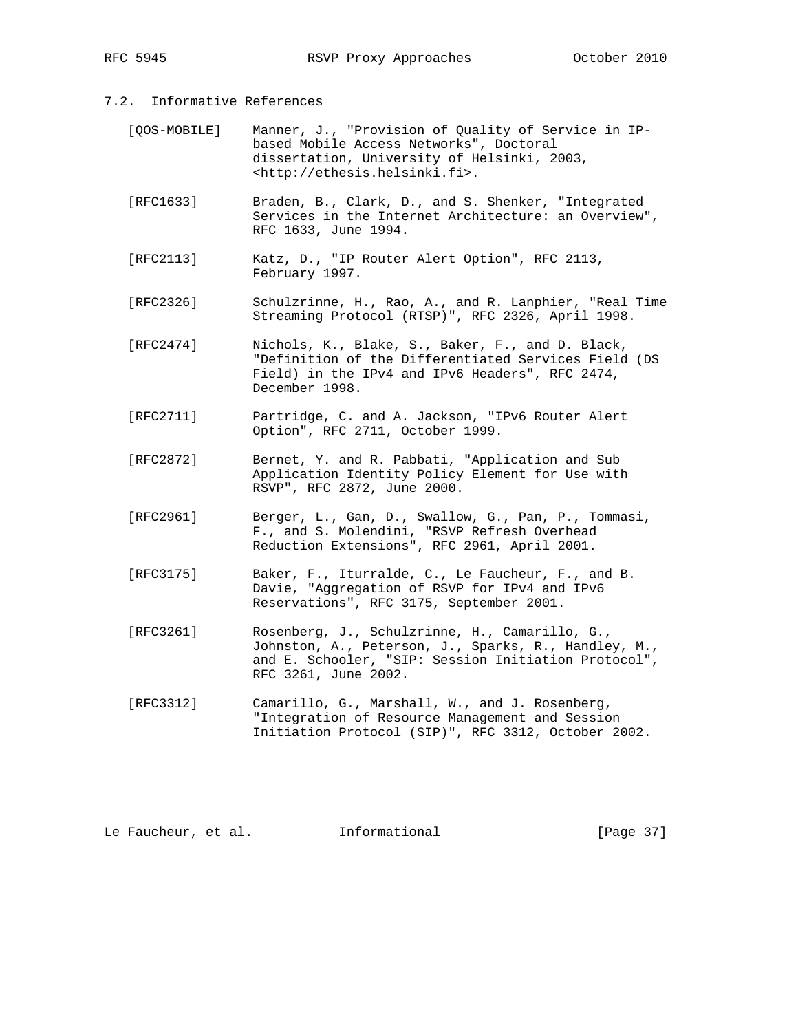### 7.2. Informative References

[QOS-MOBILE] Manner, J., "Provision of Quality of Service in IP-based Mobile Access Networks", Doctoral dissertation, University of Helsinki, 2003, <http://ethesis.helsinki.fi>.

[RFC1633] Braden, B., Clark, D., and S. Shenker, "Integrated Services in the Internet Architecture: an Overview", RFC 1633, June 1994.

[RFC2113] Katz, D., "IP Router Alert Option", RFC 2113, February 1997.

[RFC2326] Schulzrinne, H., Rao, A., and R. Lanphier, "Real Time Streaming Protocol (RTSP)", RFC 2326, April 1998.

[RFC2474] Nichols, K., Blake, S., Baker, F., and D. Black, "Definition of the Differentiated Services Field (DS Field) in the IPv4 and IPv6 Headers", RFC 2474, December 1998.

[RFC2711] Partridge, C. and A. Jackson, "IPv6 Router Alert Option", RFC 2711, October 1999.

[RFC2872] Bernet, Y. and R. Pabbati, "Application and Sub Application Identity Policy Element for Use with RSVP", RFC 2872, June 2000.

[RFC2961] Berger, L., Gan, D., Swallow, G., Pan, P., Tommasi, F., and S. Molendini, "RSVP Refresh Overhead Reduction Extensions", RFC 2961, April 2001.

[RFC3175] Baker, F., Iturralde, C., Le Faucheur, F., and B. Davie, "Aggregation of RSVP for IPv4 and IPv6 Reservations", RFC 3175, September 2001.

[RFC3261] Rosenberg, J., Schulzrinne, H., Camarillo, G., Johnston, A., Peterson, J., Sparks, R., Handley, M., and E. Schooler, "SIP: Session Initiation Protocol", RFC 3261, June 2002.

[RFC3312] Camarillo, G., Marshall, W., and J. Rosenberg, "Integration of Resource Management and Session Initiation Protocol (SIP)", RFC 3312, October 2002.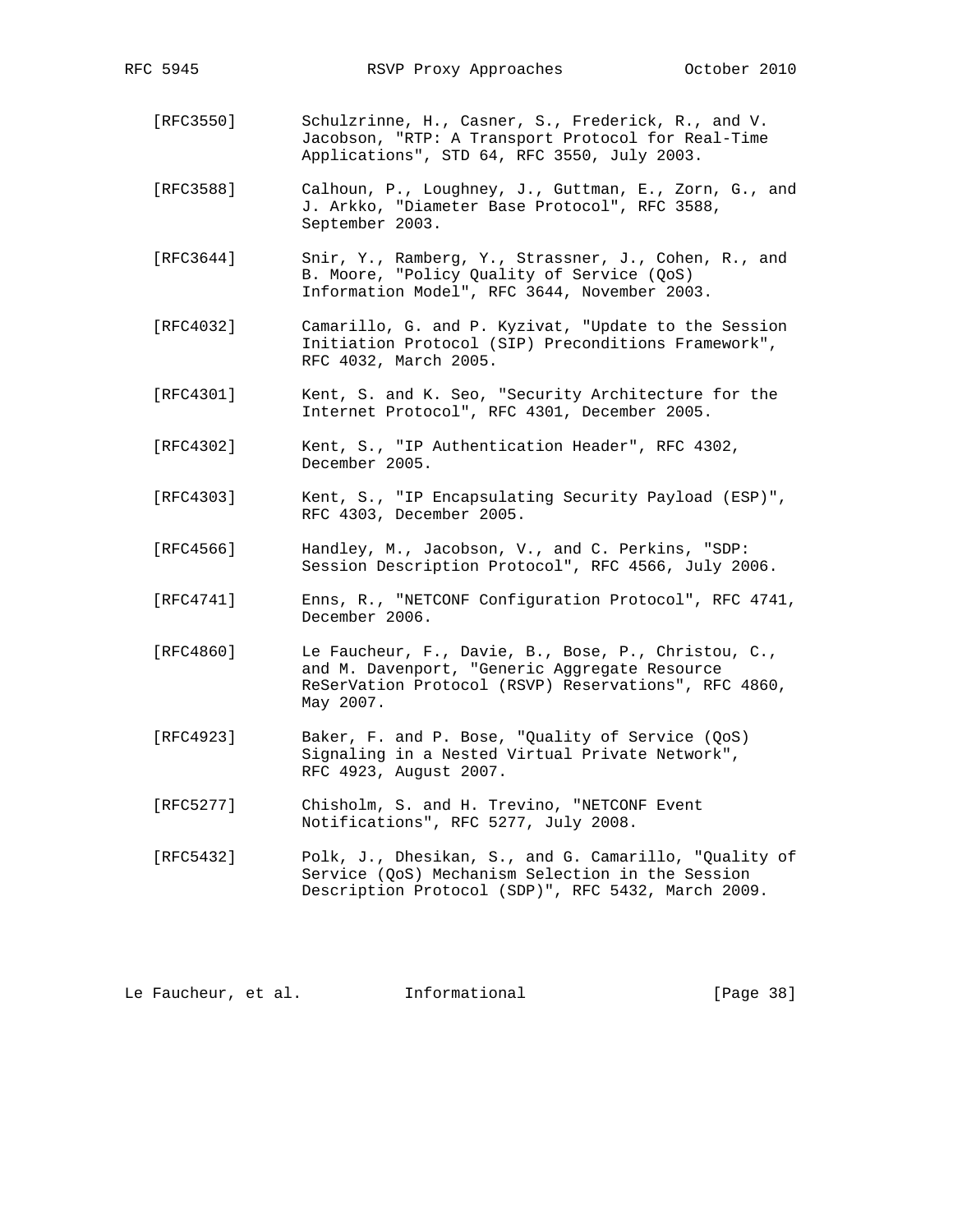[RFC3550] Schulzrinne, H., Casner, S., Frederick, R., and V. Jacobson, "RTP: A Transport Protocol for Real-Time Applications", STD 64, RFC 3550, July 2003.

[RFC3588] Calhoun, P., Loughney, J., Guttman, E., Zorn, G., and J. Arkko, "Diameter Base Protocol", RFC 3588, September 2003.

[RFC3644] Snir, Y., Ramberg, Y., Strassner, J., Cohen, R., and B. Moore, "Policy Quality of Service (QoS) Information Model", RFC 3644, November 2003.

[RFC4032] Camarillo, G. and P. Kyzivat, "Update to the Session Initiation Protocol (SIP) Preconditions Framework", RFC 4032, March 2005.

[RFC4301] Kent, S. and K. Seo, "Security Architecture for the Internet Protocol", RFC 4301, December 2005.

[RFC4302] Kent, S., "IP Authentication Header", RFC 4302, December 2005.

[RFC4303] Kent, S., "IP Encapsulating Security Payload (ESP)", RFC 4303, December 2005.

[RFC4566] Handley, M., Jacobson, V., and C. Perkins, "SDP: Session Description Protocol", RFC 4566, July 2006.

[RFC4741] Enns, R., "NETCONF Configuration Protocol", RFC 4741, December 2006.

[RFC4860] Le Faucheur, F., Davie, B., Bose, P., Christou, C., and M. Davenport, "Generic Aggregate Resource ReSerVation Protocol (RSVP) Reservations", RFC 4860, May 2007.

[RFC4923] Baker, F. and P. Bose, "Quality of Service (QoS) Signaling in a Nested Virtual Private Network", RFC 4923, August 2007.

[RFC5277] Chisholm, S. and H. Trevino, "NETCONF Event Notifications", RFC 5277, July 2008.

[RFC5432] Polk, J., Dhesikan, S., and G. Camarillo, "Quality of Service (QoS) Mechanism Selection in the Session Description Protocol (SDP)", RFC 5432, March 2009.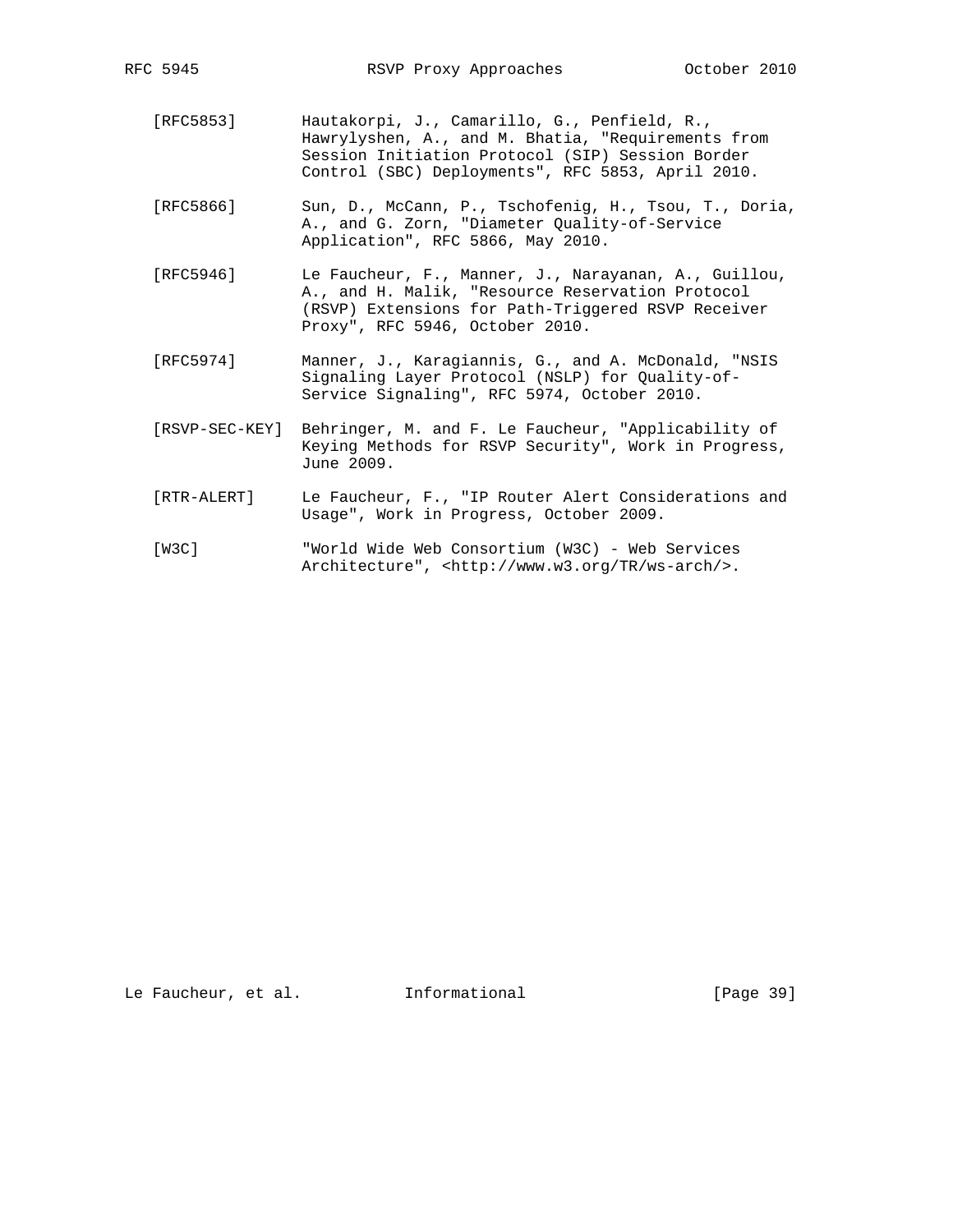[RFC5853] Hautakorpi, J., Camarillo, G., Penfield, R., Hawrylyshen, A., and M. Bhatia, "Requirements from Session Initiation Protocol (SIP) Session Border Control (SBC) Deployments", RFC 5853, April 2010.

[RFC5866] Sun, D., McCann, P., Tschofenig, H., Tsou, T., Doria, A., and G. Zorn, "Diameter Quality-of-Service Application", RFC 5866, May 2010.

[RFC5946] Le Faucheur, F., Manner, J., Narayanan, A., Guillou, A., and H. Malik, "Resource Reservation Protocol (RSVP) Extensions for Path-Triggered RSVP Receiver Proxy", RFC 5946, October 2010.

[RFC5974] Manner, J., Karagiannis, G., and A. McDonald, "NSIS Signaling Layer Protocol (NSLP) for Quality-of-Service Signaling", RFC 5974, October 2010.

[RSVP-SEC-KEY] Behringer, M. and F. Le Faucheur, "Applicability of Keying Methods for RSVP Security", Work in Progress, June 2009.

[RTR-ALERT] Le Faucheur, F., "IP Router Alert Considerations and Usage", Work in Progress, October 2009.

[W3C] "World Wide Web Consortium (W3C) - Web Services Architecture", <http://www.w3.org/TR/ws-arch/>.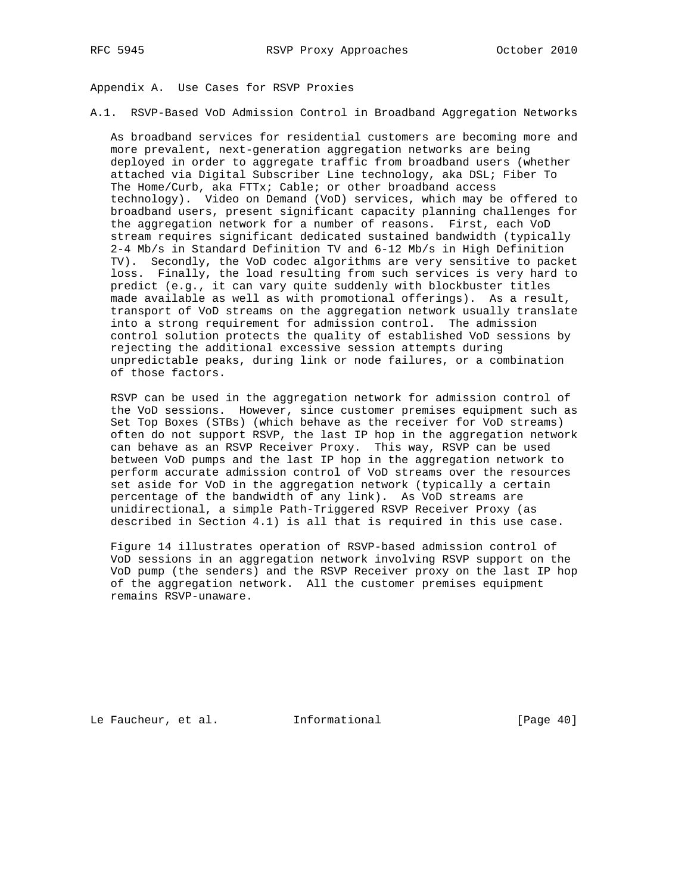# Appendix A. Use Cases for RSVP Proxies

## A.1. RSVP-Based VoD Admission Control in Broadband Aggregation Networks

As broadband services for residential customers are becoming more and more prevalent, next-generation aggregation networks are being deployed in order to aggregate traffic from broadband users (whether attached via Digital Subscriber Line technology, aka DSL; Fiber To The Home/Curb, aka FTTx; Cable; or other broadband access technology). Video on Demand (VoD) services, which may be offered to broadband users, present significant capacity planning challenges for the aggregation network for a number of reasons. First, each VoD stream requires significant dedicated sustained bandwidth (typically 2-4 Mb/s in Standard Definition TV and 6-12 Mb/s in High Definition TV). Secondly, the VoD codec algorithms are very sensitive to packet loss. Finally, the load resulting from such services is very hard to predict (e.g., it can vary quite suddenly with blockbuster titles made available as well as with promotional offerings). As a result, transport of VoD streams on the aggregation network usually translate into a strong requirement for admission control. The admission control solution protects the quality of established VoD sessions by rejecting the additional excessive session attempts during unpredictable peaks, during link or node failures, or a combination of those factors.

RSVP can be used in the aggregation network for admission control of the VoD sessions. However, since customer premises equipment such as Set Top Boxes (STBs) (which behave as the receiver for VoD streams) often do not support RSVP, the last IP hop in the aggregation network can behave as an RSVP Receiver Proxy. This way, RSVP can be used between VoD pumps and the last IP hop in the aggregation network to perform accurate admission control of VoD streams over the resources set aside for VoD in the aggregation network (typically a certain percentage of the bandwidth of any link). As VoD streams are unidirectional, a simple Path-Triggered RSVP Receiver Proxy (as described in Section 4.1) is all that is required in this use case.

Figure 14 illustrates operation of RSVP-based admission control of VoD sessions in an aggregation network involving RSVP support on the VoD pump (the senders) and the RSVP Receiver proxy on the last IP hop of the aggregation network. All the customer premises equipment remains RSVP-unaware.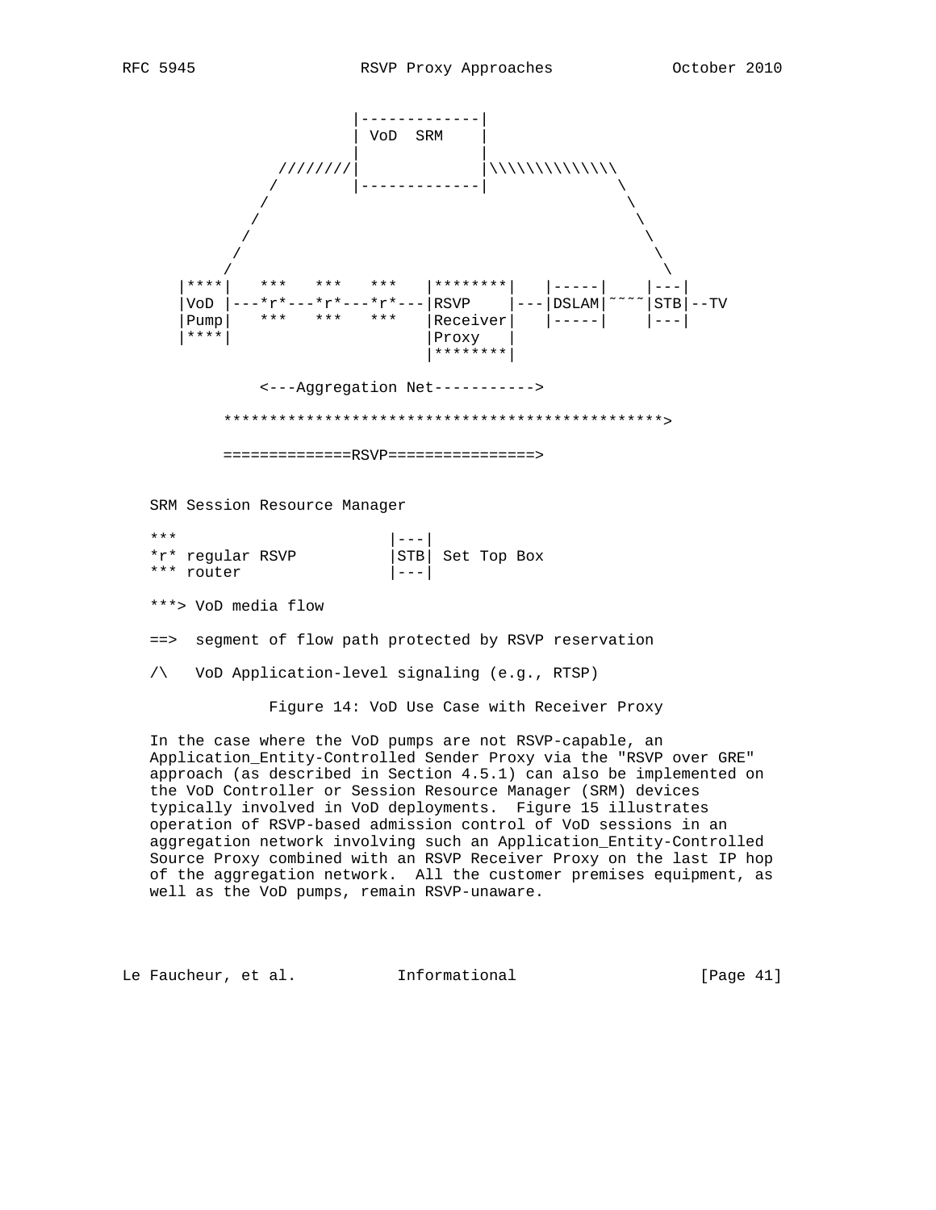```
                     |-------------|
                     | VoD  SRM    |
                     |             |
             ////////|             |\\\\\\\\\\\\\\
            /        |-------------|              \
           /                                       \
          /                                         \
         /                                           \
        /                                             \
       /                                               \
   |****|   ***   ***   ***   |********|   |-----|    |---|
   |VoD |---*r*---*r*---*r*---|RSVP    |---|DSLAM|~~~~|STB|--TV
   |Pump|   ***   ***   ***   |Receiver|   |-----|    |---|
   |****|                     |Proxy   |
                              |********|

          <---Aggregation Net----------->

       ***********************************************>

       ==============RSVP===============>

   SRM Session Resource Manager

   ***                      |---|
   *r* regular RSVP         |STB| Set Top Box
   *** router               |---|

   ***> VoD media flow

   ==>  segment of flow path protected by RSVP reservation

   /\   VoD Application-level signaling (e.g., RTSP)
```

Figure 14: VoD Use Case with Receiver Proxy

In the case where the VoD pumps are not RSVP-capable, an Application_Entity-Controlled Sender Proxy via the "RSVP over GRE" approach (as described in Section 4.5.1) can also be implemented on the VoD Controller or Session Resource Manager (SRM) devices typically involved in VoD deployments. Figure 15 illustrates operation of RSVP-based admission control of VoD sessions in an aggregation network involving such an Application_Entity-Controlled Source Proxy combined with an RSVP Receiver Proxy on the last IP hop of the aggregation network. All the customer premises equipment, as well as the VoD pumps, remain RSVP-unaware.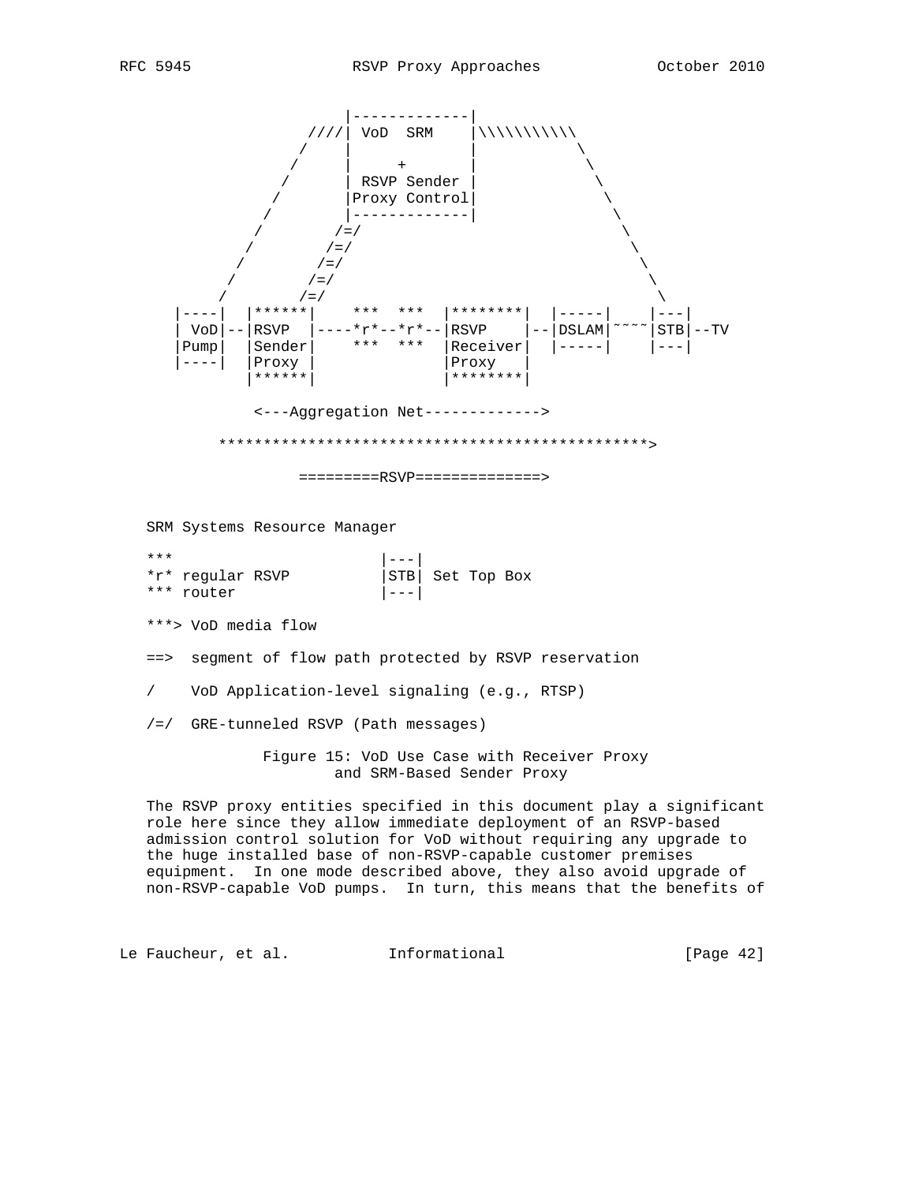```
                   |-------------|
                ////| VoD  SRM    |\\\\\\\\\\\
               /    |             |           \
              /     |      +      |            \
             /      | RSVP Sender |             \
            /       |Proxy Control|              \
           /        |-------------|               \
          /        /=/                             \
         /        /=/                               \
        /        /=/                                 \
       /        /=/                                   \
      /        /=/                                     \
 |----|  |******|    ***  ***  |********|  |-----|     |---|
 | VoD|--|RSVP  |----*r*--*r*--|RSVP    |--|DSLAM|~~~~|STB|--TV
 |Pump|  |Sender|    ***  ***  |Receiver|  |-----|     |---|
 |----|  |Proxy |              |Proxy   |
         |******|              |********|

           <---Aggregation Net------------->

       ************************************************>

                 =========RSVP==============>

   SRM Systems Resource Manager

   ***                      |---|
   *r* regular RSVP         |STB| Set Top Box
   *** router               |---|

   ***> VoD media flow

   ==>  segment of flow path protected by RSVP reservation

   /    VoD Application-level signaling (e.g., RTSP)

   /=/  GRE-tunneled RSVP (Path messages)
```

Figure 15: VoD Use Case with Receiver Proxy and SRM-Based Sender Proxy

The RSVP proxy entities specified in this document play a significant role here since they allow immediate deployment of an RSVP-based admission control solution for VoD without requiring any upgrade to the huge installed base of non-RSVP-capable customer premises equipment. In one mode described above, they also avoid upgrade of non-RSVP-capable VoD pumps. In turn, this means that the benefits of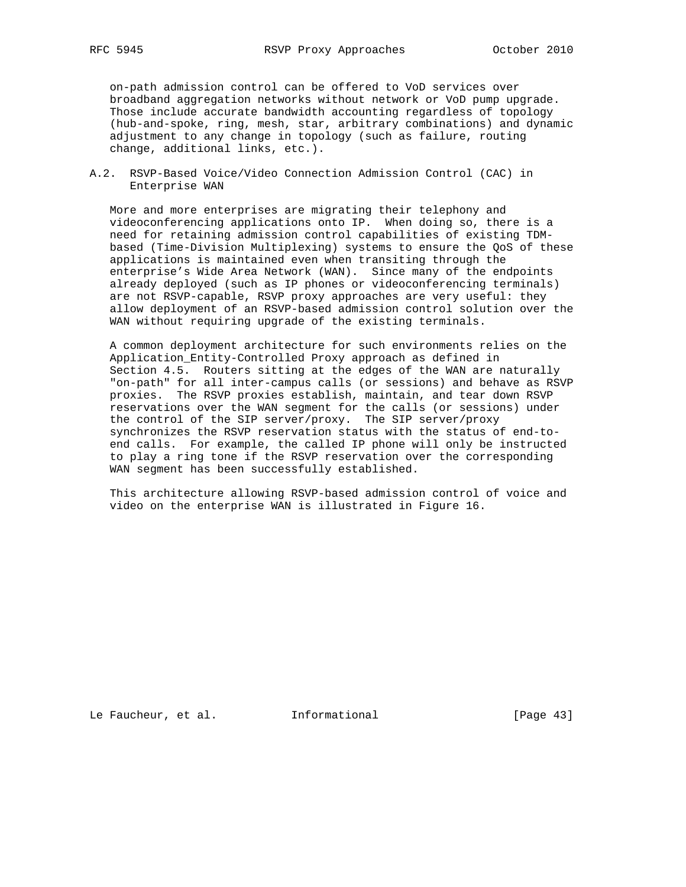on-path admission control can be offered to VoD services over broadband aggregation networks without network or VoD pump upgrade. Those include accurate bandwidth accounting regardless of topology (hub-and-spoke, ring, mesh, star, arbitrary combinations) and dynamic adjustment to any change in topology (such as failure, routing change, additional links, etc.).

## A.2. RSVP-Based Voice/Video Connection Admission Control (CAC) in Enterprise WAN

More and more enterprises are migrating their telephony and videoconferencing applications onto IP. When doing so, there is a need for retaining admission control capabilities of existing TDM-based (Time-Division Multiplexing) systems to ensure the QoS of these applications is maintained even when transiting through the enterprise's Wide Area Network (WAN). Since many of the endpoints already deployed (such as IP phones or videoconferencing terminals) are not RSVP-capable, RSVP proxy approaches are very useful: they allow deployment of an RSVP-based admission control solution over the WAN without requiring upgrade of the existing terminals.

A common deployment architecture for such environments relies on the Application_Entity-Controlled Proxy approach as defined in Section 4.5. Routers sitting at the edges of the WAN are naturally "on-path" for all inter-campus calls (or sessions) and behave as RSVP proxies. The RSVP proxies establish, maintain, and tear down RSVP reservations over the WAN segment for the calls (or sessions) under the control of the SIP server/proxy. The SIP server/proxy synchronizes the RSVP reservation status with the status of end-to-end calls. For example, the called IP phone will only be instructed to play a ring tone if the RSVP reservation over the corresponding WAN segment has been successfully established.

This architecture allowing RSVP-based admission control of voice and video on the enterprise WAN is illustrated in Figure 16.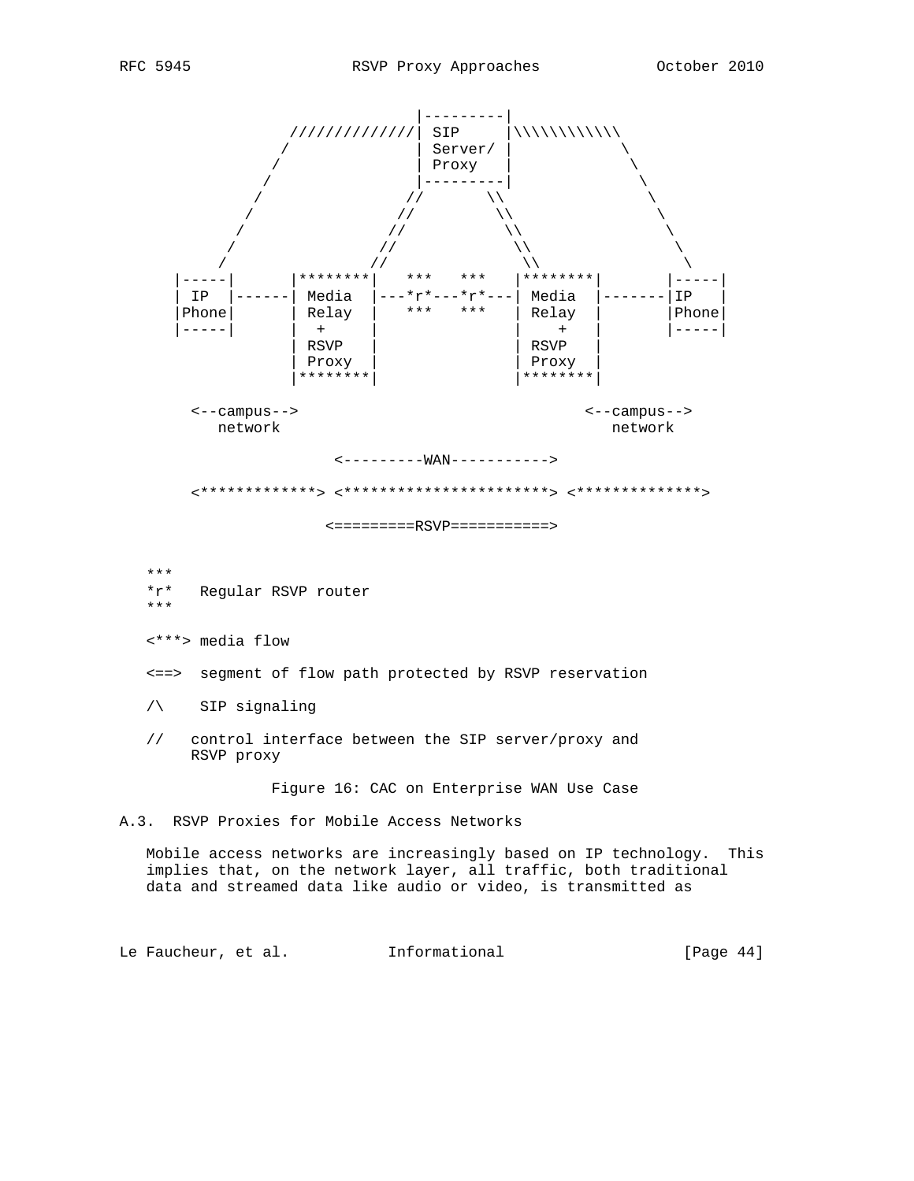```
                               |---------|
                 //////////////| SIP     |\\\\\\\\\\\\
                /              | Server/ |            \
               /               | Proxy   |             \
              /                |---------|              \
             /                //        \\               \
            /                //          \\               \
           /                //            \\               \
          /                //              \\               \
         /                //                \\               \
    |-----|       |********|   ***   ***   |********|       |-----|
    | IP  |------| Media  |---*r*---*r*---| Media  |-------|IP   |
    |Phone|       | Relay  |   ***   ***   | Relay  |       |Phone|
    |-----|       |  +     |               |    +   |       |-----|
                  | RSVP   |               | RSVP   |
                  | Proxy  |               | Proxy  |
                  |********|               |********|

      <--campus-->                                  <--campus-->
         network                                       network

                      <---------WAN----------->

      <*************> <***********************> <**************>

                     <=========RSVP===========>


   ***
   *r*   Regular RSVP router
   ***

   <***> media flow

   <==>  segment of flow path protected by RSVP reservation

   /\    SIP signaling

   //   control interface between the SIP server/proxy and
        RSVP proxy
```

Figure 16: CAC on Enterprise WAN Use Case

### A.3. RSVP Proxies for Mobile Access Networks

Mobile access networks are increasingly based on IP technology. This implies that, on the network layer, all traffic, both traditional data and streamed data like audio or video, is transmitted as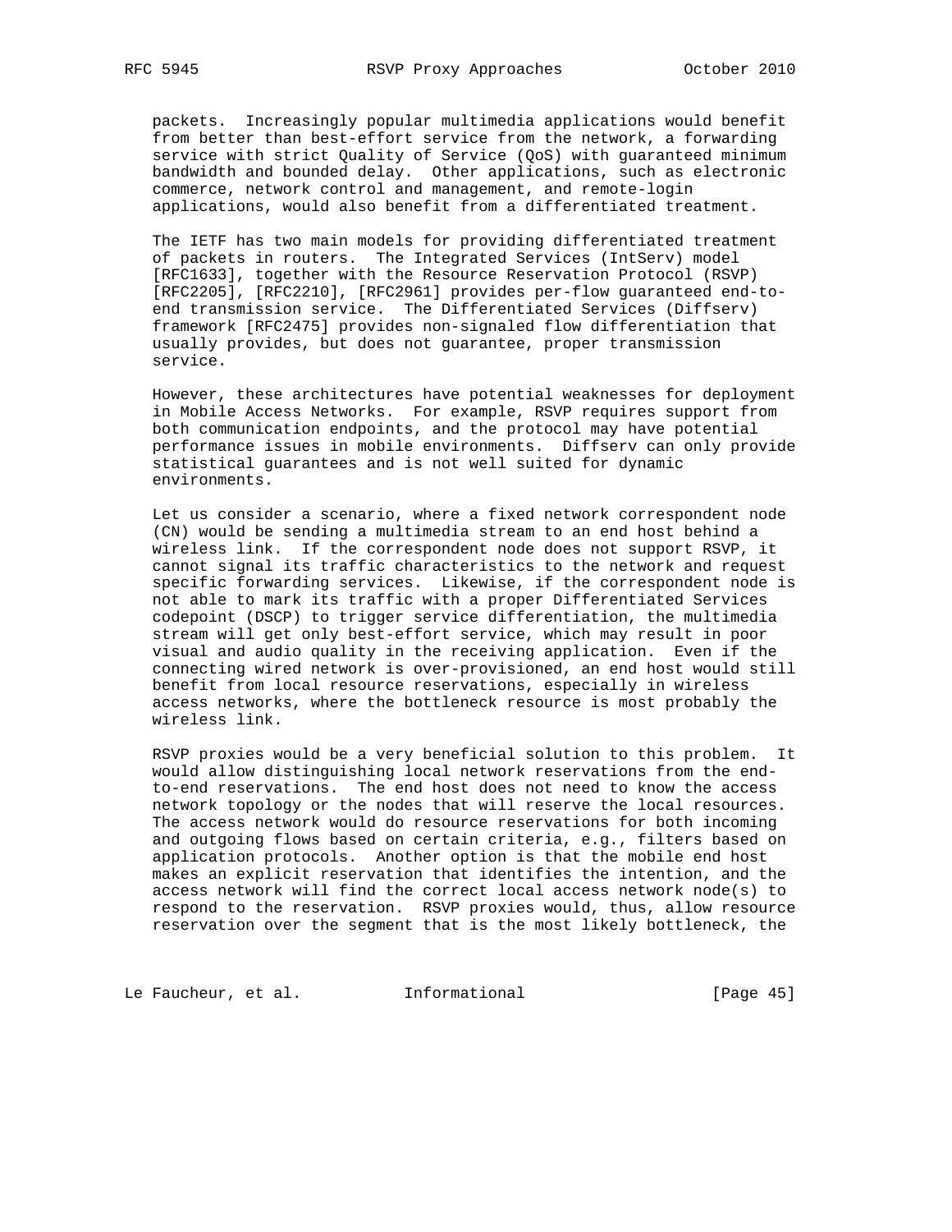packets. Increasingly popular multimedia applications would benefit from better than best-effort service from the network, a forwarding service with strict Quality of Service (QoS) with guaranteed minimum bandwidth and bounded delay. Other applications, such as electronic commerce, network control and management, and remote-login applications, would also benefit from a differentiated treatment.

The IETF has two main models for providing differentiated treatment of packets in routers. The Integrated Services (IntServ) model [RFC1633], together with the Resource Reservation Protocol (RSVP) [RFC2205], [RFC2210], [RFC2961] provides per-flow guaranteed end-to-end transmission service. The Differentiated Services (Diffserv) framework [RFC2475] provides non-signaled flow differentiation that usually provides, but does not guarantee, proper transmission service.

However, these architectures have potential weaknesses for deployment in Mobile Access Networks. For example, RSVP requires support from both communication endpoints, and the protocol may have potential performance issues in mobile environments. Diffserv can only provide statistical guarantees and is not well suited for dynamic environments.

Let us consider a scenario, where a fixed network correspondent node (CN) would be sending a multimedia stream to an end host behind a wireless link. If the correspondent node does not support RSVP, it cannot signal its traffic characteristics to the network and request specific forwarding services. Likewise, if the correspondent node is not able to mark its traffic with a proper Differentiated Services codepoint (DSCP) to trigger service differentiation, the multimedia stream will get only best-effort service, which may result in poor visual and audio quality in the receiving application. Even if the connecting wired network is over-provisioned, an end host would still benefit from local resource reservations, especially in wireless access networks, where the bottleneck resource is most probably the wireless link.

RSVP proxies would be a very beneficial solution to this problem. It would allow distinguishing local network reservations from the end-to-end reservations. The end host does not need to know the access network topology or the nodes that will reserve the local resources. The access network would do resource reservations for both incoming and outgoing flows based on certain criteria, e.g., filters based on application protocols. Another option is that the mobile end host makes an explicit reservation that identifies the intention, and the access network will find the correct local access network node(s) to respond to the reservation. RSVP proxies would, thus, allow resource reservation over the segment that is the most likely bottleneck, the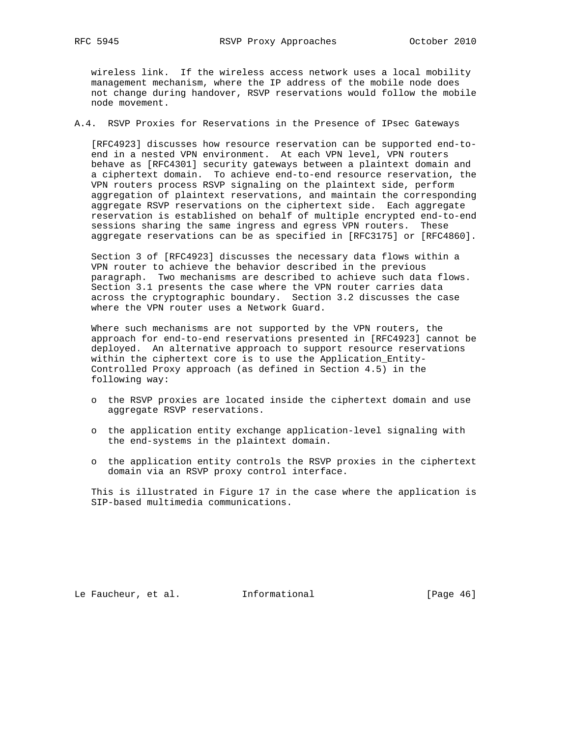wireless link. If the wireless access network uses a local mobility management mechanism, where the IP address of the mobile node does not change during handover, RSVP reservations would follow the mobile node movement.

### A.4. RSVP Proxies for Reservations in the Presence of IPsec Gateways

[RFC4923] discusses how resource reservation can be supported end-to-end in a nested VPN environment. At each VPN level, VPN routers behave as [RFC4301] security gateways between a plaintext domain and a ciphertext domain. To achieve end-to-end resource reservation, the VPN routers process RSVP signaling on the plaintext side, perform aggregation of plaintext reservations, and maintain the corresponding aggregate RSVP reservations on the ciphertext side. Each aggregate reservation is established on behalf of multiple encrypted end-to-end sessions sharing the same ingress and egress VPN routers. These aggregate reservations can be as specified in [RFC3175] or [RFC4860].

Section 3 of [RFC4923] discusses the necessary data flows within a VPN router to achieve the behavior described in the previous paragraph. Two mechanisms are described to achieve such data flows. Section 3.1 presents the case where the VPN router carries data across the cryptographic boundary. Section 3.2 discusses the case where the VPN router uses a Network Guard.

Where such mechanisms are not supported by the VPN routers, the approach for end-to-end reservations presented in [RFC4923] cannot be deployed. An alternative approach to support resource reservations within the ciphertext core is to use the Application_Entity-Controlled Proxy approach (as defined in Section 4.5) in the following way:

- the RSVP proxies are located inside the ciphertext domain and use aggregate RSVP reservations.
- the application entity exchange application-level signaling with the end-systems in the plaintext domain.
- the application entity controls the RSVP proxies in the ciphertext domain via an RSVP proxy control interface.

This is illustrated in Figure 17 in the case where the application is SIP-based multimedia communications.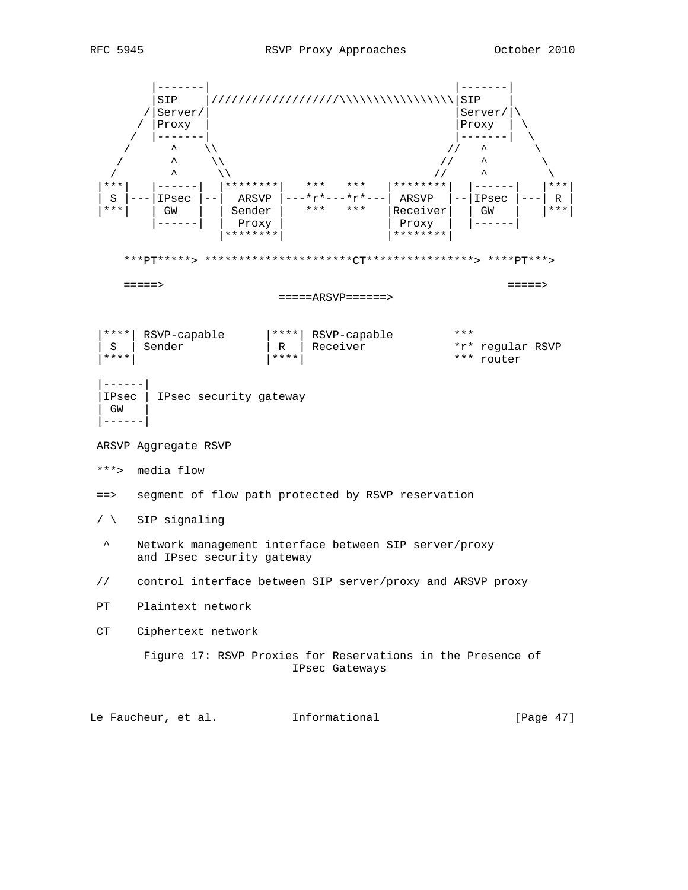```
        |-------|                                       |-------|
        |SIP    |//////////////////\\\\\\\\\\\\\\\\\\|SIP    |
       /|Server/|                                       |Server/|\
      / |Proxy  |                                       |Proxy  | \
     /  |-------|                                       |-------|  \
    /       ^    \\                                   //   ^        \
   /        ^     \\                                //     ^         \
  /         ^      \\                             //       ^          \
 |***|   |------|  |********|   ***   ***   |********|  |------|   |***|
 | S |---|IPsec |--|  ARSVP |---*r*---*r*---| ARSVP  |--|IPsec |---| R |
 |***|   | GW   |  | Sender |   ***   ***   |Receiver|  | GW   |   |***|
         |------|  |  Proxy |               | Proxy  |  |------|
                   |********|               |********|

    ***PT*****> *********************CT****************> ****PT***>

    =====>                                                  =====>
                              =====ARSVP======>


 |****| RSVP-capable      |****| RSVP-capable         ***
 | S  | Sender            | R  | Receiver             *r* regular RSVP
 |****|                   |****|                      *** router

 |------|
 |IPsec | IPsec security gateway
 | GW   |
 |------|

 ARSVP Aggregate RSVP

 ***>  media flow

 ==>   segment of flow path protected by RSVP reservation

 / \   SIP signaling

  ^    Network management interface between SIP server/proxy
       and IPsec security gateway

 //    control interface between SIP server/proxy and ARSVP proxy

 PT    Plaintext network

 CT    Ciphertext network
```

Figure 17: RSVP Proxies for Reservations in the Presence of IPsec Gateways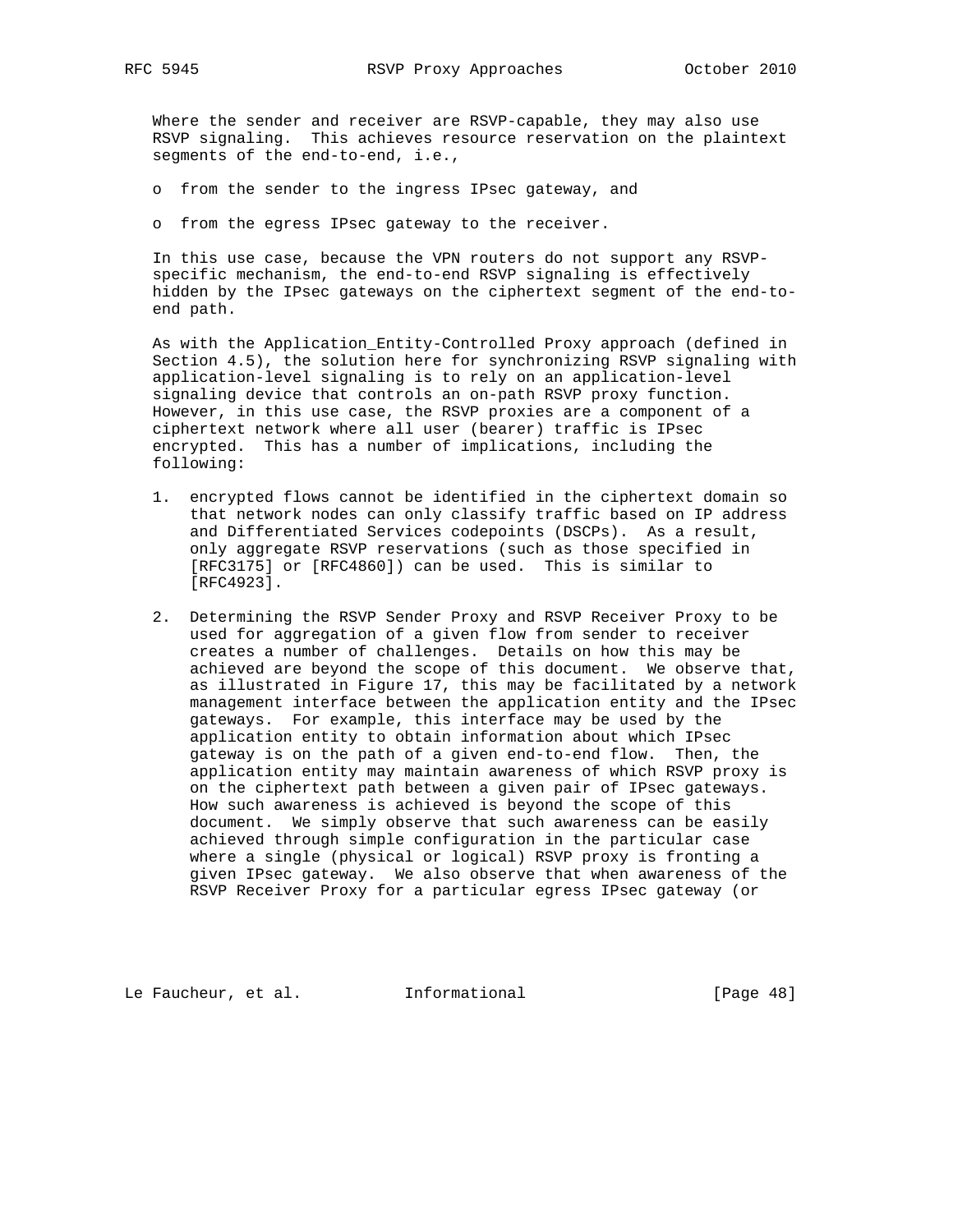Where the sender and receiver are RSVP-capable, they may also use RSVP signaling. This achieves resource reservation on the plaintext segments of the end-to-end, i.e.,

- from the sender to the ingress IPsec gateway, and
- from the egress IPsec gateway to the receiver.

In this use case, because the VPN routers do not support any RSVP-specific mechanism, the end-to-end RSVP signaling is effectively hidden by the IPsec gateways on the ciphertext segment of the end-to-end path.

As with the Application_Entity-Controlled Proxy approach (defined in Section 4.5), the solution here for synchronizing RSVP signaling with application-level signaling is to rely on an application-level signaling device that controls an on-path RSVP proxy function. However, in this use case, the RSVP proxies are a component of a ciphertext network where all user (bearer) traffic is IPsec encrypted. This has a number of implications, including the following:

1. encrypted flows cannot be identified in the ciphertext domain so that network nodes can only classify traffic based on IP address and Differentiated Services codepoints (DSCPs). As a result, only aggregate RSVP reservations (such as those specified in [RFC3175] or [RFC4860]) can be used. This is similar to [RFC4923].

2. Determining the RSVP Sender Proxy and RSVP Receiver Proxy to be used for aggregation of a given flow from sender to receiver creates a number of challenges. Details on how this may be achieved are beyond the scope of this document. We observe that, as illustrated in Figure 17, this may be facilitated by a network management interface between the application entity and the IPsec gateways. For example, this interface may be used by the application entity to obtain information about which IPsec gateway is on the path of a given end-to-end flow. Then, the application entity may maintain awareness of which RSVP proxy is on the ciphertext path between a given pair of IPsec gateways. How such awareness is achieved is beyond the scope of this document. We simply observe that such awareness can be easily achieved through simple configuration in the particular case where a single (physical or logical) RSVP proxy is fronting a given IPsec gateway. We also observe that when awareness of the RSVP Receiver Proxy for a particular egress IPsec gateway (or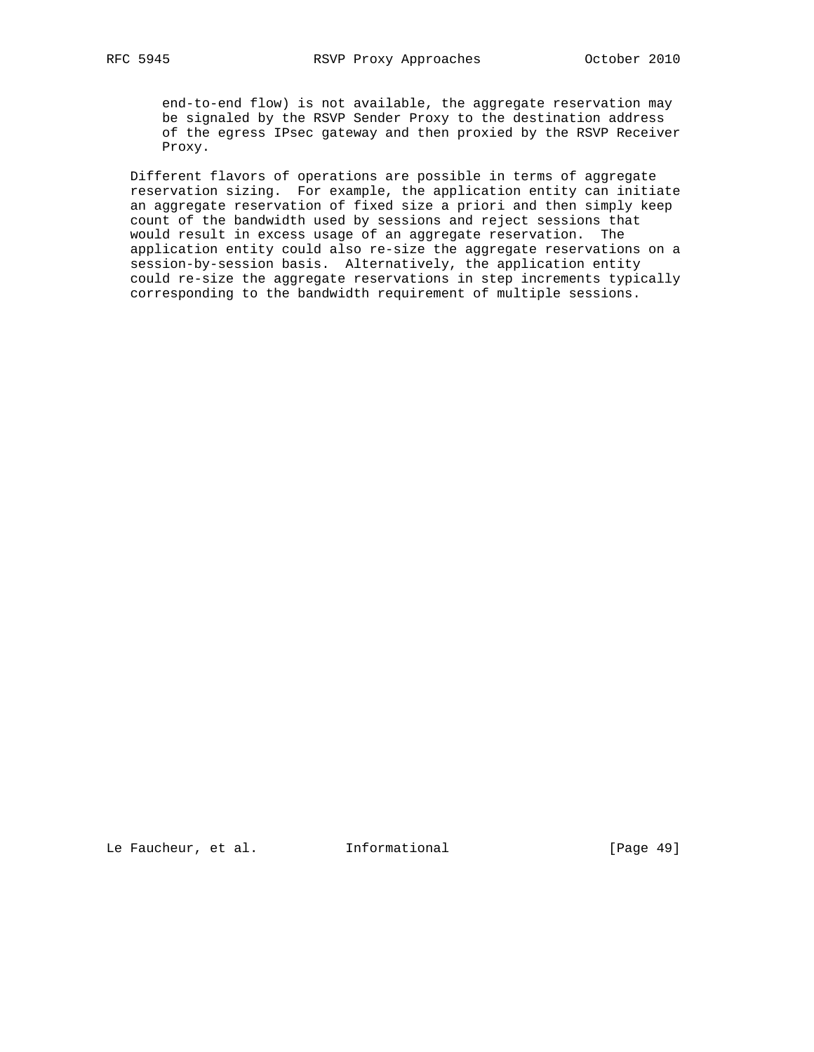end-to-end flow) is not available, the aggregate reservation may be signaled by the RSVP Sender Proxy to the destination address of the egress IPsec gateway and then proxied by the RSVP Receiver Proxy.

Different flavors of operations are possible in terms of aggregate reservation sizing. For example, the application entity can initiate an aggregate reservation of fixed size a priori and then simply keep count of the bandwidth used by sessions and reject sessions that would result in excess usage of an aggregate reservation. The application entity could also re-size the aggregate reservations on a session-by-session basis. Alternatively, the application entity could re-size the aggregate reservations in step increments typically corresponding to the bandwidth requirement of multiple sessions.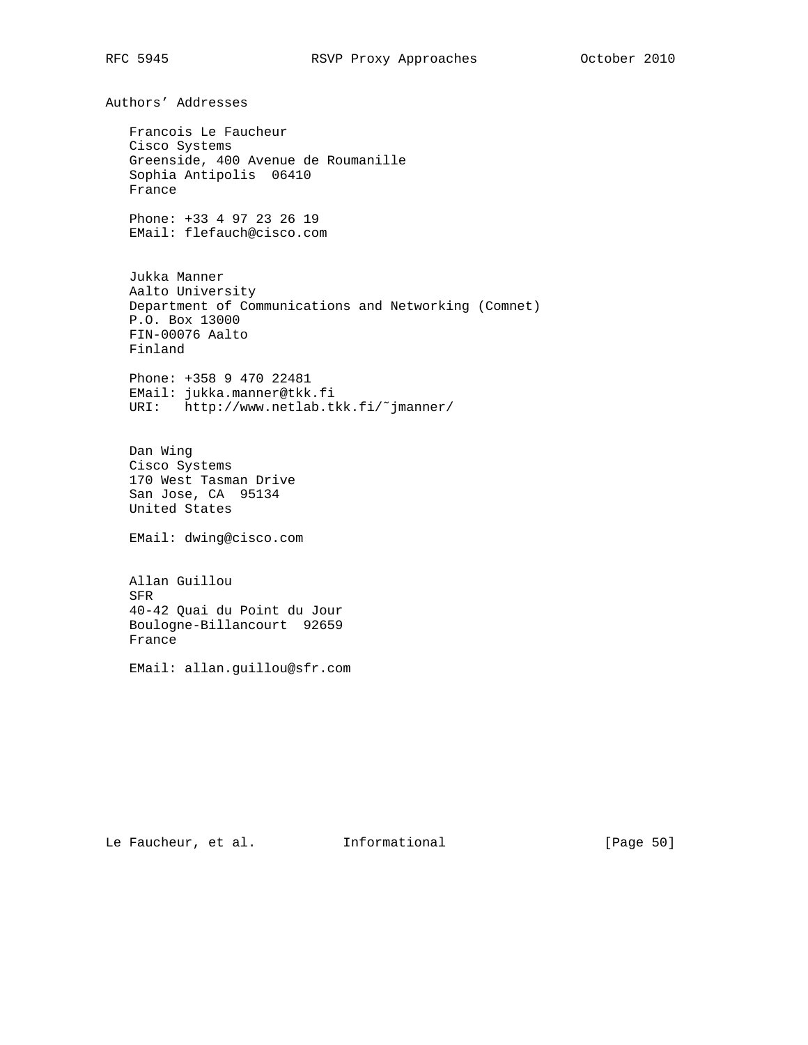## Authors' Addresses

Francois Le Faucheur
Cisco Systems
Greenside, 400 Avenue de Roumanille
Sophia Antipolis  06410
France

Phone: +33 4 97 23 26 19
EMail: flefauch@cisco.com

Jukka Manner
Aalto University
Department of Communications and Networking (Comnet)
P.O. Box 13000
FIN-00076 Aalto
Finland

Phone: +358 9 470 22481
EMail: jukka.manner@tkk.fi
URI:   http://www.netlab.tkk.fi/~jmanner/

Dan Wing
Cisco Systems
170 West Tasman Drive
San Jose, CA  95134
United States

EMail: dwing@cisco.com

Allan Guillou
SFR
40-42 Quai du Point du Jour
Boulogne-Billancourt  92659
France

EMail: allan.guillou@sfr.com